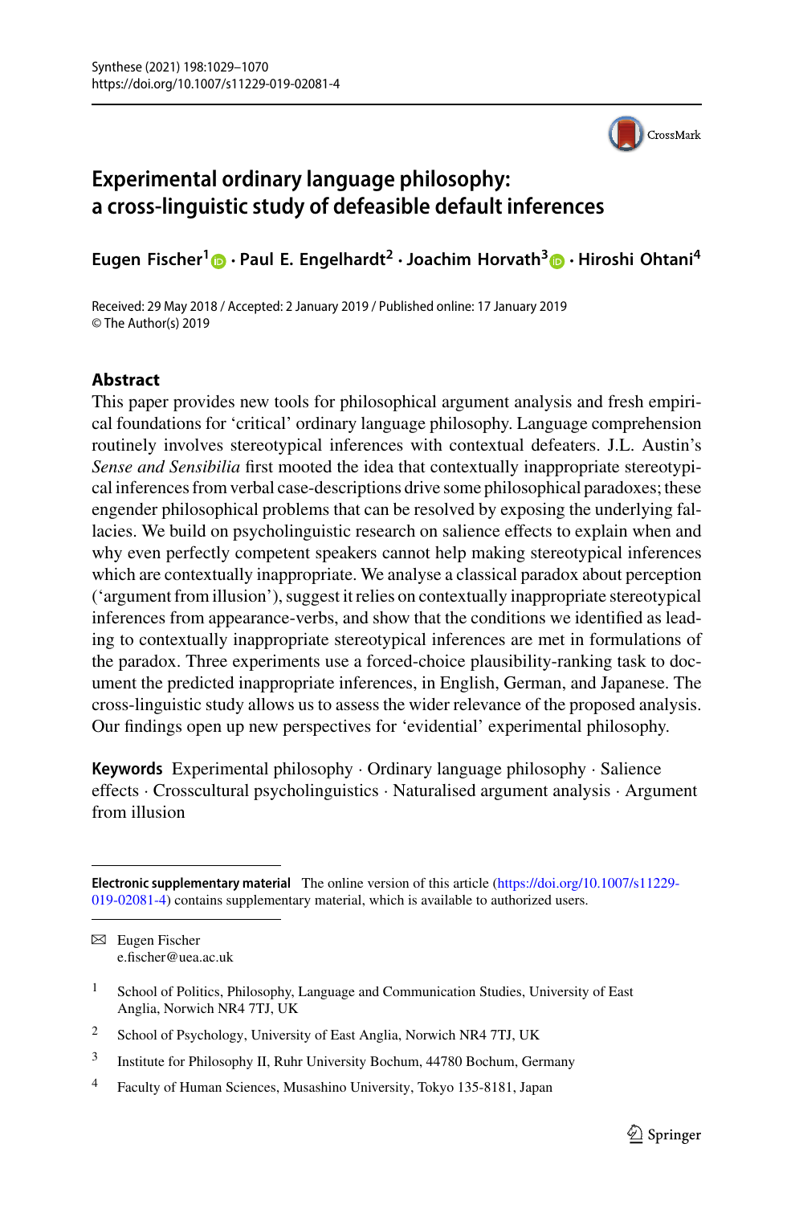# Experimental ordinary language philosophy: a cross-linguistic study of defeasible default inferences

**Eugen Fischer[1] · Paul E. Engelhardt[2] · Joachim Horvath[3] · Hiroshi Ohtani[4]**

Received: 29 May 2018 / Accepted: 2 January 2019 / Published online: 17 January 2019
© The Author(s) 2019

## Abstract

This paper provides new tools for philosophical argument analysis and fresh empirical foundations for 'critical' ordinary language philosophy. Language comprehension routinely involves stereotypical inferences with contextual defeaters. J.L. Austin's *Sense and Sensibilia* first mooted the idea that contextually inappropriate stereotypical inferences from verbal case-descriptions drive some philosophical paradoxes; these engender philosophical problems that can be resolved by exposing the underlying fallacies. We build on psycholinguistic research on salience effects to explain when and why even perfectly competent speakers cannot help making stereotypical inferences which are contextually inappropriate. We analyse a classical paradox about perception ('argument from illusion'), suggest it relies on contextually inappropriate stereotypical inferences from appearance-verbs, and show that the conditions we identified as leading to contextually inappropriate stereotypical inferences are met in formulations of the paradox. Three experiments use a forced-choice plausibility-ranking task to document the predicted inappropriate inferences, in English, German, and Japanese. The cross-linguistic study allows us to assess the wider relevance of the proposed analysis. Our findings open up new perspectives for 'evidential' experimental philosophy.

**Keywords** Experimental philosophy · Ordinary language philosophy · Salience effects · Crosscultural psycholinguistics · Naturalised argument analysis · Argument from illusion

---

**Electronic supplementary material** The online version of this article (https://doi.org/10.1007/s11229-019-02081-4) contains supplementary material, which is available to authorized users.

✉ Eugen Fischer
e.fischer@uea.ac.uk

1 School of Politics, Philosophy, Language and Communication Studies, University of East Anglia, Norwich NR4 7TJ, UK

2 School of Psychology, University of East Anglia, Norwich NR4 7TJ, UK

3 Institute for Philosophy II, Ruhr University Bochum, 44780 Bochum, Germany

4 Faculty of Human Sciences, Musashino University, Tokyo 135-8181, Japan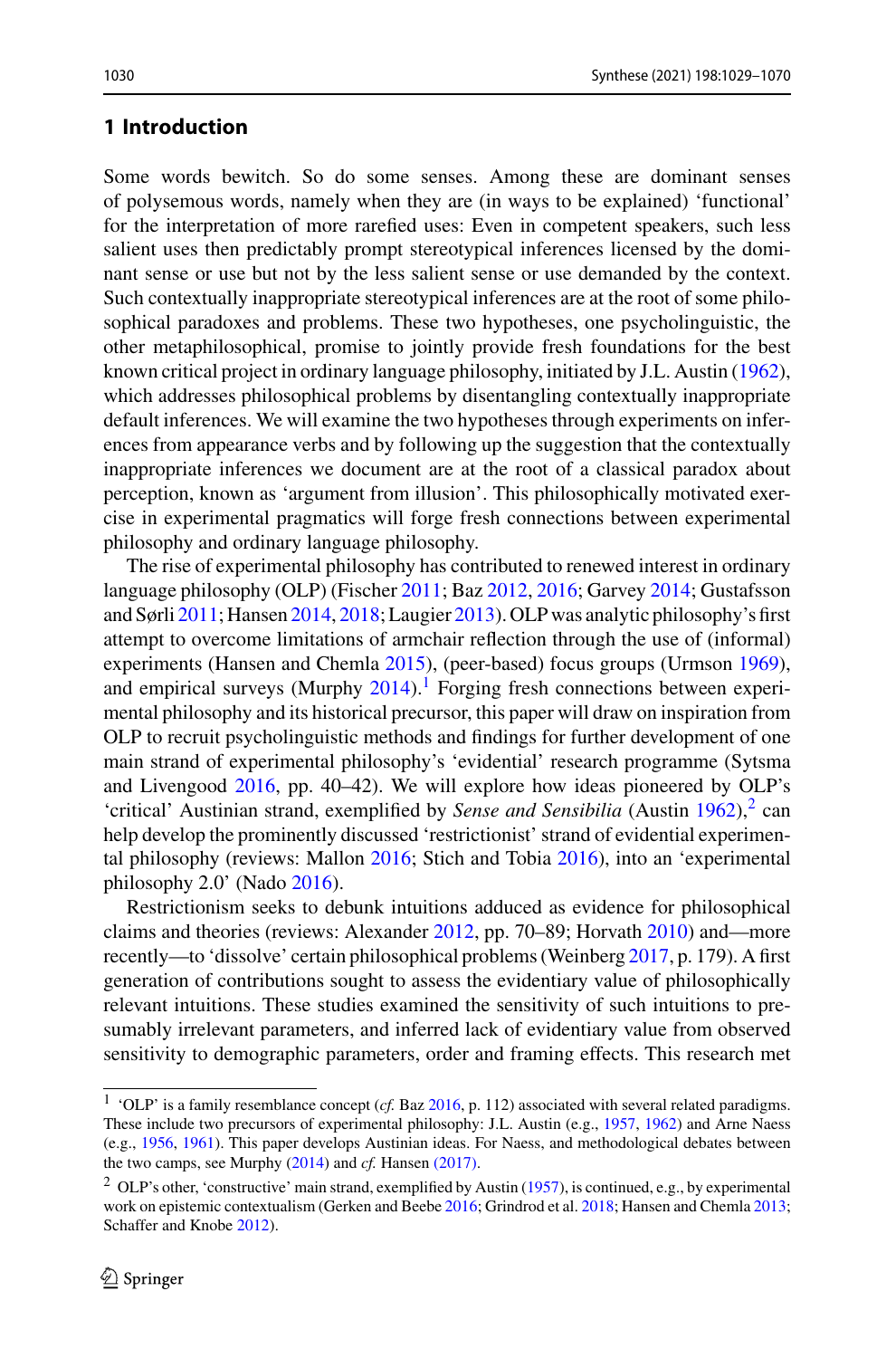## 1 Introduction

Some words bewitch. So do some senses. Among these are dominant senses of polysemous words, namely when they are (in ways to be explained) 'functional' for the interpretation of more rarefied uses: Even in competent speakers, such less salient uses then predictably prompt stereotypical inferences licensed by the dominant sense or use but not by the less salient sense or use demanded by the context. Such contextually inappropriate stereotypical inferences are at the root of some philosophical paradoxes and problems. These two hypotheses, one psycholinguistic, the other metaphilosophical, promise to jointly provide fresh foundations for the best known critical project in ordinary language philosophy, initiated by J.L. Austin (1962), which addresses philosophical problems by disentangling contextually inappropriate default inferences. We will examine the two hypotheses through experiments on inferences from appearance verbs and by following up the suggestion that the contextually inappropriate inferences we document are at the root of a classical paradox about perception, known as 'argument from illusion'. This philosophically motivated exercise in experimental pragmatics will forge fresh connections between experimental philosophy and ordinary language philosophy.

The rise of experimental philosophy has contributed to renewed interest in ordinary language philosophy (OLP) (Fischer 2011; Baz 2012, 2016; Garvey 2014; Gustafsson and Sørli 2011; Hansen 2014, 2018; Laugier 2013). OLP was analytic philosophy's first attempt to overcome limitations of armchair reflection through the use of (informal) experiments (Hansen and Chemla 2015), (peer-based) focus groups (Urmson 1969), and empirical surveys (Murphy 2014).[1] Forging fresh connections between experimental philosophy and its historical precursor, this paper will draw on inspiration from OLP to recruit psycholinguistic methods and findings for further development of one main strand of experimental philosophy's 'evidential' research programme (Sytsma and Livengood 2016, pp. 40–42). We will explore how ideas pioneered by OLP's 'critical' Austinian strand, exemplified by *Sense and Sensibilia* (Austin 1962),[2] can help develop the prominently discussed 'restrictionist' strand of evidential experimental philosophy (reviews: Mallon 2016; Stich and Tobia 2016), into an 'experimental philosophy 2.0' (Nado 2016).

Restrictionism seeks to debunk intuitions adduced as evidence for philosophical claims and theories (reviews: Alexander 2012, pp. 70–89; Horvath 2010) and—more recently—to 'dissolve' certain philosophical problems (Weinberg 2017, p. 179). A first generation of contributions sought to assess the evidentiary value of philosophically relevant intuitions. These studies examined the sensitivity of such intuitions to presumably irrelevant parameters, and inferred lack of evidentiary value from observed sensitivity to demographic parameters, order and framing effects. This research met

[1] 'OLP' is a family resemblance concept (*cf.* Baz 2016, p. 112) associated with several related paradigms. These include two precursors of experimental philosophy: J.L. Austin (e.g., 1957, 1962) and Arne Naess (e.g., 1956, 1961). This paper develops Austinian ideas. For Naess, and methodological debates between the two camps, see Murphy (2014) and *cf.* Hansen (2017).

[2] OLP's other, 'constructive' main strand, exemplified by Austin (1957), is continued, e.g., by experimental work on epistemic contextualism (Gerken and Beebe 2016; Grindrod et al. 2018; Hansen and Chemla 2013; Schaffer and Knobe 2012).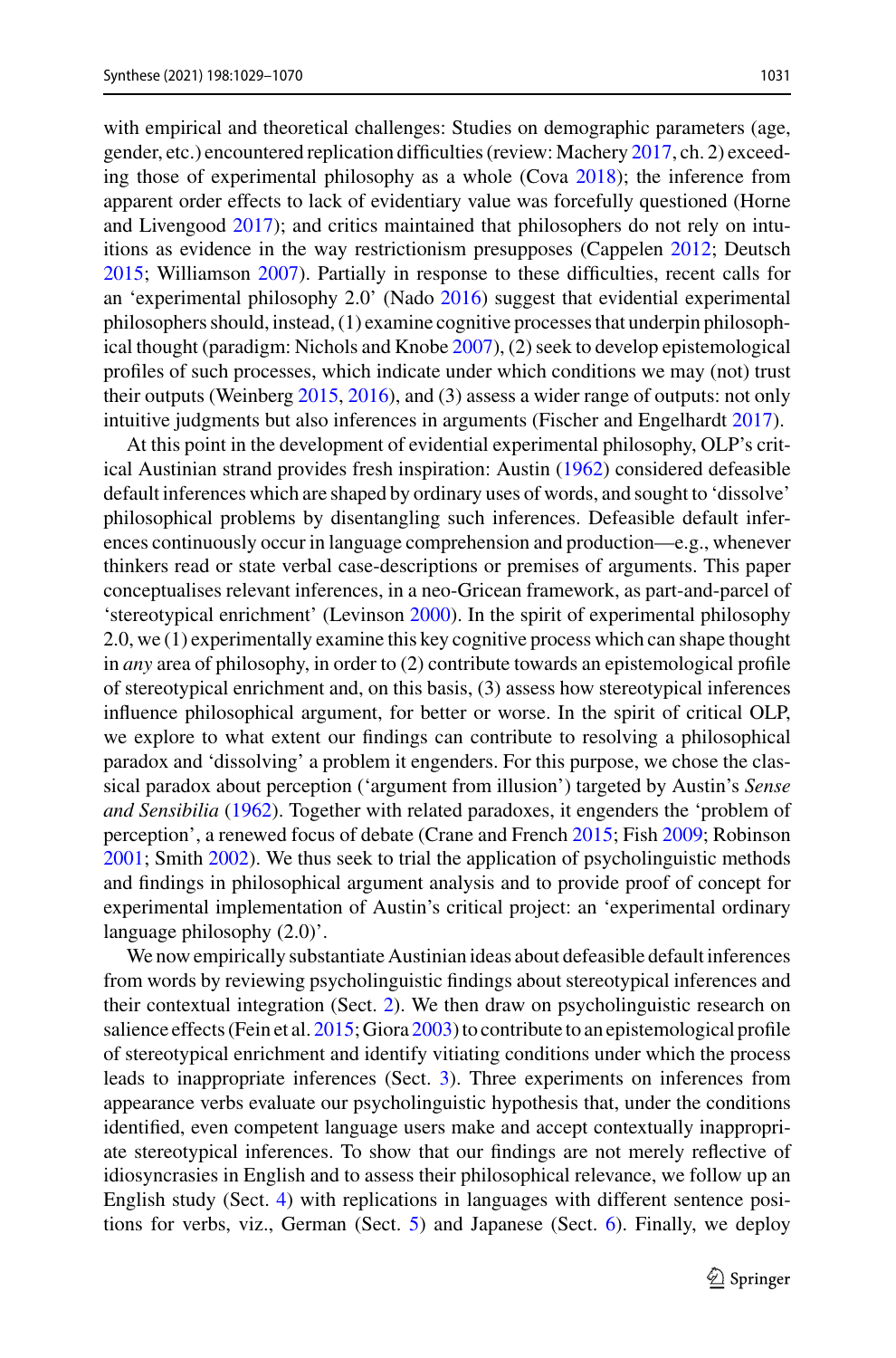with empirical and theoretical challenges: Studies on demographic parameters (age, gender, etc.) encountered replication difficulties (review: Machery 2017, ch. 2) exceeding those of experimental philosophy as a whole (Cova 2018); the inference from apparent order effects to lack of evidentiary value was forcefully questioned (Horne and Livengood 2017); and critics maintained that philosophers do not rely on intuitions as evidence in the way restrictionism presupposes (Cappelen 2012; Deutsch 2015; Williamson 2007). Partially in response to these difficulties, recent calls for an 'experimental philosophy 2.0' (Nado 2016) suggest that evidential experimental philosophers should, instead, (1) examine cognitive processes that underpin philosophical thought (paradigm: Nichols and Knobe 2007), (2) seek to develop epistemological profiles of such processes, which indicate under which conditions we may (not) trust their outputs (Weinberg 2015, 2016), and (3) assess a wider range of outputs: not only intuitive judgments but also inferences in arguments (Fischer and Engelhardt 2017).

At this point in the development of evidential experimental philosophy, OLP's critical Austinian strand provides fresh inspiration: Austin (1962) considered defeasible default inferences which are shaped by ordinary uses of words, and sought to 'dissolve' philosophical problems by disentangling such inferences. Defeasible default inferences continuously occur in language comprehension and production—e.g., whenever thinkers read or state verbal case-descriptions or premises of arguments. This paper conceptualises relevant inferences, in a neo-Gricean framework, as part-and-parcel of 'stereotypical enrichment' (Levinson 2000). In the spirit of experimental philosophy 2.0, we (1) experimentally examine this key cognitive process which can shape thought in *any* area of philosophy, in order to (2) contribute towards an epistemological profile of stereotypical enrichment and, on this basis, (3) assess how stereotypical inferences influence philosophical argument, for better or worse. In the spirit of critical OLP, we explore to what extent our findings can contribute to resolving a philosophical paradox and 'dissolving' a problem it engenders. For this purpose, we chose the classical paradox about perception ('argument from illusion') targeted by Austin's *Sense and Sensibilia* (1962). Together with related paradoxes, it engenders the 'problem of perception', a renewed focus of debate (Crane and French 2015; Fish 2009; Robinson 2001; Smith 2002). We thus seek to trial the application of psycholinguistic methods and findings in philosophical argument analysis and to provide proof of concept for experimental implementation of Austin's critical project: an 'experimental ordinary language philosophy (2.0)'.

We now empirically substantiate Austinian ideas about defeasible default inferences from words by reviewing psycholinguistic findings about stereotypical inferences and their contextual integration (Sect. 2). We then draw on psycholinguistic research on salience effects (Fein et al. 2015; Giora 2003) to contribute to an epistemological profile of stereotypical enrichment and identify vitiating conditions under which the process leads to inappropriate inferences (Sect. 3). Three experiments on inferences from appearance verbs evaluate our psycholinguistic hypothesis that, under the conditions identified, even competent language users make and accept contextually inappropriate stereotypical inferences. To show that our findings are not merely reflective of idiosyncrasies in English and to assess their philosophical relevance, we follow up an English study (Sect. 4) with replications in languages with different sentence positions for verbs, viz., German (Sect. 5) and Japanese (Sect. 6). Finally, we deploy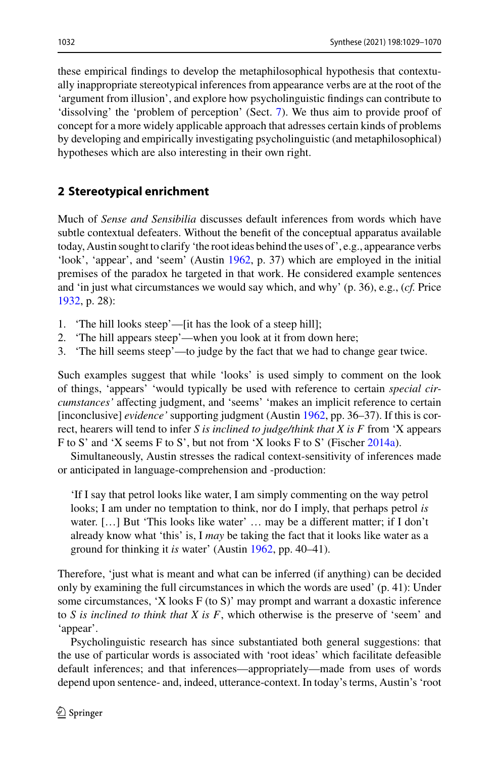these empirical findings to develop the metaphilosophical hypothesis that contextually inappropriate stereotypical inferences from appearance verbs are at the root of the 'argument from illusion', and explore how psycholinguistic findings can contribute to 'dissolving' the 'problem of perception' (Sect. 7). We thus aim to provide proof of concept for a more widely applicable approach that adresses certain kinds of problems by developing and empirically investigating psycholinguistic (and metaphilosophical) hypotheses which are also interesting in their own right.

## 2 Stereotypical enrichment

Much of *Sense and Sensibilia* discusses default inferences from words which have subtle contextual defeaters. Without the benefit of the conceptual apparatus available today, Austin sought to clarify 'the root ideas behind the uses of', e.g., appearance verbs 'look', 'appear', and 'seem' (Austin 1962, p. 37) which are employed in the initial premises of the paradox he targeted in that work. He considered example sentences and 'in just what circumstances we would say which, and why' (p. 36), e.g., (*cf.* Price 1932, p. 28):

1. 'The hill looks steep'—[it has the look of a steep hill];
2. 'The hill appears steep'—when you look at it from down here;
3. 'The hill seems steep'—to judge by the fact that we had to change gear twice.

Such examples suggest that while 'looks' is used simply to comment on the look of things, 'appears' 'would typically be used with reference to certain *special circumstances'* affecting judgment, and 'seems' 'makes an implicit reference to certain [inconclusive] *evidence'* supporting judgment (Austin 1962, pp. 36–37). If this is correct, hearers will tend to infer *S is inclined to judge/think that X is F* from 'X appears F to S' and 'X seems F to S', but not from 'X looks F to S' (Fischer 2014a).

Simultaneously, Austin stresses the radical context-sensitivity of inferences made or anticipated in language-comprehension and -production:

> 'If I say that petrol looks like water, I am simply commenting on the way petrol looks; I am under no temptation to think, nor do I imply, that perhaps petrol *is* water. […] But 'This looks like water' … may be a different matter; if I don't already know what 'this' is, I *may* be taking the fact that it looks like water as a ground for thinking it *is* water' (Austin 1962, pp. 40–41).

Therefore, 'just what is meant and what can be inferred (if anything) can be decided only by examining the full circumstances in which the words are used' (p. 41): Under some circumstances, 'X looks F (to S)' may prompt and warrant a doxastic inference to *S is inclined to think that X is F*, which otherwise is the preserve of 'seem' and 'appear'.

Psycholinguistic research has since substantiated both general suggestions: that the use of particular words is associated with 'root ideas' which facilitate defeasible default inferences; and that inferences—appropriately—made from uses of words depend upon sentence- and, indeed, utterance-context. In today's terms, Austin's 'root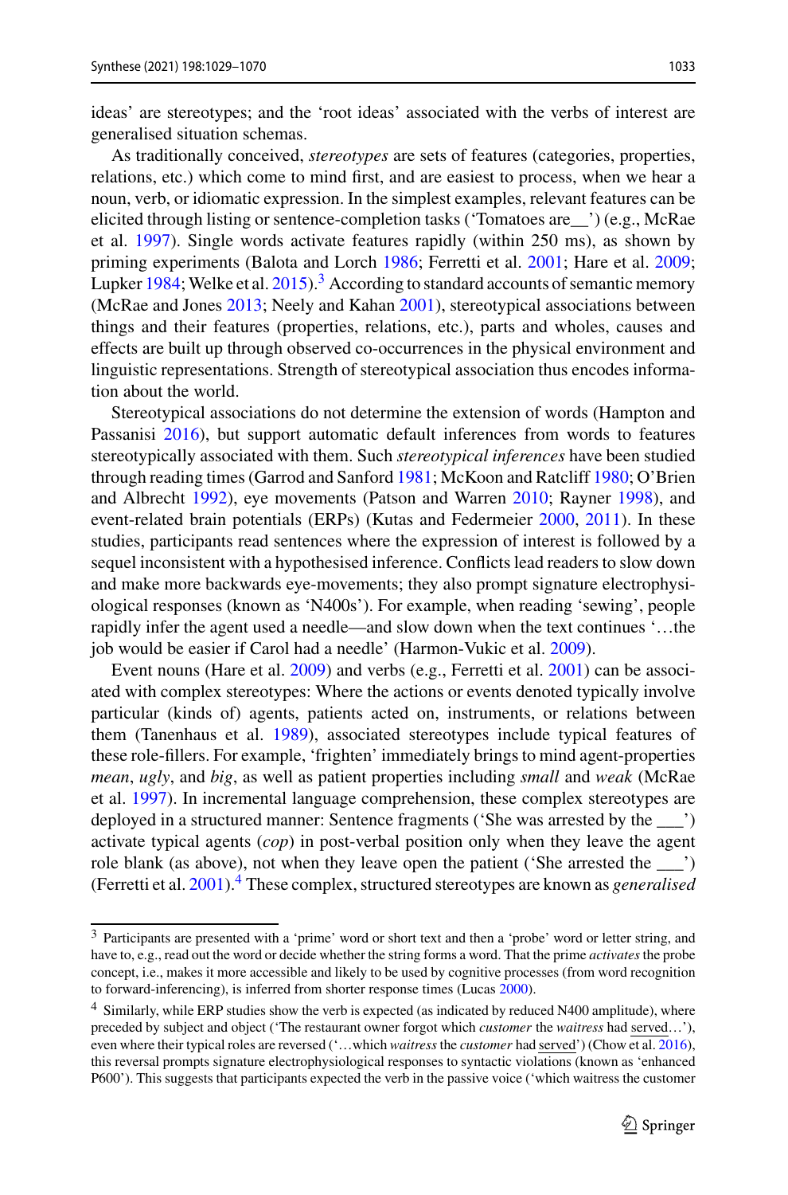ideas' are stereotypes; and the 'root ideas' associated with the verbs of interest are generalised situation schemas.

As traditionally conceived, *stereotypes* are sets of features (categories, properties, relations, etc.) which come to mind first, and are easiest to process, when we hear a noun, verb, or idiomatic expression. In the simplest examples, relevant features can be elicited through listing or sentence-completion tasks ('Tomatoes are__') (e.g., McRae et al. 1997). Single words activate features rapidly (within 250 ms), as shown by priming experiments (Balota and Lorch 1986; Ferretti et al. 2001; Hare et al. 2009; Lupker 1984; Welke et al. 2015).[3] According to standard accounts of semantic memory (McRae and Jones 2013; Neely and Kahan 2001), stereotypical associations between things and their features (properties, relations, etc.), parts and wholes, causes and effects are built up through observed co-occurrences in the physical environment and linguistic representations. Strength of stereotypical association thus encodes information about the world.

Stereotypical associations do not determine the extension of words (Hampton and Passanisi 2016), but support automatic default inferences from words to features stereotypically associated with them. Such *stereotypical inferences* have been studied through reading times (Garrod and Sanford 1981; McKoon and Ratcliff 1980; O'Brien and Albrecht 1992), eye movements (Patson and Warren 2010; Rayner 1998), and event-related brain potentials (ERPs) (Kutas and Federmeier 2000, 2011). In these studies, participants read sentences where the expression of interest is followed by a sequel inconsistent with a hypothesised inference. Conflicts lead readers to slow down and make more backwards eye-movements; they also prompt signature electrophysiological responses (known as 'N400s'). For example, when reading 'sewing', people rapidly infer the agent used a needle—and slow down when the text continues '…the job would be easier if Carol had a needle' (Harmon-Vukic et al. 2009).

Event nouns (Hare et al. 2009) and verbs (e.g., Ferretti et al. 2001) can be associated with complex stereotypes: Where the actions or events denoted typically involve particular (kinds of) agents, patients acted on, instruments, or relations between them (Tanenhaus et al. 1989), associated stereotypes include typical features of these role-fillers. For example, 'frighten' immediately brings to mind agent-properties *mean*, *ugly*, and *big*, as well as patient properties including *small* and *weak* (McRae et al. 1997). In incremental language comprehension, these complex stereotypes are deployed in a structured manner: Sentence fragments ('She was arrested by the ___') activate typical agents (*cop*) in post-verbal position only when they leave the agent role blank (as above), not when they leave open the patient ('She arrested the ___') (Ferretti et al. 2001).[4] These complex, structured stereotypes are known as *generalised*

---

[3] Participants are presented with a 'prime' word or short text and then a 'probe' word or letter string, and have to, e.g., read out the word or decide whether the string forms a word. That the prime *activates* the probe concept, i.e., makes it more accessible and likely to be used by cognitive processes (from word recognition to forward-inferencing), is inferred from shorter response times (Lucas 2000).

[4] Similarly, while ERP studies show the verb is expected (as indicated by reduced N400 amplitude), where preceded by subject and object ('The restaurant owner forgot which *customer* the *waitress* had served…'), even where their typical roles are reversed ('…which *waitress* the *customer* had served') (Chow et al. 2016), this reversal prompts signature electrophysiological responses to syntactic violations (known as 'enhanced P600'). This suggests that participants expected the verb in the passive voice ('which waitress the customer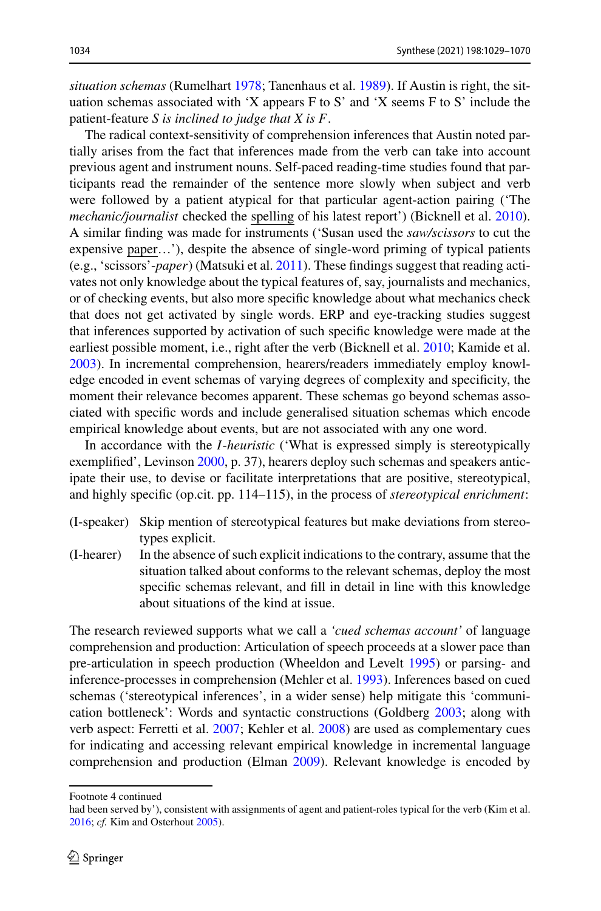*situation schemas* (Rumelhart 1978; Tanenhaus et al. 1989). If Austin is right, the situation schemas associated with 'X appears F to S' and 'X seems F to S' include the patient-feature *S is inclined to judge that X is F*.

The radical context-sensitivity of comprehension inferences that Austin noted partially arises from the fact that inferences made from the verb can take into account previous agent and instrument nouns. Self-paced reading-time studies found that participants read the remainder of the sentence more slowly when subject and verb were followed by a patient atypical for that particular agent-action pairing ('The *mechanic/journalist* checked the <u>spelling</u> of his latest report') (Bicknell et al. 2010). A similar finding was made for instruments ('Susan used the *saw/scissors* to cut the expensive <u>paper</u>…'), despite the absence of single-word priming of typical patients (e.g., 'scissors'-*paper*) (Matsuki et al. 2011). These findings suggest that reading activates not only knowledge about the typical features of, say, journalists and mechanics, or of checking events, but also more specific knowledge about what mechanics check that does not get activated by single words. ERP and eye-tracking studies suggest that inferences supported by activation of such specific knowledge were made at the earliest possible moment, i.e., right after the verb (Bicknell et al. 2010; Kamide et al. 2003). In incremental comprehension, hearers/readers immediately employ knowledge encoded in event schemas of varying degrees of complexity and specificity, the moment their relevance becomes apparent. These schemas go beyond schemas associated with specific words and include generalised situation schemas which encode empirical knowledge about events, but are not associated with any one word.

In accordance with the *I-heuristic* ('What is expressed simply is stereotypically exemplified', Levinson 2000, p. 37), hearers deploy such schemas and speakers anticipate their use, to devise or facilitate interpretations that are positive, stereotypical, and highly specific (op.cit. pp. 114–115), in the process of *stereotypical enrichment*:

(I-speaker) Skip mention of stereotypical features but make deviations from stereotypes explicit.

(I-hearer) In the absence of such explicit indications to the contrary, assume that the situation talked about conforms to the relevant schemas, deploy the most specific schemas relevant, and fill in detail in line with this knowledge about situations of the kind at issue.

The research reviewed supports what we call a *'cued schemas account'* of language comprehension and production: Articulation of speech proceeds at a slower pace than pre-articulation in speech production (Wheeldon and Levelt 1995) or parsing- and inference-processes in comprehension (Mehler et al. 1993). Inferences based on cued schemas ('stereotypical inferences', in a wider sense) help mitigate this 'communication bottleneck': Words and syntactic constructions (Goldberg 2003; along with verb aspect: Ferretti et al. 2007; Kehler et al. 2008) are used as complementary cues for indicating and accessing relevant empirical knowledge in incremental language comprehension and production (Elman 2009). Relevant knowledge is encoded by

Footnote 4 continued

had been served by'), consistent with assignments of agent and patient-roles typical for the verb (Kim et al. 2016; *cf.* Kim and Osterhout 2005).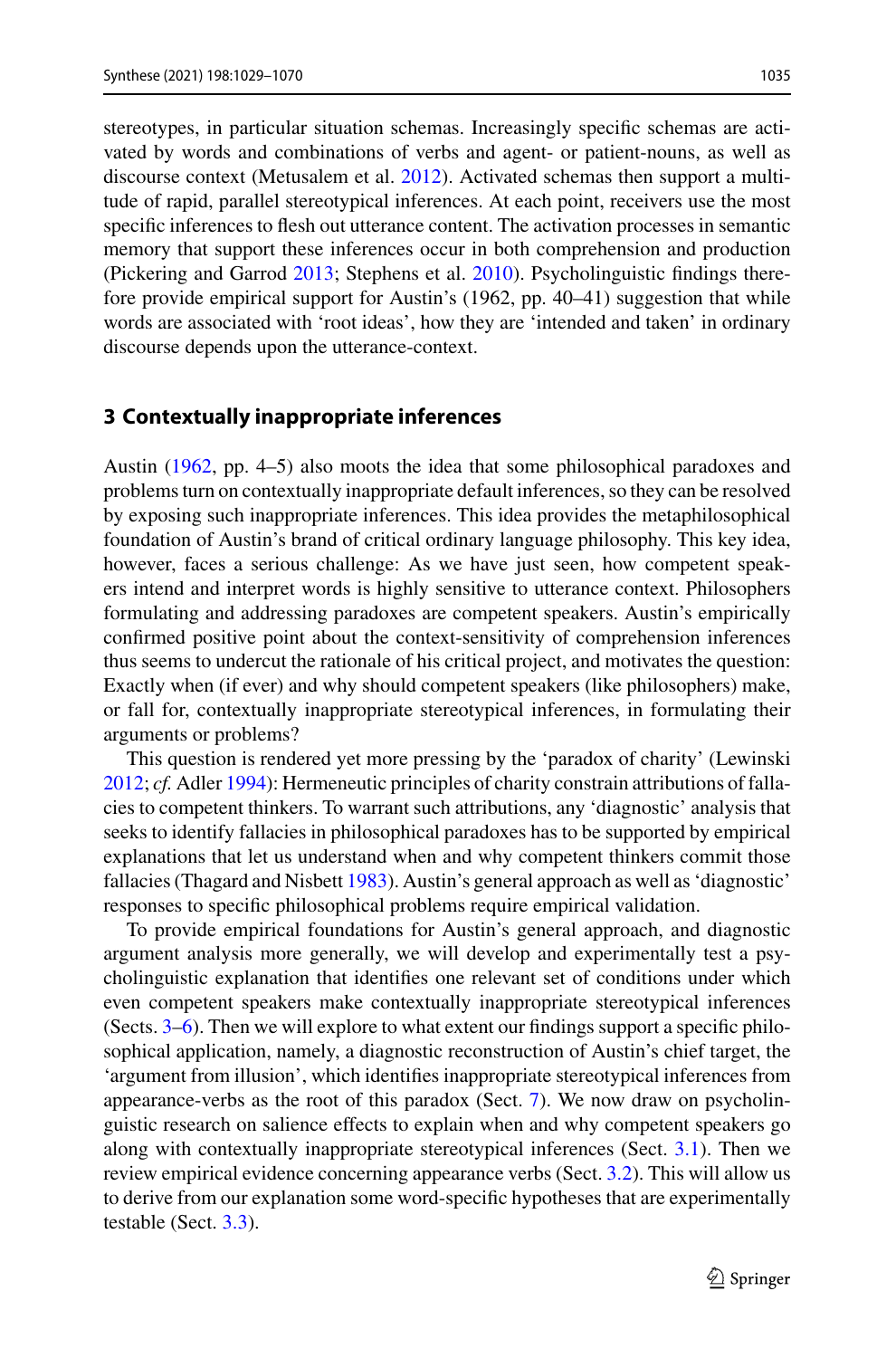stereotypes, in particular situation schemas. Increasingly specific schemas are activated by words and combinations of verbs and agent- or patient-nouns, as well as discourse context (Metusalem et al. 2012). Activated schemas then support a multitude of rapid, parallel stereotypical inferences. At each point, receivers use the most specific inferences to flesh out utterance content. The activation processes in semantic memory that support these inferences occur in both comprehension and production (Pickering and Garrod 2013; Stephens et al. 2010). Psycholinguistic findings therefore provide empirical support for Austin's (1962, pp. 40–41) suggestion that while words are associated with 'root ideas', how they are 'intended and taken' in ordinary discourse depends upon the utterance-context.

## 3 Contextually inappropriate inferences

Austin (1962, pp. 4–5) also moots the idea that some philosophical paradoxes and problems turn on contextually inappropriate default inferences, so they can be resolved by exposing such inappropriate inferences. This idea provides the metaphilosophical foundation of Austin's brand of critical ordinary language philosophy. This key idea, however, faces a serious challenge: As we have just seen, how competent speakers intend and interpret words is highly sensitive to utterance context. Philosophers formulating and addressing paradoxes are competent speakers. Austin's empirically confirmed positive point about the context-sensitivity of comprehension inferences thus seems to undercut the rationale of his critical project, and motivates the question: Exactly when (if ever) and why should competent speakers (like philosophers) make, or fall for, contextually inappropriate stereotypical inferences, in formulating their arguments or problems?

This question is rendered yet more pressing by the 'paradox of charity' (Lewinski 2012; *cf.* Adler 1994): Hermeneutic principles of charity constrain attributions of fallacies to competent thinkers. To warrant such attributions, any 'diagnostic' analysis that seeks to identify fallacies in philosophical paradoxes has to be supported by empirical explanations that let us understand when and why competent thinkers commit those fallacies (Thagard and Nisbett 1983). Austin's general approach as well as 'diagnostic' responses to specific philosophical problems require empirical validation.

To provide empirical foundations for Austin's general approach, and diagnostic argument analysis more generally, we will develop and experimentally test a psycholinguistic explanation that identifies one relevant set of conditions under which even competent speakers make contextually inappropriate stereotypical inferences (Sects. 3–6). Then we will explore to what extent our findings support a specific philosophical application, namely, a diagnostic reconstruction of Austin's chief target, the 'argument from illusion', which identifies inappropriate stereotypical inferences from appearance-verbs as the root of this paradox (Sect. 7). We now draw on psycholinguistic research on salience effects to explain when and why competent speakers go along with contextually inappropriate stereotypical inferences (Sect. 3.1). Then we review empirical evidence concerning appearance verbs (Sect. 3.2). This will allow us to derive from our explanation some word-specific hypotheses that are experimentally testable (Sect. 3.3).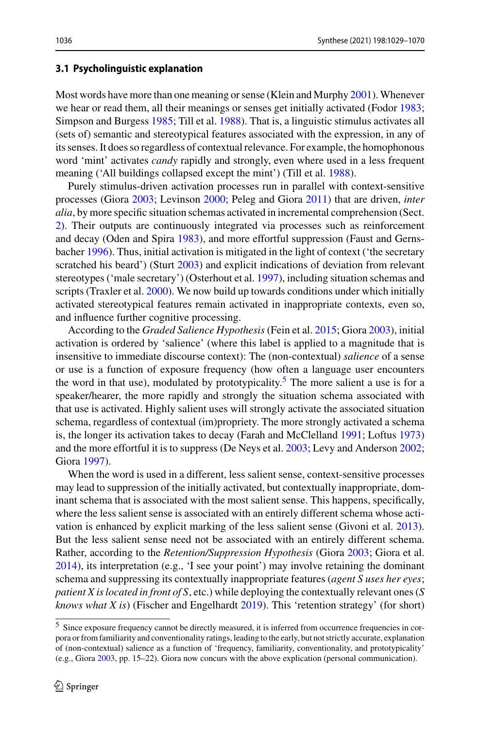### 3.1 Psycholinguistic explanation

Most words have more than one meaning or sense (Klein and Murphy 2001). Whenever we hear or read them, all their meanings or senses get initially activated (Fodor 1983; Simpson and Burgess 1985; Till et al. 1988). That is, a linguistic stimulus activates all (sets of) semantic and stereotypical features associated with the expression, in any of its senses. It does so regardless of contextual relevance. For example, the homophonous word 'mint' activates *candy* rapidly and strongly, even where used in a less frequent meaning ('All buildings collapsed except the mint') (Till et al. 1988).

Purely stimulus-driven activation processes run in parallel with context-sensitive processes (Giora 2003; Levinson 2000; Peleg and Giora 2011) that are driven, *inter alia*, by more specific situation schemas activated in incremental comprehension (Sect. 2). Their outputs are continuously integrated via processes such as reinforcement and decay (Oden and Spira 1983), and more effortful suppression (Faust and Gernsbacher 1996). Thus, initial activation is mitigated in the light of context ('the secretary scratched his beard') (Sturt 2003) and explicit indications of deviation from relevant stereotypes ('male secretary') (Osterhout et al. 1997), including situation schemas and scripts (Traxler et al. 2000). We now build up towards conditions under which initially activated stereotypical features remain activated in inappropriate contexts, even so, and influence further cognitive processing.

According to the *Graded Salience Hypothesis* (Fein et al. 2015; Giora 2003), initial activation is ordered by 'salience' (where this label is applied to a magnitude that is insensitive to immediate discourse context): The (non-contextual) *salience* of a sense or use is a function of exposure frequency (how often a language user encounters the word in that use), modulated by prototypicality.[5] The more salient a use is for a speaker/hearer, the more rapidly and strongly the situation schema associated with that use is activated. Highly salient uses will strongly activate the associated situation schema, regardless of contextual (im)propriety. The more strongly activated a schema is, the longer its activation takes to decay (Farah and McClelland 1991; Loftus 1973) and the more effortful it is to suppress (De Neys et al. 2003; Levy and Anderson 2002; Giora 1997).

When the word is used in a different, less salient sense, context-sensitive processes may lead to suppression of the initially activated, but contextually inappropriate, dominant schema that is associated with the most salient sense. This happens, specifically, where the less salient sense is associated with an entirely different schema whose activation is enhanced by explicit marking of the less salient sense (Givoni et al. 2013). But the less salient sense need not be associated with an entirely different schema. Rather, according to the *Retention/Suppression Hypothesis* (Giora 2003; Giora et al. 2014), its interpretation (e.g., 'I see your point') may involve retaining the dominant schema and suppressing its contextually inappropriate features (*agent S uses her eyes*; *patient X is located in front of S*, etc.) while deploying the contextually relevant ones (*S knows what X is*) (Fischer and Engelhardt 2019). This 'retention strategy' (for short)

[5] Since exposure frequency cannot be directly measured, it is inferred from occurrence frequencies in corpora or from familiarity and conventionality ratings, leading to the early, but not strictly accurate, explanation of (non-contextual) salience as a function of 'frequency, familiarity, conventionality, and prototypicality' (e.g., Giora 2003, pp. 15–22). Giora now concurs with the above explication (personal communication).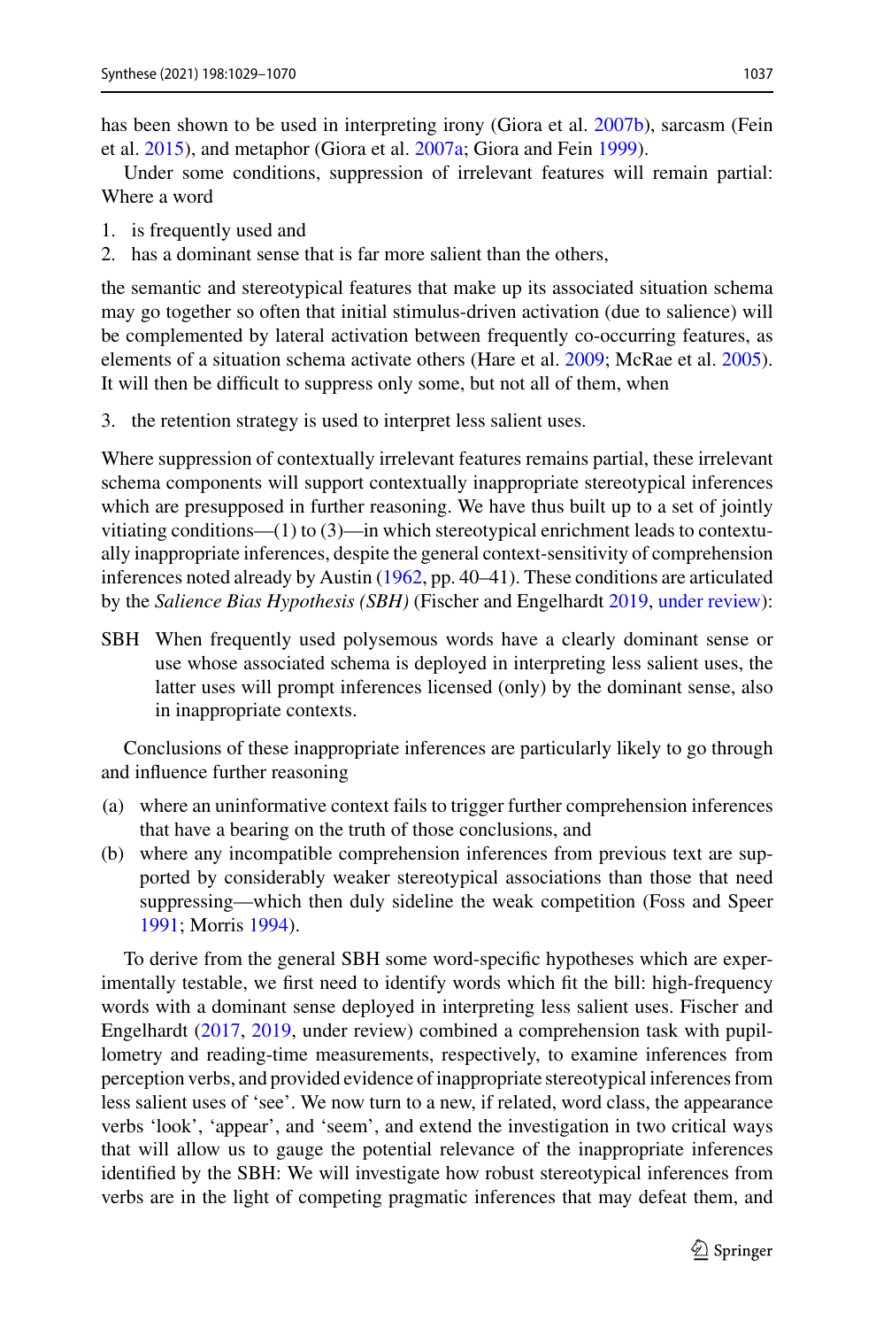has been shown to be used in interpreting irony (Giora et al. 2007b), sarcasm (Fein et al. 2015), and metaphor (Giora et al. 2007a; Giora and Fein 1999).

Under some conditions, suppression of irrelevant features will remain partial: Where a word

1. is frequently used and
2. has a dominant sense that is far more salient than the others,

the semantic and stereotypical features that make up its associated situation schema may go together so often that initial stimulus-driven activation (due to salience) will be complemented by lateral activation between frequently co-occurring features, as elements of a situation schema activate others (Hare et al. 2009; McRae et al. 2005). It will then be difficult to suppress only some, but not all of them, when

3. the retention strategy is used to interpret less salient uses.

Where suppression of contextually irrelevant features remains partial, these irrelevant schema components will support contextually inappropriate stereotypical inferences which are presupposed in further reasoning. We have thus built up to a set of jointly vitiating conditions—(1) to (3)—in which stereotypical enrichment leads to contextually inappropriate inferences, despite the general context-sensitivity of comprehension inferences noted already by Austin (1962, pp. 40–41). These conditions are articulated by the *Salience Bias Hypothesis (SBH)* (Fischer and Engelhardt 2019, under review):

SBH When frequently used polysemous words have a clearly dominant sense or use whose associated schema is deployed in interpreting less salient uses, the latter uses will prompt inferences licensed (only) by the dominant sense, also in inappropriate contexts.

Conclusions of these inappropriate inferences are particularly likely to go through and influence further reasoning

(a) where an uninformative context fails to trigger further comprehension inferences that have a bearing on the truth of those conclusions, and
(b) where any incompatible comprehension inferences from previous text are supported by considerably weaker stereotypical associations than those that need suppressing—which then duly sideline the weak competition (Foss and Speer 1991; Morris 1994).

To derive from the general SBH some word-specific hypotheses which are experimentally testable, we first need to identify words which fit the bill: high-frequency words with a dominant sense deployed in interpreting less salient uses. Fischer and Engelhardt (2017, 2019, under review) combined a comprehension task with pupillometry and reading-time measurements, respectively, to examine inferences from perception verbs, and provided evidence of inappropriate stereotypical inferences from less salient uses of 'see'. We now turn to a new, if related, word class, the appearance verbs 'look', 'appear', and 'seem', and extend the investigation in two critical ways that will allow us to gauge the potential relevance of the inappropriate inferences identified by the SBH: We will investigate how robust stereotypical inferences from verbs are in the light of competing pragmatic inferences that may defeat them, and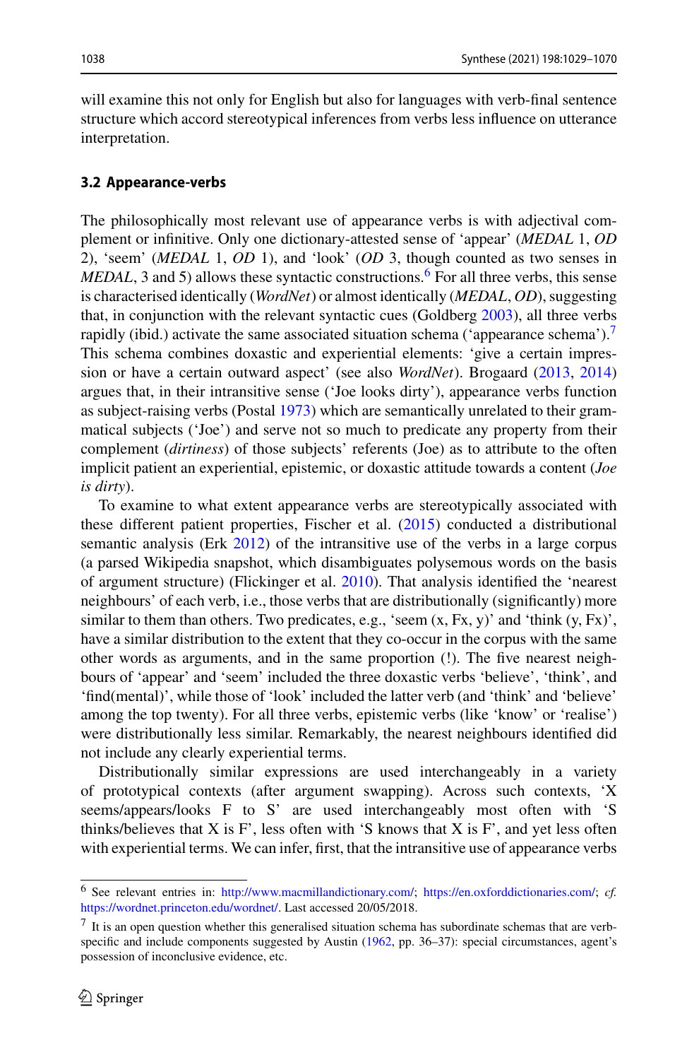will examine this not only for English but also for languages with verb-final sentence structure which accord stereotypical inferences from verbs less influence on utterance interpretation.

### 3.2 Appearance-verbs

The philosophically most relevant use of appearance verbs is with adjectival complement or infinitive. Only one dictionary-attested sense of 'appear' (*MEDAL* 1, *OD* 2), 'seem' (*MEDAL* 1, *OD* 1), and 'look' (*OD* 3, though counted as two senses in *MEDAL*, 3 and 5) allows these syntactic constructions.[6] For all three verbs, this sense is characterised identically (*WordNet*) or almost identically (*MEDAL*, *OD*), suggesting that, in conjunction with the relevant syntactic cues (Goldberg 2003), all three verbs rapidly (ibid.) activate the same associated situation schema ('appearance schema').[7] This schema combines doxastic and experiential elements: 'give a certain impression or have a certain outward aspect' (see also *WordNet*). Brogaard (2013, 2014) argues that, in their intransitive sense ('Joe looks dirty'), appearance verbs function as subject-raising verbs (Postal 1973) which are semantically unrelated to their grammatical subjects ('Joe') and serve not so much to predicate any property from their complement (*dirtiness*) of those subjects' referents (Joe) as to attribute to the often implicit patient an experiential, epistemic, or doxastic attitude towards a content (*Joe is dirty*).

To examine to what extent appearance verbs are stereotypically associated with these different patient properties, Fischer et al. (2015) conducted a distributional semantic analysis (Erk 2012) of the intransitive use of the verbs in a large corpus (a parsed Wikipedia snapshot, which disambiguates polysemous words on the basis of argument structure) (Flickinger et al. 2010). That analysis identified the 'nearest neighbours' of each verb, i.e., those verbs that are distributionally (significantly) more similar to them than others. Two predicates, e.g., 'seem (x, Fx, y)' and 'think (y, Fx)', have a similar distribution to the extent that they co-occur in the corpus with the same other words as arguments, and in the same proportion (!). The five nearest neighbours of 'appear' and 'seem' included the three doxastic verbs 'believe', 'think', and 'find(mental)', while those of 'look' included the latter verb (and 'think' and 'believe' among the top twenty). For all three verbs, epistemic verbs (like 'know' or 'realise') were distributionally less similar. Remarkably, the nearest neighbours identified did not include any clearly experiential terms.

Distributionally similar expressions are used interchangeably in a variety of prototypical contexts (after argument swapping). Across such contexts, 'X seems/appears/looks F to S' are used interchangeably most often with 'S thinks/believes that X is F', less often with 'S knows that X is F', and yet less often with experiential terms. We can infer, first, that the intransitive use of appearance verbs

[6] See relevant entries in: http://www.macmillandictionary.com/; https://en.oxforddictionaries.com/; *cf.* https://wordnet.princeton.edu/wordnet/. Last accessed 20/05/2018.

[7] It is an open question whether this generalised situation schema has subordinate schemas that are verb-specific and include components suggested by Austin (1962, pp. 36–37): special circumstances, agent's possession of inconclusive evidence, etc.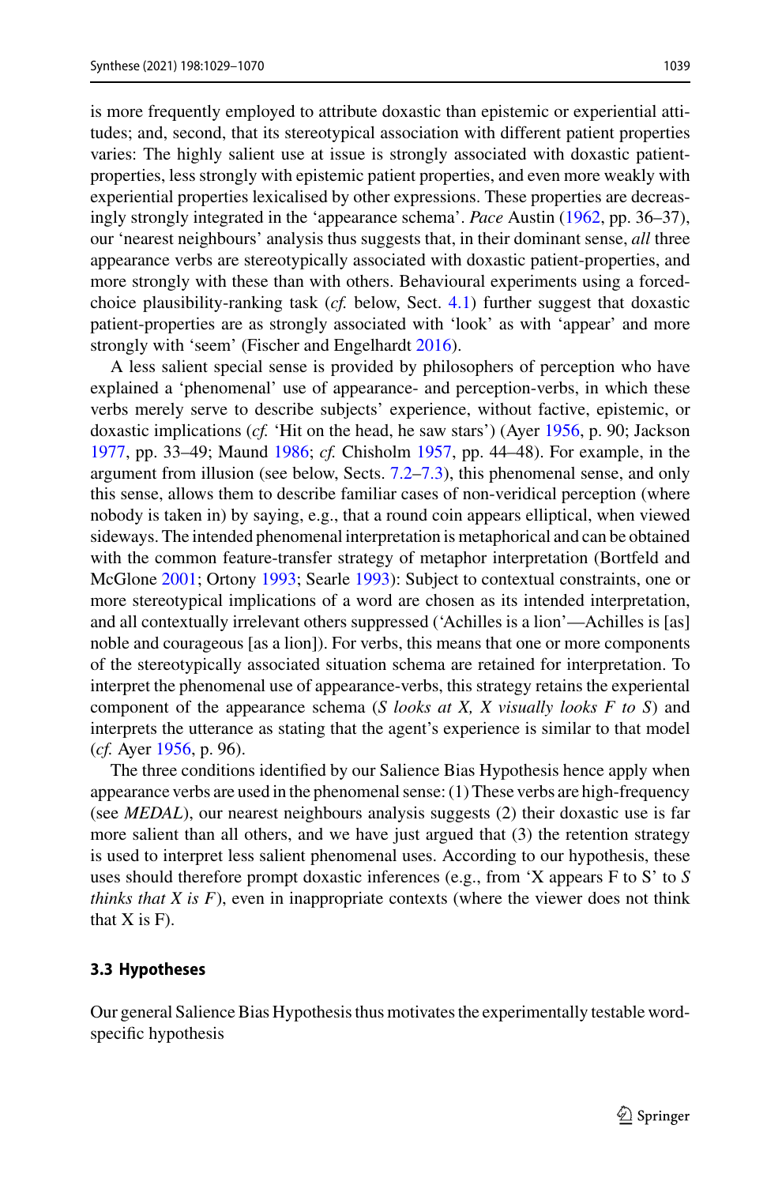is more frequently employed to attribute doxastic than epistemic or experiential attitudes; and, second, that its stereotypical association with different patient properties varies: The highly salient use at issue is strongly associated with doxastic patient-properties, less strongly with epistemic patient properties, and even more weakly with experiential properties lexicalised by other expressions. These properties are decreasingly strongly integrated in the 'appearance schema'. *Pace* Austin (1962, pp. 36–37), our 'nearest neighbours' analysis thus suggests that, in their dominant sense, *all* three appearance verbs are stereotypically associated with doxastic patient-properties, and more strongly with these than with others. Behavioural experiments using a forced-choice plausibility-ranking task (*cf.* below, Sect. 4.1) further suggest that doxastic patient-properties are as strongly associated with 'look' as with 'appear' and more strongly with 'seem' (Fischer and Engelhardt 2016).

A less salient special sense is provided by philosophers of perception who have explained a 'phenomenal' use of appearance- and perception-verbs, in which these verbs merely serve to describe subjects' experience, without factive, epistemic, or doxastic implications (*cf.* 'Hit on the head, he saw stars') (Ayer 1956, p. 90; Jackson 1977, pp. 33–49; Maund 1986; *cf.* Chisholm 1957, pp. 44–48). For example, in the argument from illusion (see below, Sects. 7.2–7.3), this phenomenal sense, and only this sense, allows them to describe familiar cases of non-veridical perception (where nobody is taken in) by saying, e.g., that a round coin appears elliptical, when viewed sideways. The intended phenomenal interpretation is metaphorical and can be obtained with the common feature-transfer strategy of metaphor interpretation (Bortfeld and McGlone 2001; Ortony 1993; Searle 1993): Subject to contextual constraints, one or more stereotypical implications of a word are chosen as its intended interpretation, and all contextually irrelevant others suppressed ('Achilles is a lion'—Achilles is [as] noble and courageous [as a lion]). For verbs, this means that one or more components of the stereotypically associated situation schema are retained for interpretation. To interpret the phenomenal use of appearance-verbs, this strategy retains the experiential component of the appearance schema (*S looks at X, X visually looks F to S*) and interprets the utterance as stating that the agent's experience is similar to that model (*cf.* Ayer 1956, p. 96).

The three conditions identified by our Salience Bias Hypothesis hence apply when appearance verbs are used in the phenomenal sense: (1) These verbs are high-frequency (see *MEDAL*), our nearest neighbours analysis suggests (2) their doxastic use is far more salient than all others, and we have just argued that (3) the retention strategy is used to interpret less salient phenomenal uses. According to our hypothesis, these uses should therefore prompt doxastic inferences (e.g., from 'X appears F to S' to *S thinks that X is F*), even in inappropriate contexts (where the viewer does not think that X is F).

### 3.3 Hypotheses

Our general Salience Bias Hypothesis thus motivates the experimentally testable word-specific hypothesis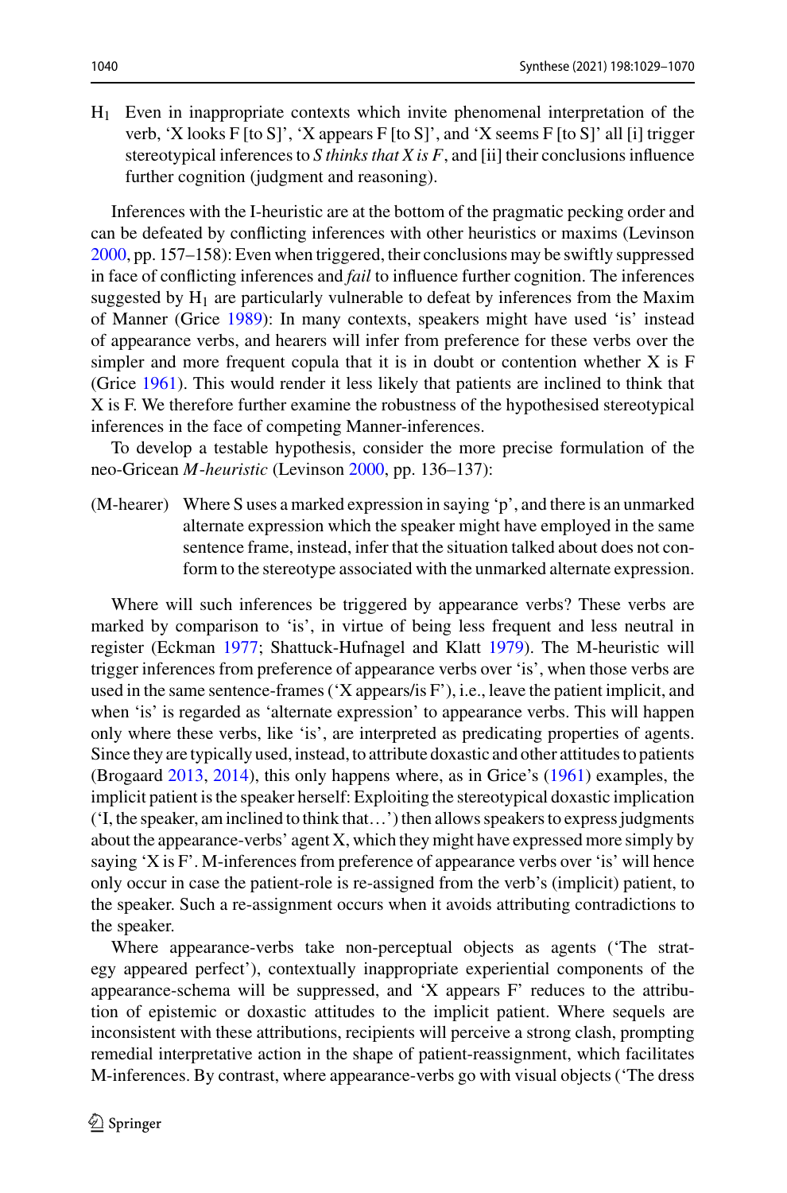$H_1$ Even in inappropriate contexts which invite phenomenal interpretation of the verb, 'X looks F [to S]', 'X appears F [to S]', and 'X seems F [to S]' all [i] trigger stereotypical inferences to *S thinks that X is F*, and [ii] their conclusions influence further cognition (judgment and reasoning).

Inferences with the I-heuristic are at the bottom of the pragmatic pecking order and can be defeated by conflicting inferences with other heuristics or maxims (Levinson 2000, pp. 157–158): Even when triggered, their conclusions may be swiftly suppressed in face of conflicting inferences and *fail* to influence further cognition. The inferences suggested by $H_1$ are particularly vulnerable to defeat by inferences from the Maxim of Manner (Grice 1989): In many contexts, speakers might have used 'is' instead of appearance verbs, and hearers will infer from preference for these verbs over the simpler and more frequent copula that it is in doubt or contention whether X is F (Grice 1961). This would render it less likely that patients are inclined to think that X is F. We therefore further examine the robustness of the hypothesised stereotypical inferences in the face of competing Manner-inferences.

To develop a testable hypothesis, consider the more precise formulation of the neo-Gricean *M-heuristic* (Levinson 2000, pp. 136–137):

(M-hearer) Where S uses a marked expression in saying 'p', and there is an unmarked alternate expression which the speaker might have employed in the same sentence frame, instead, infer that the situation talked about does not conform to the stereotype associated with the unmarked alternate expression.

Where will such inferences be triggered by appearance verbs? These verbs are marked by comparison to 'is', in virtue of being less frequent and less neutral in register (Eckman 1977; Shattuck-Hufnagel and Klatt 1979). The M-heuristic will trigger inferences from preference of appearance verbs over 'is', when those verbs are used in the same sentence-frames ('X appears/is F'), i.e., leave the patient implicit, and when 'is' is regarded as 'alternate expression' to appearance verbs. This will happen only where these verbs, like 'is', are interpreted as predicating properties of agents. Since they are typically used, instead, to attribute doxastic and other attitudes to patients (Brogaard 2013, 2014), this only happens where, as in Grice's (1961) examples, the implicit patient is the speaker herself: Exploiting the stereotypical doxastic implication ('I, the speaker, am inclined to think that…') then allows speakers to express judgments about the appearance-verbs' agent X, which they might have expressed more simply by saying 'X is F'. M-inferences from preference of appearance verbs over 'is' will hence only occur in case the patient-role is re-assigned from the verb's (implicit) patient, to the speaker. Such a re-assignment occurs when it avoids attributing contradictions to the speaker.

Where appearance-verbs take non-perceptual objects as agents ('The strategy appeared perfect'), contextually inappropriate experiential components of the appearance-schema will be suppressed, and 'X appears F' reduces to the attribution of epistemic or doxastic attitudes to the implicit patient. Where sequels are inconsistent with these attributions, recipients will perceive a strong clash, prompting remedial interpretative action in the shape of patient-reassignment, which facilitates M-inferences. By contrast, where appearance-verbs go with visual objects ('The dress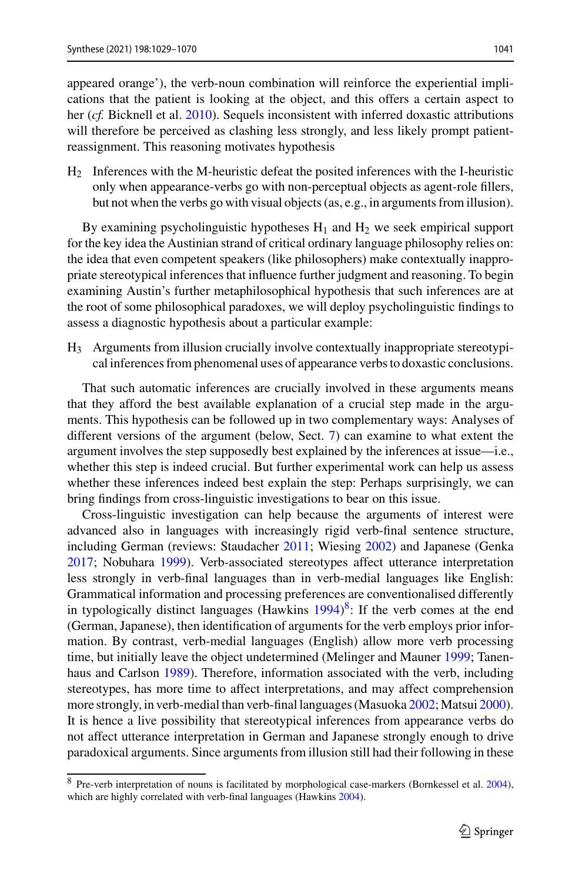appeared orange'), the verb-noun combination will reinforce the experiential implications that the patient is looking at the object, and this offers a certain aspect to her (*cf.* Bicknell et al. 2010). Sequels inconsistent with inferred doxastic attributions will therefore be perceived as clashing less strongly, and less likely prompt patient-reassignment. This reasoning motivates hypothesis

$H_2$ Inferences with the M-heuristic defeat the posited inferences with the I-heuristic only when appearance-verbs go with non-perceptual objects as agent-role fillers, but not when the verbs go with visual objects (as, e.g., in arguments from illusion).

By examining psycholinguistic hypotheses $H_1$ and $H_2$ we seek empirical support for the key idea the Austinian strand of critical ordinary language philosophy relies on: the idea that even competent speakers (like philosophers) make contextually inappropriate stereotypical inferences that influence further judgment and reasoning. To begin examining Austin's further metaphilosophical hypothesis that such inferences are at the root of some philosophical paradoxes, we will deploy psycholinguistic findings to assess a diagnostic hypothesis about a particular example:

$H_3$ Arguments from illusion crucially involve contextually inappropriate stereotypical inferences from phenomenal uses of appearance verbs to doxastic conclusions.

That such automatic inferences are crucially involved in these arguments means that they afford the best available explanation of a crucial step made in the arguments. This hypothesis can be followed up in two complementary ways: Analyses of different versions of the argument (below, Sect. 7) can examine to what extent the argument involves the step supposedly best explained by the inferences at issue—i.e., whether this step is indeed crucial. But further experimental work can help us assess whether these inferences indeed best explain the step: Perhaps surprisingly, we can bring findings from cross-linguistic investigations to bear on this issue.

Cross-linguistic investigation can help because the arguments of interest were advanced also in languages with increasingly rigid verb-final sentence structure, including German (reviews: Staudacher 2011; Wiesing 2002) and Japanese (Genka 2017; Nobuhara 1999). Verb-associated stereotypes affect utterance interpretation less strongly in verb-final languages than in verb-medial languages like English: Grammatical information and processing preferences are conventionalised differently in typologically distinct languages (Hawkins 1994)[8]: If the verb comes at the end (German, Japanese), then identification of arguments for the verb employs prior information. By contrast, verb-medial languages (English) allow more verb processing time, but initially leave the object undetermined (Melinger and Mauner 1999; Tanenhaus and Carlson 1989). Therefore, information associated with the verb, including stereotypes, has more time to affect interpretations, and may affect comprehension more strongly, in verb-medial than verb-final languages (Masuoka 2002; Matsui 2000). It is hence a live possibility that stereotypical inferences from appearance verbs do not affect utterance interpretation in German and Japanese strongly enough to drive paradoxical arguments. Since arguments from illusion still had their following in these

[8] Pre-verb interpretation of nouns is facilitated by morphological case-markers (Bornkessel et al. 2004), which are highly correlated with verb-final languages (Hawkins 2004).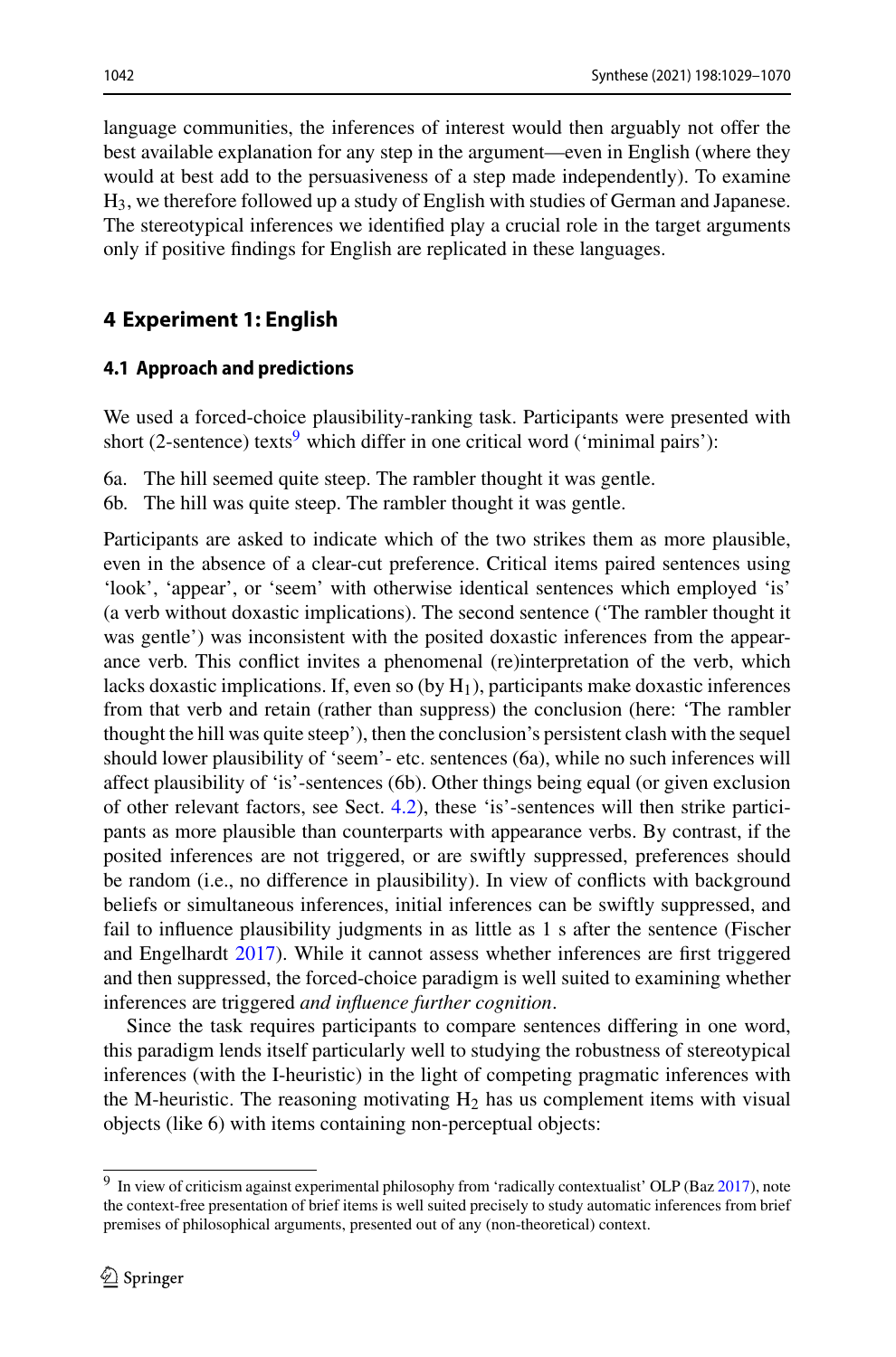language communities, the inferences of interest would then arguably not offer the best available explanation for any step in the argument—even in English (where they would at best add to the persuasiveness of a step made independently). To examine $H_3$, we therefore followed up a study of English with studies of German and Japanese. The stereotypical inferences we identified play a crucial role in the target arguments only if positive findings for English are replicated in these languages.

## 4 Experiment 1: English

### 4.1 Approach and predictions

We used a forced-choice plausibility-ranking task. Participants were presented with short (2-sentence) texts[9] which differ in one critical word ('minimal pairs'):

6a. The hill seemed quite steep. The rambler thought it was gentle.
6b. The hill was quite steep. The rambler thought it was gentle.

Participants are asked to indicate which of the two strikes them as more plausible, even in the absence of a clear-cut preference. Critical items paired sentences using 'look', 'appear', or 'seem' with otherwise identical sentences which employed 'is' (a verb without doxastic implications). The second sentence ('The rambler thought it was gentle') was inconsistent with the posited doxastic inferences from the appearance verb. This conflict invites a phenomenal (re)interpretation of the verb, which lacks doxastic implications. If, even so (by $H_1$), participants make doxastic inferences from that verb and retain (rather than suppress) the conclusion (here: 'The rambler thought the hill was quite steep'), then the conclusion's persistent clash with the sequel should lower plausibility of 'seem'- etc. sentences (6a), while no such inferences will affect plausibility of 'is'-sentences (6b). Other things being equal (or given exclusion of other relevant factors, see Sect. 4.2), these 'is'-sentences will then strike participants as more plausible than counterparts with appearance verbs. By contrast, if the posited inferences are not triggered, or are swiftly suppressed, preferences should be random (i.e., no difference in plausibility). In view of conflicts with background beliefs or simultaneous inferences, initial inferences can be swiftly suppressed, and fail to influence plausibility judgments in as little as 1 s after the sentence (Fischer and Engelhardt 2017). While it cannot assess whether inferences are first triggered and then suppressed, the forced-choice paradigm is well suited to examining whether inferences are triggered *and influence further cognition*.

Since the task requires participants to compare sentences differing in one word, this paradigm lends itself particularly well to studying the robustness of stereotypical inferences (with the I-heuristic) in the light of competing pragmatic inferences with the M-heuristic. The reasoning motivating $H_2$ has us complement items with visual objects (like 6) with items containing non-perceptual objects:

[9] In view of criticism against experimental philosophy from 'radically contextualist' OLP (Baz 2017), note the context-free presentation of brief items is well suited precisely to study automatic inferences from brief premises of philosophical arguments, presented out of any (non-theoretical) context.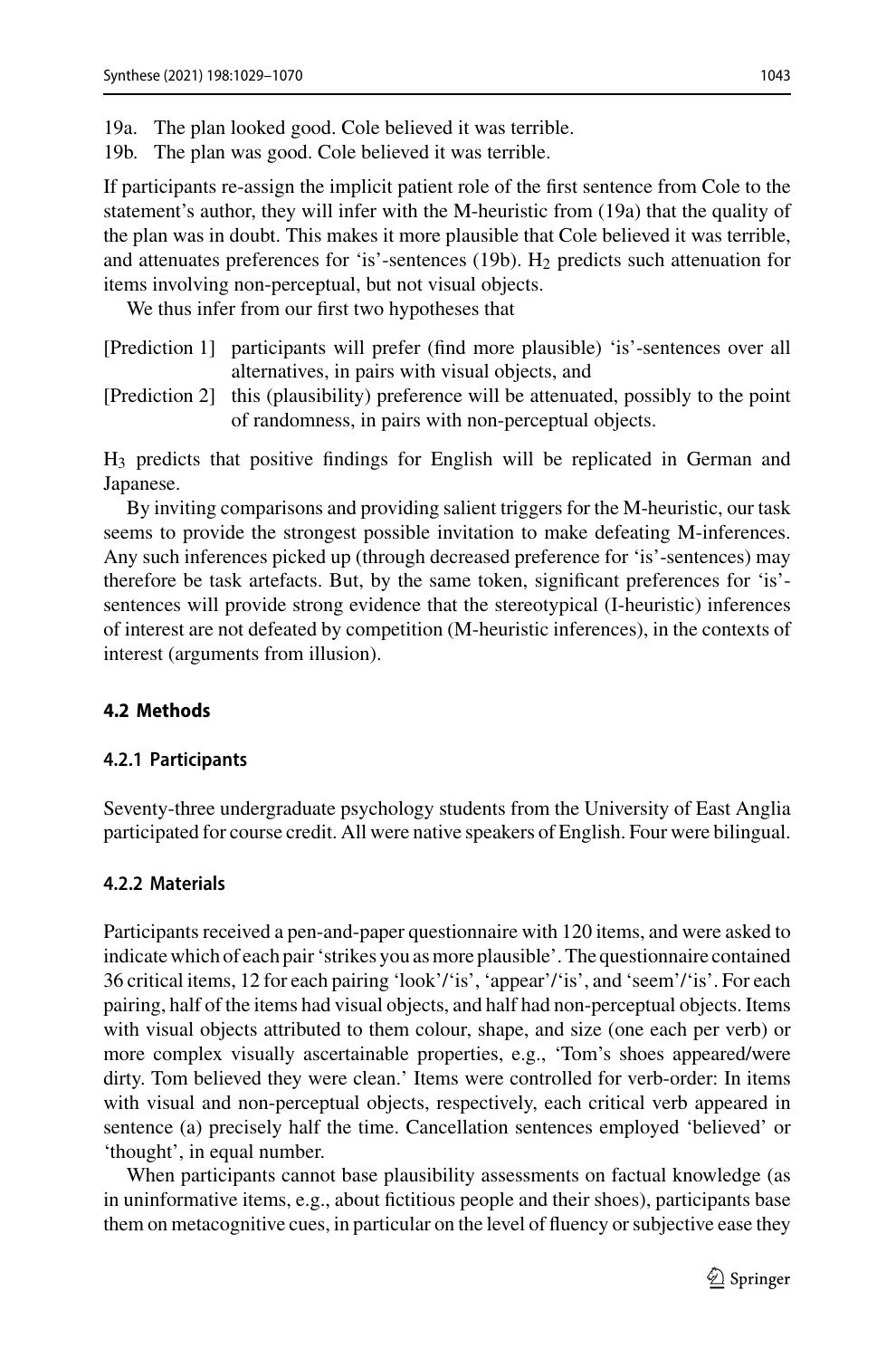19a. The plan looked good. Cole believed it was terrible.
19b. The plan was good. Cole believed it was terrible.

If participants re-assign the implicit patient role of the first sentence from Cole to the statement's author, they will infer with the M-heuristic from (19a) that the quality of the plan was in doubt. This makes it more plausible that Cole believed it was terrible, and attenuates preferences for 'is'-sentences (19b). $H_2$ predicts such attenuation for items involving non-perceptual, but not visual objects.

We thus infer from our first two hypotheses that

[Prediction 1] participants will prefer (find more plausible) 'is'-sentences over all alternatives, in pairs with visual objects, and

[Prediction 2] this (plausibility) preference will be attenuated, possibly to the point of randomness, in pairs with non-perceptual objects.

$H_3$ predicts that positive findings for English will be replicated in German and Japanese.

By inviting comparisons and providing salient triggers for the M-heuristic, our task seems to provide the strongest possible invitation to make defeating M-inferences. Any such inferences picked up (through decreased preference for 'is'-sentences) may therefore be task artefacts. But, by the same token, significant preferences for 'is'-sentences will provide strong evidence that the stereotypical (I-heuristic) inferences of interest are not defeated by competition (M-heuristic inferences), in the contexts of interest (arguments from illusion).

### 4.2 Methods

#### 4.2.1 Participants

Seventy-three undergraduate psychology students from the University of East Anglia participated for course credit. All were native speakers of English. Four were bilingual.

#### 4.2.2 Materials

Participants received a pen-and-paper questionnaire with 120 items, and were asked to indicate which of each pair 'strikes you as more plausible'. The questionnaire contained 36 critical items, 12 for each pairing 'look'/'is', 'appear'/'is', and 'seem'/'is'. For each pairing, half of the items had visual objects, and half had non-perceptual objects. Items with visual objects attributed to them colour, shape, and size (one each per verb) or more complex visually ascertainable properties, e.g., 'Tom's shoes appeared/were dirty. Tom believed they were clean.' Items were controlled for verb-order: In items with visual and non-perceptual objects, respectively, each critical verb appeared in sentence (a) precisely half the time. Cancellation sentences employed 'believed' or 'thought', in equal number.

When participants cannot base plausibility assessments on factual knowledge (as in uninformative items, e.g., about fictitious people and their shoes), participants base them on metacognitive cues, in particular on the level of fluency or subjective ease they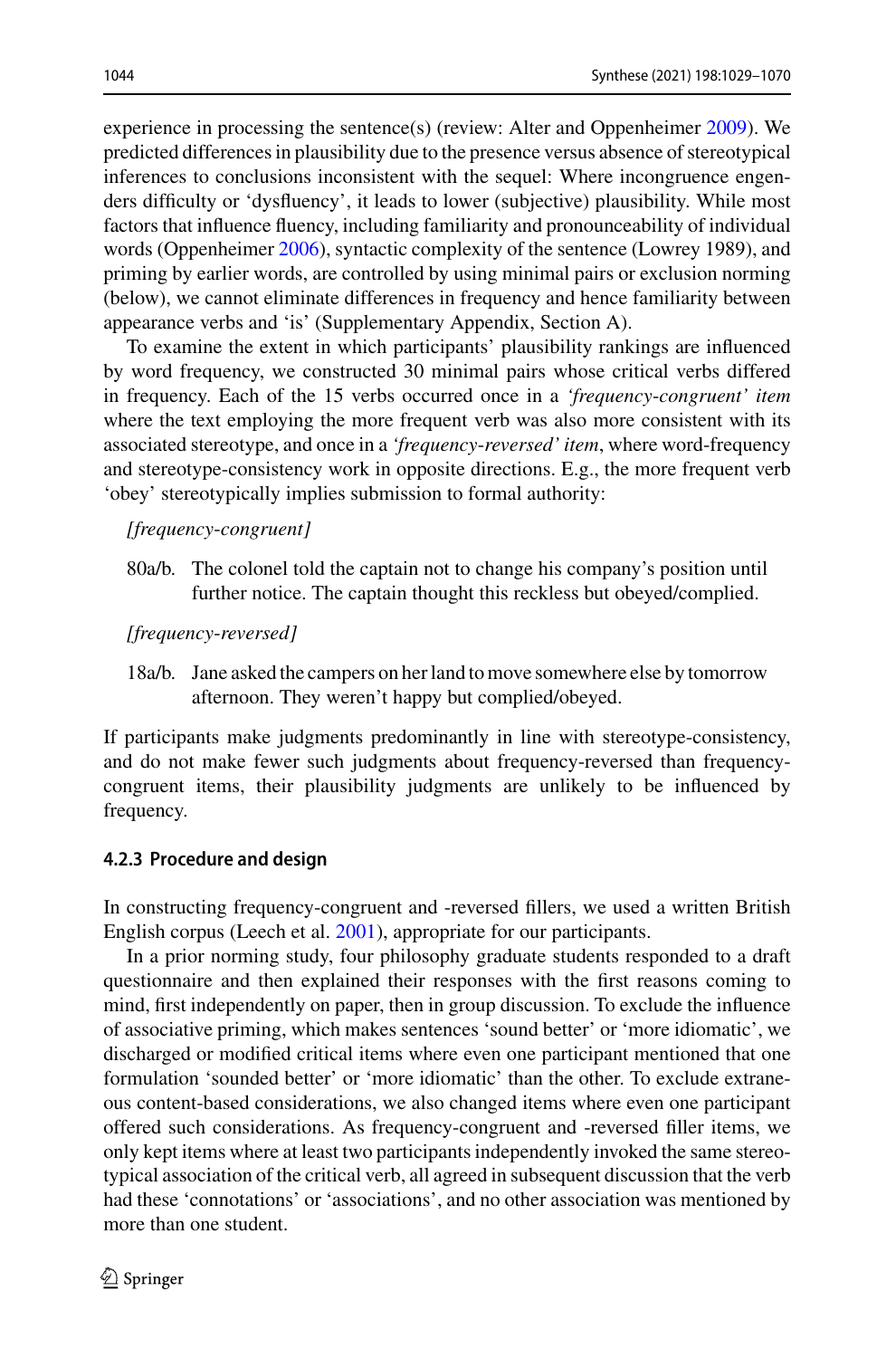experience in processing the sentence(s) (review: Alter and Oppenheimer 2009). We predicted differences in plausibility due to the presence versus absence of stereotypical inferences to conclusions inconsistent with the sequel: Where incongruence engenders difficulty or 'dysfluency', it leads to lower (subjective) plausibility. While most factors that influence fluency, including familiarity and pronounceability of individual words (Oppenheimer 2006), syntactic complexity of the sentence (Lowrey 1989), and priming by earlier words, are controlled by using minimal pairs or exclusion norming (below), we cannot eliminate differences in frequency and hence familiarity between appearance verbs and 'is' (Supplementary Appendix, Section A).

To examine the extent in which participants' plausibility rankings are influenced by word frequency, we constructed 30 minimal pairs whose critical verbs differed in frequency. Each of the 15 verbs occurred once in a *'frequency-congruent' item* where the text employing the more frequent verb was also more consistent with its associated stereotype, and once in a *'frequency-reversed' item*, where word-frequency and stereotype-consistency work in opposite directions. E.g., the more frequent verb 'obey' stereotypically implies submission to formal authority:

*[frequency-congruent]*

80a/b. The colonel told the captain not to change his company's position until further notice. The captain thought this reckless but obeyed/complied.

*[frequency-reversed]*

18a/b. Jane asked the campers on her land to move somewhere else by tomorrow afternoon. They weren't happy but complied/obeyed.

If participants make judgments predominantly in line with stereotype-consistency, and do not make fewer such judgments about frequency-reversed than frequency-congruent items, their plausibility judgments are unlikely to be influenced by frequency.

#### 4.2.3 Procedure and design

In constructing frequency-congruent and -reversed fillers, we used a written British English corpus (Leech et al. 2001), appropriate for our participants.

In a prior norming study, four philosophy graduate students responded to a draft questionnaire and then explained their responses with the first reasons coming to mind, first independently on paper, then in group discussion. To exclude the influence of associative priming, which makes sentences 'sound better' or 'more idiomatic', we discharged or modified critical items where even one participant mentioned that one formulation 'sounded better' or 'more idiomatic' than the other. To exclude extraneous content-based considerations, we also changed items where even one participant offered such considerations. As frequency-congruent and -reversed filler items, we only kept items where at least two participants independently invoked the same stereotypical association of the critical verb, all agreed in subsequent discussion that the verb had these 'connotations' or 'associations', and no other association was mentioned by more than one student.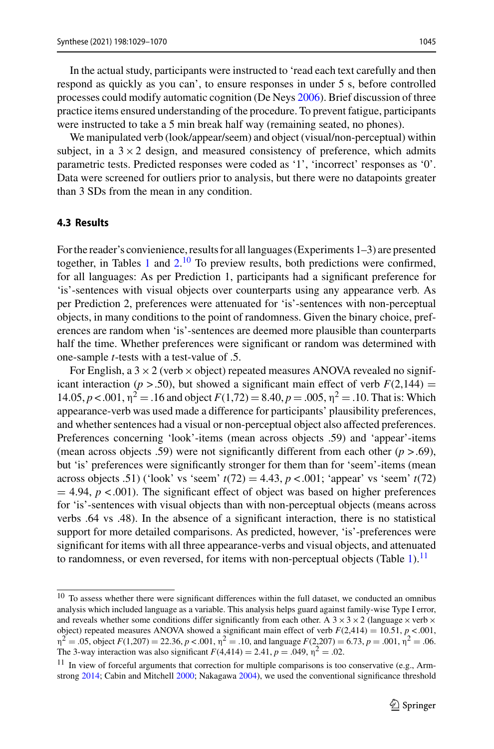In the actual study, participants were instructed to 'read each text carefully and then respond as quickly as you can', to ensure responses in under 5 s, before controlled processes could modify automatic cognition (De Neys 2006). Brief discussion of three practice items ensured understanding of the procedure. To prevent fatigue, participants were instructed to take a 5 min break half way (remaining seated, no phones).

We manipulated verb (look/appear/seem) and object (visual/non-perceptual) within subject, in a $3 \times 2$ design, and measured consistency of preference, which admits parametric tests. Predicted responses were coded as '1', 'incorrect' responses as '0'. Data were screened for outliers prior to analysis, but there were no datapoints greater than 3 SDs from the mean in any condition.

### 4.3 Results

For the reader's convienience, results for all languages (Experiments 1–3) are presented together, in Tables 1 and 2.[10] To preview results, both predictions were confirmed, for all languages: As per Prediction 1, participants had a significant preference for 'is'-sentences with visual objects over counterparts using any appearance verb. As per Prediction 2, preferences were attenuated for 'is'-sentences with non-perceptual objects, in many conditions to the point of randomness. Given the binary choice, preferences are random when 'is'-sentences are deemed more plausible than counterparts half the time. Whether preferences were significant or random was determined with one-sample *t*-tests with a test-value of .5.

For English, a $3 \times 2$ (verb × object) repeated measures ANOVA revealed no significant interaction ($p > .50$), but showed a significant main effect of verb $F(2,144) = 14.05$, $p < .001$, $\eta^2 = .16$ and object $F(1,72) = 8.40$, $p = .005$, $\eta^2 = .10$. That is: Which appearance-verb was used made a difference for participants' plausibility preferences, and whether sentences had a visual or non-perceptual object also affected preferences. Preferences concerning 'look'-items (mean across objects .59) and 'appear'-items (mean across objects .59) were not significantly different from each other ($p > .69$), but 'is' preferences were significantly stronger for them than for 'seem'-items (mean across objects .51) ('look' vs 'seem' $t(72) = 4.43$, $p < .001$; 'appear' vs 'seem' $t(72) = 4.94$, $p < .001$). The significant effect of object was based on higher preferences for 'is'-sentences with visual objects than with non-perceptual objects (means across verbs .64 vs .48). In the absence of a significant interaction, there is no statistical support for more detailed comparisons. As predicted, however, 'is'-preferences were significant for items with all three appearance-verbs and visual objects, and attenuated to randomness, or even reversed, for items with non-perceptual objects (Table 1).[11]

---

[10] To assess whether there were significant differences within the full dataset, we conducted an omnibus analysis which included language as a variable. This analysis helps guard against family-wise Type I error, and reveals whether some conditions differ significantly from each other. A $3 \times 3 \times 2$ (language × verb × object) repeated measures ANOVA showed a significant main effect of verb $F(2,414) = 10.51$, $p < .001$, $\eta^2 = .05$, object $F(1,207) = 22.36$, $p < .001$, $\eta^2 = .10$, and language $F(2,207) = 6.73$, $p = .001$, $\eta^2 = .06$. The 3-way interaction was also significant $F(4,414) = 2.41$, $p = .049$, $\eta^2 = .02$.

[11] In view of forceful arguments that correction for multiple comparisons is too conservative (e.g., Armstrong 2014; Cabin and Mitchell 2000; Nakagawa 2004), we used the conventional significance threshold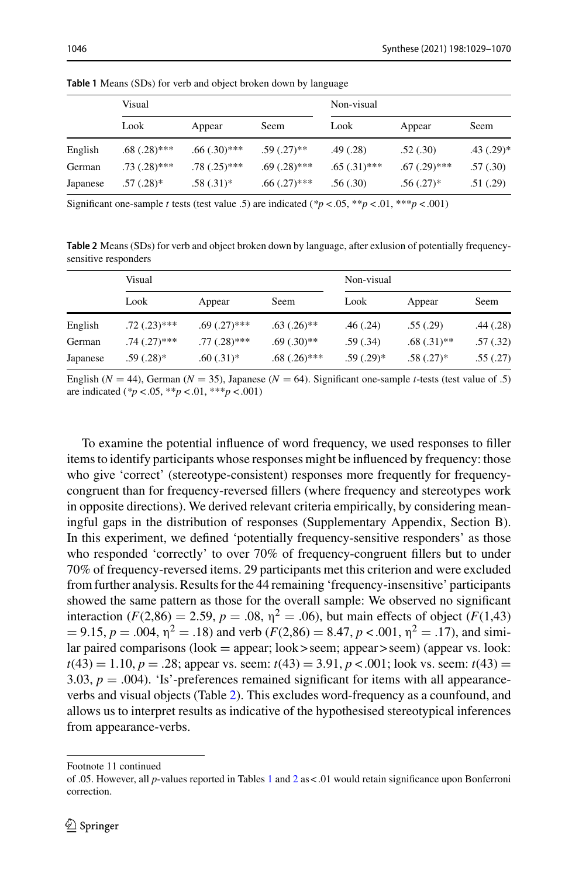**Table 1** Means (SDs) for verb and object broken down by language

| | Visual | | | Non-visual | | |
|---|---|---|---|---|---|---|
| | Look | Appear | Seem | Look | Appear | Seem |
| English | .68 (.28)*** | .66 (.30)*** | .59 (.27)** | .49 (.28) | .52 (.30) | .43 (.29)* |
| German | .73 (.28)*** | .78 (.25)*** | .69 (.28)*** | .65 (.31)*** | .67 (.29)*** | .57 (.30) |
| Japanese | .57 (.28)* | .58 (.31)* | .66 (.27)*** | .56 (.30) | .56 (.27)* | .51 (.29) |

Significant one-sample *t* tests (test value .5) are indicated (*$p < .05$, **$p < .01$, ***$p < .001$)

**Table 2** Means (SDs) for verb and object broken down by language, after exlusion of potentially frequency-sensitive responders

| | Visual | | | Non-visual | | |
|---|---|---|---|---|---|---|
| | Look | Appear | Seem | Look | Appear | Seem |
| English | .72 (.23)*** | .69 (.27)*** | .63 (.26)** | .46 (.24) | .55 (.29) | .44 (.28) |
| German | .74 (.27)*** | .77 (.28)*** | .69 (.30)** | .59 (.34) | .68 (.31)** | .57 (.32) |
| Japanese | .59 (.28)* | .60 (.31)* | .68 (.26)*** | .59 (.29)* | .58 (.27)* | .55 (.27) |

English ($N = 44$), German ($N = 35$), Japanese ($N = 64$). Significant one-sample *t*-tests (test value of .5) are indicated (*$p < .05$, **$p < .01$, ***$p < .001$)

To examine the potential influence of word frequency, we used responses to filler items to identify participants whose responses might be influenced by frequency: those who give 'correct' (stereotype-consistent) responses more frequently for frequency-congruent than for frequency-reversed fillers (where frequency and stereotypes work in opposite directions). We derived relevant criteria empirically, by considering meaningful gaps in the distribution of responses (Supplementary Appendix, Section B). In this experiment, we defined 'potentially frequency-sensitive responders' as those who responded 'correctly' to over 70% of frequency-congruent fillers but to under 70% of frequency-reversed items. 29 participants met this criterion and were excluded from further analysis. Results for the 44 remaining 'frequency-insensitive' participants showed the same pattern as those for the overall sample: We observed no significant interaction ($F(2,86) = 2.59$, $p = .08$, $\eta^2 = .06$), but main effects of object ($F(1,43) = 9.15$, $p = .004$, $\eta^2 = .18$) and verb ($F(2,86) = 8.47$, $p < .001$, $\eta^2 = .17$), and similar paired comparisons (look = appear; look > seem; appear > seem) (appear vs. look: $t(43) = 1.10$, $p = .28$; appear vs. seem: $t(43) = 3.91$, $p < .001$; look vs. seem: $t(43) = 3.03$, $p = .004$). 'Is'-preferences remained significant for items with all appearance-verbs and visual objects (Table 2). This excludes word-frequency as a counfound, and allows us to interpret results as indicative of the hypothesised stereotypical inferences from appearance-verbs.

Footnote 11 continued

of .05. However, all *p*-values reported in Tables 1 and 2 as < .01 would retain significance upon Bonferroni correction.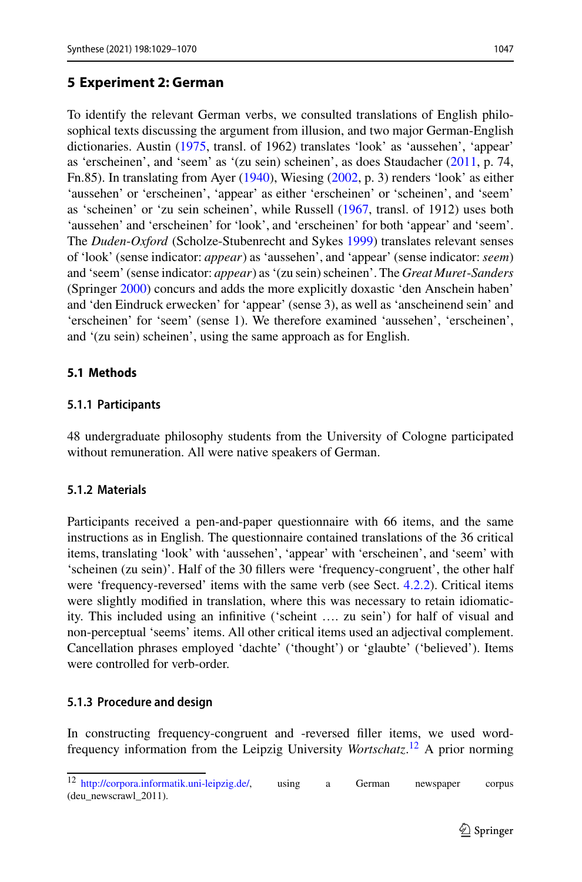## 5 Experiment 2: German

To identify the relevant German verbs, we consulted translations of English philosophical texts discussing the argument from illusion, and two major German-English dictionaries. Austin (1975, transl. of 1962) translates 'look' as 'aussehen', 'appear' as 'erscheinen', and 'seem' as '(zu sein) scheinen', as does Staudacher (2011, p. 74, Fn.85). In translating from Ayer (1940), Wiesing (2002, p. 3) renders 'look' as either 'aussehen' or 'erscheinen', 'appear' as either 'erscheinen' or 'scheinen', and 'seem' as 'scheinen' or 'zu sein scheinen', while Russell (1967, transl. of 1912) uses both 'aussehen' and 'erscheinen' for 'look', and 'erscheinen' for both 'appear' and 'seem'. The *Duden-Oxford* (Scholze-Stubenrecht and Sykes 1999) translates relevant senses of 'look' (sense indicator: *appear*) as 'aussehen', and 'appear' (sense indicator: *seem*) and 'seem' (sense indicator: *appear*) as '(zu sein) scheinen'. The *Great Muret-Sanders* (Springer 2000) concurs and adds the more explicitly doxastic 'den Anschein haben' and 'den Eindruck erwecken' for 'appear' (sense 3), as well as 'anscheinend sein' and 'erscheinen' for 'seem' (sense 1). We therefore examined 'aussehen', 'erscheinen', and '(zu sein) scheinen', using the same approach as for English.

### 5.1 Methods

#### 5.1.1 Participants

48 undergraduate philosophy students from the University of Cologne participated without remuneration. All were native speakers of German.

#### 5.1.2 Materials

Participants received a pen-and-paper questionnaire with 66 items, and the same instructions as in English. The questionnaire contained translations of the 36 critical items, translating 'look' with 'aussehen', 'appear' with 'erscheinen', and 'seem' with 'scheinen (zu sein)'. Half of the 30 fillers were 'frequency-congruent', the other half were 'frequency-reversed' items with the same verb (see Sect. 4.2.2). Critical items were slightly modified in translation, where this was necessary to retain idiomaticity. This included using an infinitive ('scheint …. zu sein') for half of visual and non-perceptual 'seems' items. All other critical items used an adjectival complement. Cancellation phrases employed 'dachte' ('thought') or 'glaubte' ('believed'). Items were controlled for verb-order.

#### 5.1.3 Procedure and design

In constructing frequency-congruent and -reversed filler items, we used word-frequency information from the Leipzig University *Wortschatz*.[12] A prior norming

[12] http://corpora.informatik.uni-leipzig.de/, using a German newspaper corpus (deu_newscrawl_2011).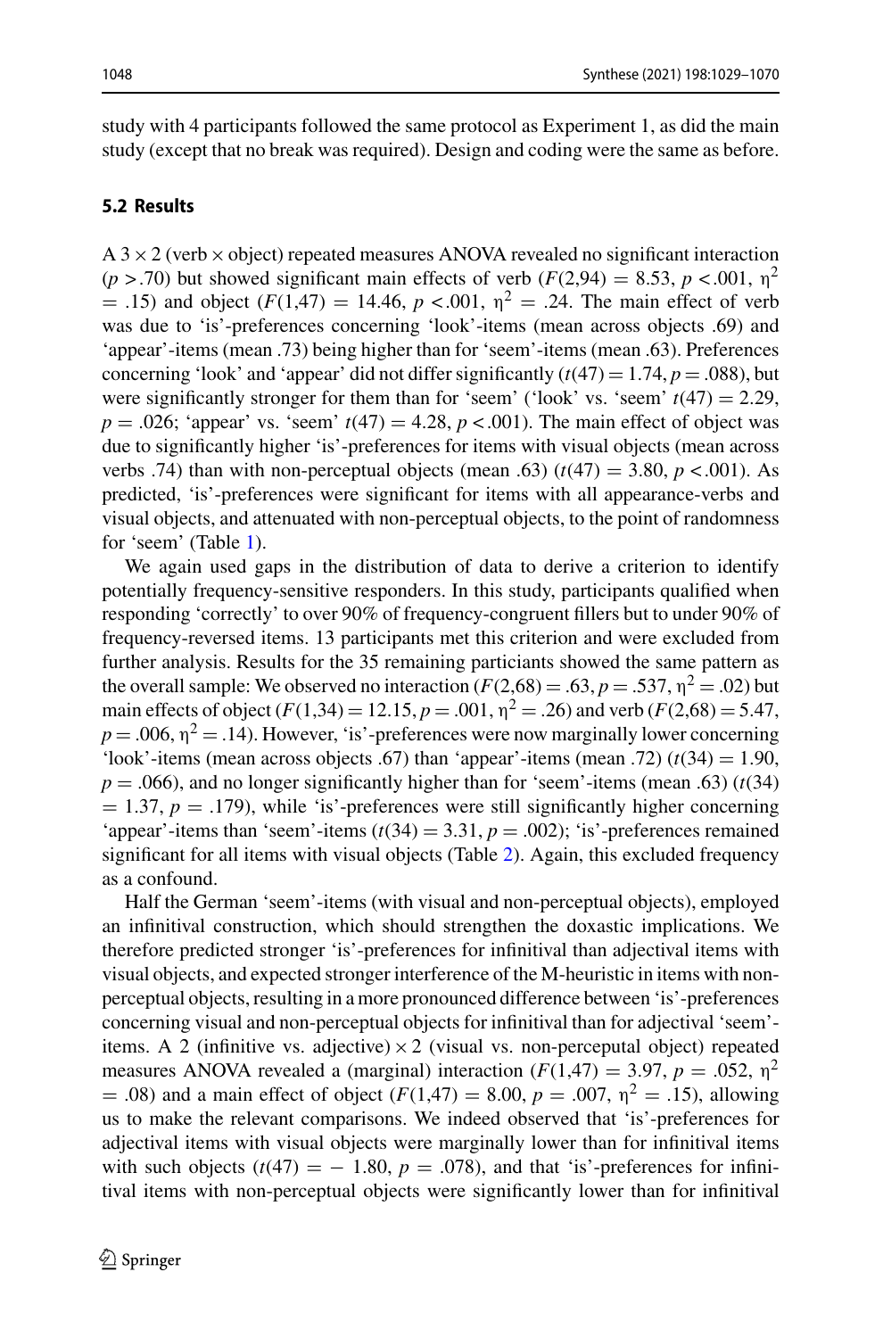study with 4 participants followed the same protocol as Experiment 1, as did the main study (except that no break was required). Design and coding were the same as before.

### 5.2 Results

A $3 \times 2$ (verb × object) repeated measures ANOVA revealed no significant interaction ($p > .70$) but showed significant main effects of verb ($F(2,94) = 8.53$, $p < .001$, $\eta^2 = .15$) and object ($F(1,47) = 14.46$, $p < .001$, $\eta^2 = .24$. The main effect of verb was due to 'is'-preferences concerning 'look'-items (mean across objects .69) and 'appear'-items (mean .73) being higher than for 'seem'-items (mean .63). Preferences concerning 'look' and 'appear' did not differ significantly ($t(47) = 1.74$, $p = .088$), but were significantly stronger for them than for 'seem' ('look' vs. 'seem' $t(47) = 2.29$, $p = .026$; 'appear' vs. 'seem' $t(47) = 4.28$, $p < .001$). The main effect of object was due to significantly higher 'is'-preferences for items with visual objects (mean across verbs .74) than with non-perceptual objects (mean .63) ($t(47) = 3.80$, $p < .001$). As predicted, 'is'-preferences were significant for items with all appearance-verbs and visual objects, and attenuated with non-perceptual objects, to the point of randomness for 'seem' (Table 1).

We again used gaps in the distribution of data to derive a criterion to identify potentially frequency-sensitive responders. In this study, participants qualified when responding 'correctly' to over 90% of frequency-congruent fillers but to under 90% of frequency-reversed items. 13 participants met this criterion and were excluded from further analysis. Results for the 35 remaining particiants showed the same pattern as the overall sample: We observed no interaction ($F(2,68) = .63$, $p = .537$, $\eta^2 = .02$) but main effects of object ($F(1,34) = 12.15$, $p = .001$, $\eta^2 = .26$) and verb ($F(2,68) = 5.47$, $p = .006$, $\eta^2 = .14$). However, 'is'-preferences were now marginally lower concerning 'look'-items (mean across objects .67) than 'appear'-items (mean .72) ($t(34) = 1.90$, $p = .066$), and no longer significantly higher than for 'seem'-items (mean .63) ($t(34) = 1.37$, $p = .179$), while 'is'-preferences were still significantly higher concerning 'appear'-items than 'seem'-items ($t(34) = 3.31$, $p = .002$); 'is'-preferences remained significant for all items with visual objects (Table 2). Again, this excluded frequency as a confound.

Half the German 'seem'-items (with visual and non-perceptual objects), employed an infinitival construction, which should strengthen the doxastic implications. We therefore predicted stronger 'is'-preferences for infinitival than adjectival items with visual objects, and expected stronger interference of the M-heuristic in items with non-perceptual objects, resulting in a more pronounced difference between 'is'-preferences concerning visual and non-perceptual objects for infinitival than for adjectival 'seem'-items. A 2 (infinitive vs. adjective) × 2 (visual vs. non-perceputal object) repeated measures ANOVA revealed a (marginal) interaction ($F(1,47) = 3.97$, $p = .052$, $\eta^2 = .08$) and a main effect of object ($F(1,47) = 8.00$, $p = .007$, $\eta^2 = .15$), allowing us to make the relevant comparisons. We indeed observed that 'is'-preferences for adjectival items with visual objects were marginally lower than for infinitival items with such objects ($t(47) = -1.80$, $p = .078$), and that 'is'-preferences for infinitival items with non-perceptual objects were significantly lower than for infinitival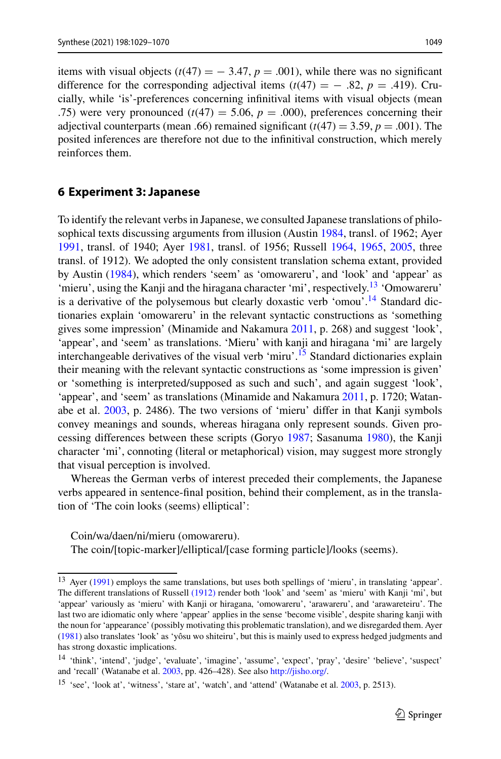items with visual objects ($t(47) = -3.47$, $p = .001$), while there was no significant difference for the corresponding adjectival items ($t(47) = -.82$, $p = .419$). Crucially, while 'is'-preferences concerning infinitival items with visual objects (mean .75) were very pronounced ($t(47) = 5.06$, $p = .000$), preferences concerning their adjectival counterparts (mean .66) remained significant ($t(47) = 3.59$, $p = .001$). The posited inferences are therefore not due to the infinitival construction, which merely reinforces them.

## 6 Experiment 3: Japanese

To identify the relevant verbs in Japanese, we consulted Japanese translations of philosophical texts discussing arguments from illusion (Austin 1984, transl. of 1962; Ayer 1991, transl. of 1940; Ayer 1981, transl. of 1956; Russell 1964, 1965, 2005, three transl. of 1912). We adopted the only consistent translation schema extant, provided by Austin (1984), which renders 'seem' as 'omowareru', and 'look' and 'appear' as 'mieru', using the Kanji and the hiragana character 'mi', respectively.[13] 'Omowareru' is a derivative of the polysemous but clearly doxastic verb 'omou'.[14] Standard dictionaries explain 'omowareru' in the relevant syntactic constructions as 'something gives some impression' (Minamide and Nakamura 2011, p. 268) and suggest 'look', 'appear', and 'seem' as translations. 'Mieru' with kanji and hiragana 'mi' are largely interchangeable derivatives of the visual verb 'miru'.[15] Standard dictionaries explain their meaning with the relevant syntactic constructions as 'some impression is given' or 'something is interpreted/supposed as such and such', and again suggest 'look', 'appear', and 'seem' as translations (Minamide and Nakamura 2011, p. 1720; Watanabe et al. 2003, p. 2486). The two versions of 'mieru' differ in that Kanji symbols convey meanings and sounds, whereas hiragana only represent sounds. Given processing differences between these scripts (Goryo 1987; Sasanuma 1980), the Kanji character 'mi', connoting (literal or metaphorical) vision, may suggest more strongly that visual perception is involved.

Whereas the German verbs of interest preceded their complements, the Japanese verbs appeared in sentence-final position, behind their complement, as in the translation of 'The coin looks (seems) elliptical':

Coin/wa/daen/ni/mieru (omowareru).
The coin/[topic-marker]/elliptical/[case forming particle]/looks (seems).

---

[13] Ayer (1991) employs the same translations, but uses both spellings of 'mieru', in translating 'appear'. The different translations of Russell (1912) render both 'look' and 'seem' as 'mieru' with Kanji 'mi', but 'appear' variously as 'mieru' with Kanji or hiragana, 'omowareru', 'arawareru', and 'arawareteiru'. The last two are idiomatic only where 'appear' applies in the sense 'become visible', despite sharing kanji with the noun for 'appearance' (possibly motivating this problematic translation), and we disregarded them. Ayer (1981) also translates 'look' as 'yôsu wo shiteiru', but this is mainly used to express hedged judgments and has strong doxastic implications.

[14] 'think', 'intend', 'judge', 'evaluate', 'imagine', 'assume', 'expect', 'pray', 'desire' 'believe', 'suspect' and 'recall' (Watanabe et al. 2003, pp. 426–428). See also http://jisho.org/.

[15] 'see', 'look at', 'witness', 'stare at', 'watch', and 'attend' (Watanabe et al. 2003, p. 2513).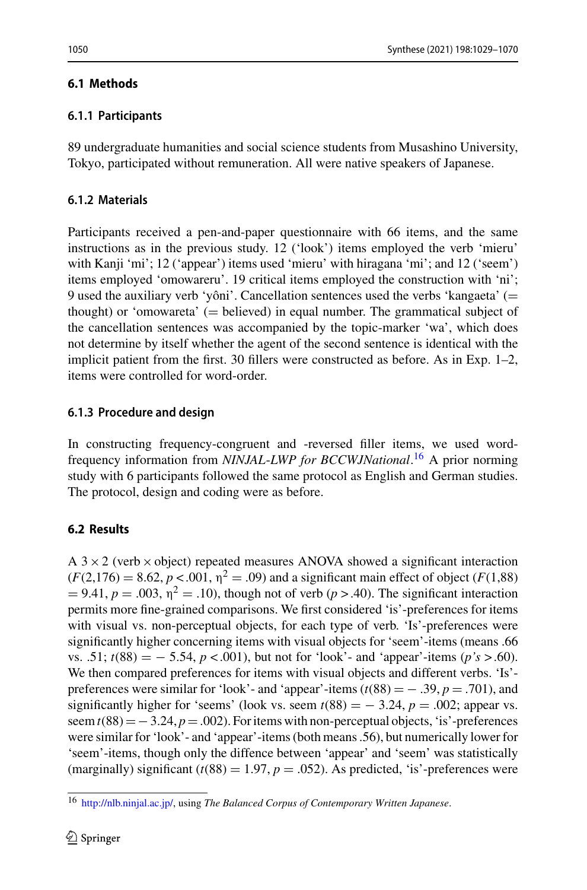### 6.1 Methods

#### 6.1.1 Participants

89 undergraduate humanities and social science students from Musashino University, Tokyo, participated without remuneration. All were native speakers of Japanese.

#### 6.1.2 Materials

Participants received a pen-and-paper questionnaire with 66 items, and the same instructions as in the previous study. 12 ('look') items employed the verb 'mieru' with Kanji 'mi'; 12 ('appear') items used 'mieru' with hiragana 'mi'; and 12 ('seem') items employed 'omowareru'. 19 critical items employed the construction with 'ni'; 9 used the auxiliary verb 'yôni'. Cancellation sentences used the verbs 'kangaeta' (= thought) or 'omowareta' (= believed) in equal number. The grammatical subject of the cancellation sentences was accompanied by the topic-marker 'wa', which does not determine by itself whether the agent of the second sentence is identical with the implicit patient from the first. 30 fillers were constructed as before. As in Exp. 1–2, items were controlled for word-order.

#### 6.1.3 Procedure and design

In constructing frequency-congruent and -reversed filler items, we used word-frequency information from *NINJAL-LWP for BCCWJNational*.[16] A prior norming study with 6 participants followed the same protocol as English and German studies. The protocol, design and coding were as before.

### 6.2 Results

A $3 \times 2$ (verb $\times$ object) repeated measures ANOVA showed a significant interaction ($F(2,176) = 8.62$, $p < .001$, $\eta^2 = .09$) and a significant main effect of object ($F(1,88) = 9.41$, $p = .003$, $\eta^2 = .10$), though not of verb ($p > .40$). The significant interaction permits more fine-grained comparisons. We first considered 'is'-preferences for items with visual vs. non-perceptual objects, for each type of verb. 'Is'-preferences were significantly higher concerning items with visual objects for 'seem'-items (means .66 vs. .51; $t(88) = -5.54$, $p < .001$), but not for 'look'- and 'appear'-items ($p$'s $> .60$). We then compared preferences for items with visual objects and different verbs. 'Is'-preferences were similar for 'look'- and 'appear'-items ($t(88) = -.39$, $p = .701$), and significantly higher for 'seems' (look vs. seem $t(88) = -3.24$, $p = .002$; appear vs. seem $t(88) = -3.24$, $p = .002$). For items with non-perceptual objects, 'is'-preferences were similar for 'look'- and 'appear'-items (both means .56), but numerically lower for 'seem'-items, though only the diffence between 'appear' and 'seem' was statistically (marginally) significant ($t(88) = 1.97$, $p = .052$). As predicted, 'is'-preferences were

[16] http://nlb.ninjal.ac.jp/, using *The Balanced Corpus of Contemporary Written Japanese*.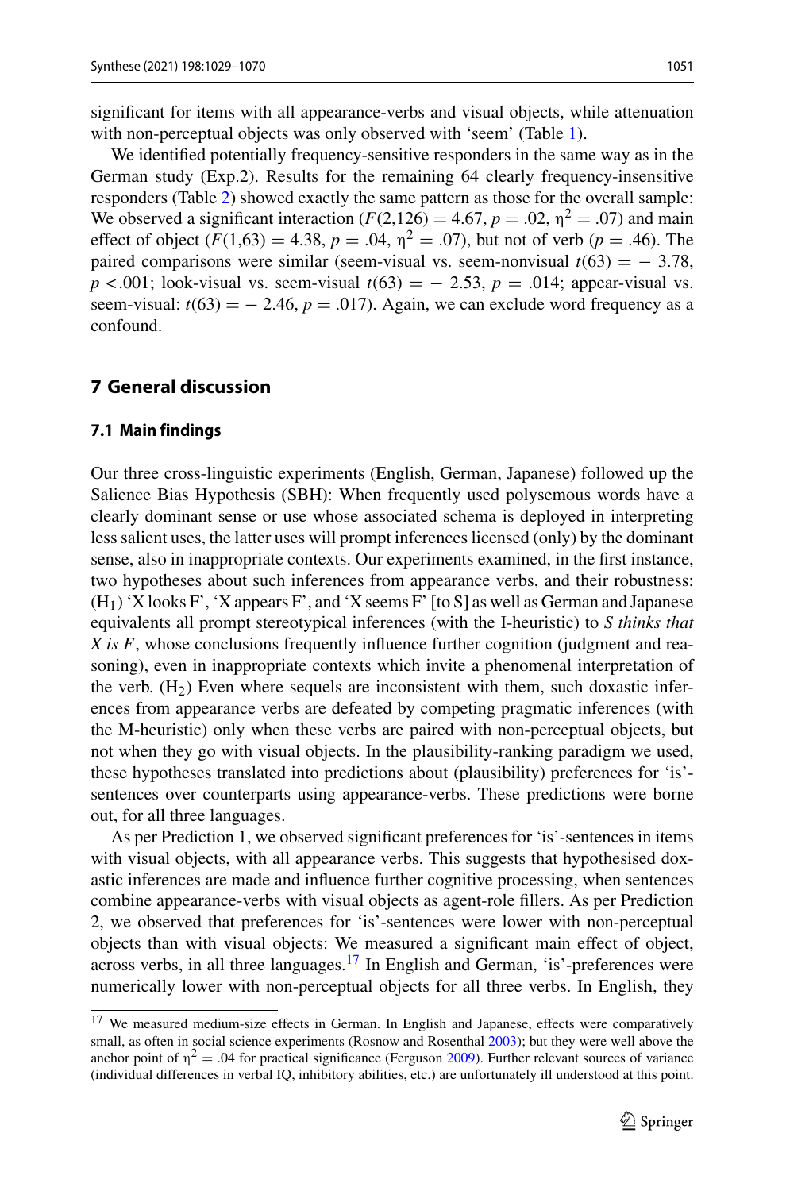significant for items with all appearance-verbs and visual objects, while attenuation with non-perceptual objects was only observed with 'seem' (Table 1).

We identified potentially frequency-sensitive responders in the same way as in the German study (Exp.2). Results for the remaining 64 clearly frequency-insensitive responders (Table 2) showed exactly the same pattern as those for the overall sample: We observed a significant interaction ($F(2,126) = 4.67$, $p = .02$, $\eta^2 = .07$) and main effect of object ($F(1,63) = 4.38$, $p = .04$, $\eta^2 = .07$), but not of verb ($p = .46$). The paired comparisons were similar (seem-visual vs. seem-nonvisual $t(63) = -3.78$, $p < .001$; look-visual vs. seem-visual $t(63) = -2.53$, $p = .014$; appear-visual vs. seem-visual: $t(63) = -2.46$, $p = .017$). Again, we can exclude word frequency as a confound.

## 7 General discussion

### 7.1 Main findings

Our three cross-linguistic experiments (English, German, Japanese) followed up the Salience Bias Hypothesis (SBH): When frequently used polysemous words have a clearly dominant sense or use whose associated schema is deployed in interpreting less salient uses, the latter uses will prompt inferences licensed (only) by the dominant sense, also in inappropriate contexts. Our experiments examined, in the first instance, two hypotheses about such inferences from appearance verbs, and their robustness: ($H_1$) 'X looks F', 'X appears F', and 'X seems F' [to S] as well as German and Japanese equivalents all prompt stereotypical inferences (with the I-heuristic) to *S thinks that X is F*, whose conclusions frequently influence further cognition (judgment and reasoning), even in inappropriate contexts which invite a phenomenal interpretation of the verb. ($H_2$) Even where sequels are inconsistent with them, such doxastic inferences from appearance verbs are defeated by competing pragmatic inferences (with the M-heuristic) only when these verbs are paired with non-perceptual objects, but not when they go with visual objects. In the plausibility-ranking paradigm we used, these hypotheses translated into predictions about (plausibility) preferences for 'is'-sentences over counterparts using appearance-verbs. These predictions were borne out, for all three languages.

As per Prediction 1, we observed significant preferences for 'is'-sentences in items with visual objects, with all appearance verbs. This suggests that hypothesised doxastic inferences are made and influence further cognitive processing, when sentences combine appearance-verbs with visual objects as agent-role fillers. As per Prediction 2, we observed that preferences for 'is'-sentences were lower with non-perceptual objects than with visual objects: We measured a significant main effect of object, across verbs, in all three languages.[17] In English and German, 'is'-preferences were numerically lower with non-perceptual objects for all three verbs. In English, they

[17] We measured medium-size effects in German. In English and Japanese, effects were comparatively small, as often in social science experiments (Rosnow and Rosenthal 2003); but they were well above the anchor point of $\eta^2 = .04$ for practical significance (Ferguson 2009). Further relevant sources of variance (individual differences in verbal IQ, inhibitory abilities, etc.) are unfortunately ill understood at this point.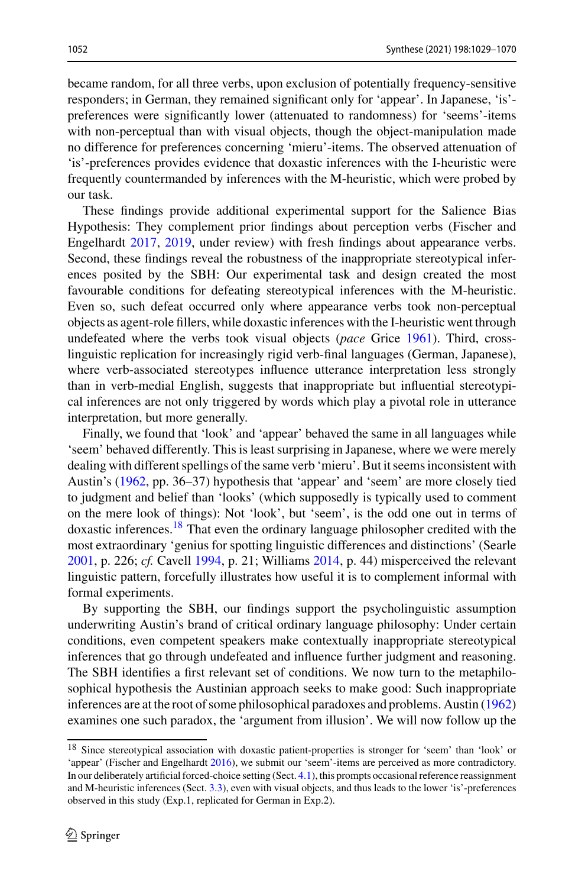became random, for all three verbs, upon exclusion of potentially frequency-sensitive responders; in German, they remained significant only for 'appear'. In Japanese, 'is'-preferences were significantly lower (attenuated to randomness) for 'seems'-items with non-perceptual than with visual objects, though the object-manipulation made no difference for preferences concerning 'mieru'-items. The observed attenuation of 'is'-preferences provides evidence that doxastic inferences with the I-heuristic were frequently countermanded by inferences with the M-heuristic, which were probed by our task.

These findings provide additional experimental support for the Salience Bias Hypothesis: They complement prior findings about perception verbs (Fischer and Engelhardt 2017, 2019, under review) with fresh findings about appearance verbs. Second, these findings reveal the robustness of the inappropriate stereotypical inferences posited by the SBH: Our experimental task and design created the most favourable conditions for defeating stereotypical inferences with the M-heuristic. Even so, such defeat occurred only where appearance verbs took non-perceptual objects as agent-role fillers, while doxastic inferences with the I-heuristic went through undefeated where the verbs took visual objects (*pace* Grice 1961). Third, cross-linguistic replication for increasingly rigid verb-final languages (German, Japanese), where verb-associated stereotypes influence utterance interpretation less strongly than in verb-medial English, suggests that inappropriate but influential stereotypical inferences are not only triggered by words which play a pivotal role in utterance interpretation, but more generally.

Finally, we found that 'look' and 'appear' behaved the same in all languages while 'seem' behaved differently. This is least surprising in Japanese, where we were merely dealing with different spellings of the same verb 'mieru'. But it seems inconsistent with Austin's (1962, pp. 36–37) hypothesis that 'appear' and 'seem' are more closely tied to judgment and belief than 'looks' (which supposedly is typically used to comment on the mere look of things): Not 'look', but 'seem', is the odd one out in terms of doxastic inferences.[18] That even the ordinary language philosopher credited with the most extraordinary 'genius for spotting linguistic differences and distinctions' (Searle 2001, p. 226; *cf.* Cavell 1994, p. 21; Williams 2014, p. 44) misperceived the relevant linguistic pattern, forcefully illustrates how useful it is to complement informal with formal experiments.

By supporting the SBH, our findings support the psycholinguistic assumption underwriting Austin's brand of critical ordinary language philosophy: Under certain conditions, even competent speakers make contextually inappropriate stereotypical inferences that go through undefeated and influence further judgment and reasoning. The SBH identifies a first relevant set of conditions. We now turn to the metaphilosophical hypothesis the Austinian approach seeks to make good: Such inappropriate inferences are at the root of some philosophical paradoxes and problems. Austin (1962) examines one such paradox, the 'argument from illusion'. We will now follow up the

[18] Since stereotypical association with doxastic patient-properties is stronger for 'seem' than 'look' or 'appear' (Fischer and Engelhardt 2016), we submit our 'seem'-items are perceived as more contradictory. In our deliberately artificial forced-choice setting (Sect. 4.1), this prompts occasional reference reassignment and M-heuristic inferences (Sect. 3.3), even with visual objects, and thus leads to the lower 'is'-preferences observed in this study (Exp.1, replicated for German in Exp.2).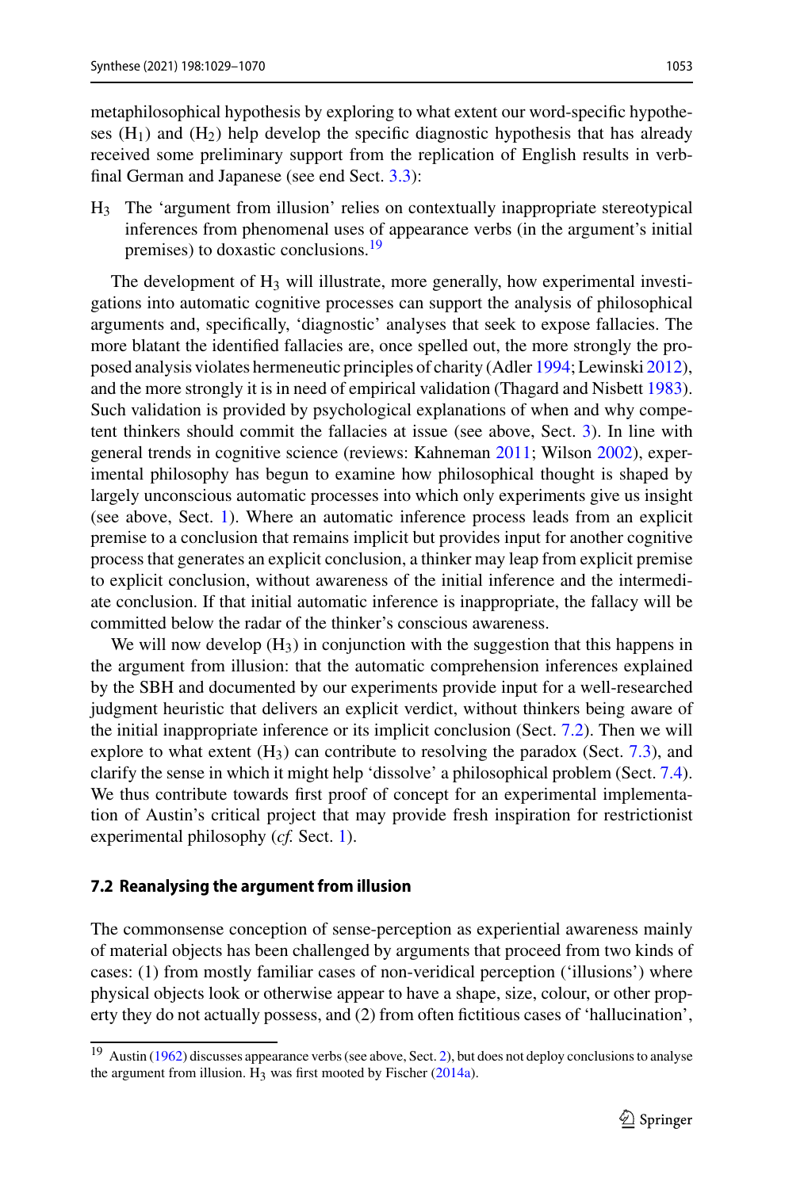metaphilosophical hypothesis by exploring to what extent our word-specific hypotheses ($H_1$) and ($H_2$) help develop the specific diagnostic hypothesis that has already received some preliminary support from the replication of English results in verb-final German and Japanese (see end Sect. 3.3):

$H_3$ The 'argument from illusion' relies on contextually inappropriate stereotypical inferences from phenomenal uses of appearance verbs (in the argument's initial premises) to doxastic conclusions.[19]

The development of $H_3$ will illustrate, more generally, how experimental investigations into automatic cognitive processes can support the analysis of philosophical arguments and, specifically, 'diagnostic' analyses that seek to expose fallacies. The more blatant the identified fallacies are, once spelled out, the more strongly the proposed analysis violates hermeneutic principles of charity (Adler 1994; Lewinski 2012), and the more strongly it is in need of empirical validation (Thagard and Nisbett 1983). Such validation is provided by psychological explanations of when and why competent thinkers should commit the fallacies at issue (see above, Sect. 3). In line with general trends in cognitive science (reviews: Kahneman 2011; Wilson 2002), experimental philosophy has begun to examine how philosophical thought is shaped by largely unconscious automatic processes into which only experiments give us insight (see above, Sect. 1). Where an automatic inference process leads from an explicit premise to a conclusion that remains implicit but provides input for another cognitive process that generates an explicit conclusion, a thinker may leap from explicit premise to explicit conclusion, without awareness of the initial inference and the intermediate conclusion. If that initial automatic inference is inappropriate, the fallacy will be committed below the radar of the thinker's conscious awareness.

We will now develop ($H_3$) in conjunction with the suggestion that this happens in the argument from illusion: that the automatic comprehension inferences explained by the SBH and documented by our experiments provide input for a well-researched judgment heuristic that delivers an explicit verdict, without thinkers being aware of the initial inappropriate inference or its implicit conclusion (Sect. 7.2). Then we will explore to what extent ($H_3$) can contribute to resolving the paradox (Sect. 7.3), and clarify the sense in which it might help 'dissolve' a philosophical problem (Sect. 7.4). We thus contribute towards first proof of concept for an experimental implementation of Austin's critical project that may provide fresh inspiration for restrictionist experimental philosophy (*cf.* Sect. 1).

### 7.2 Reanalysing the argument from illusion

The commonsense conception of sense-perception as experiential awareness mainly of material objects has been challenged by arguments that proceed from two kinds of cases: (1) from mostly familiar cases of non-veridical perception ('illusions') where physical objects look or otherwise appear to have a shape, size, colour, or other property they do not actually possess, and (2) from often fictitious cases of 'hallucination',

[19] Austin (1962) discusses appearance verbs (see above, Sect. 2), but does not deploy conclusions to analyse the argument from illusion. $H_3$ was first mooted by Fischer (2014a).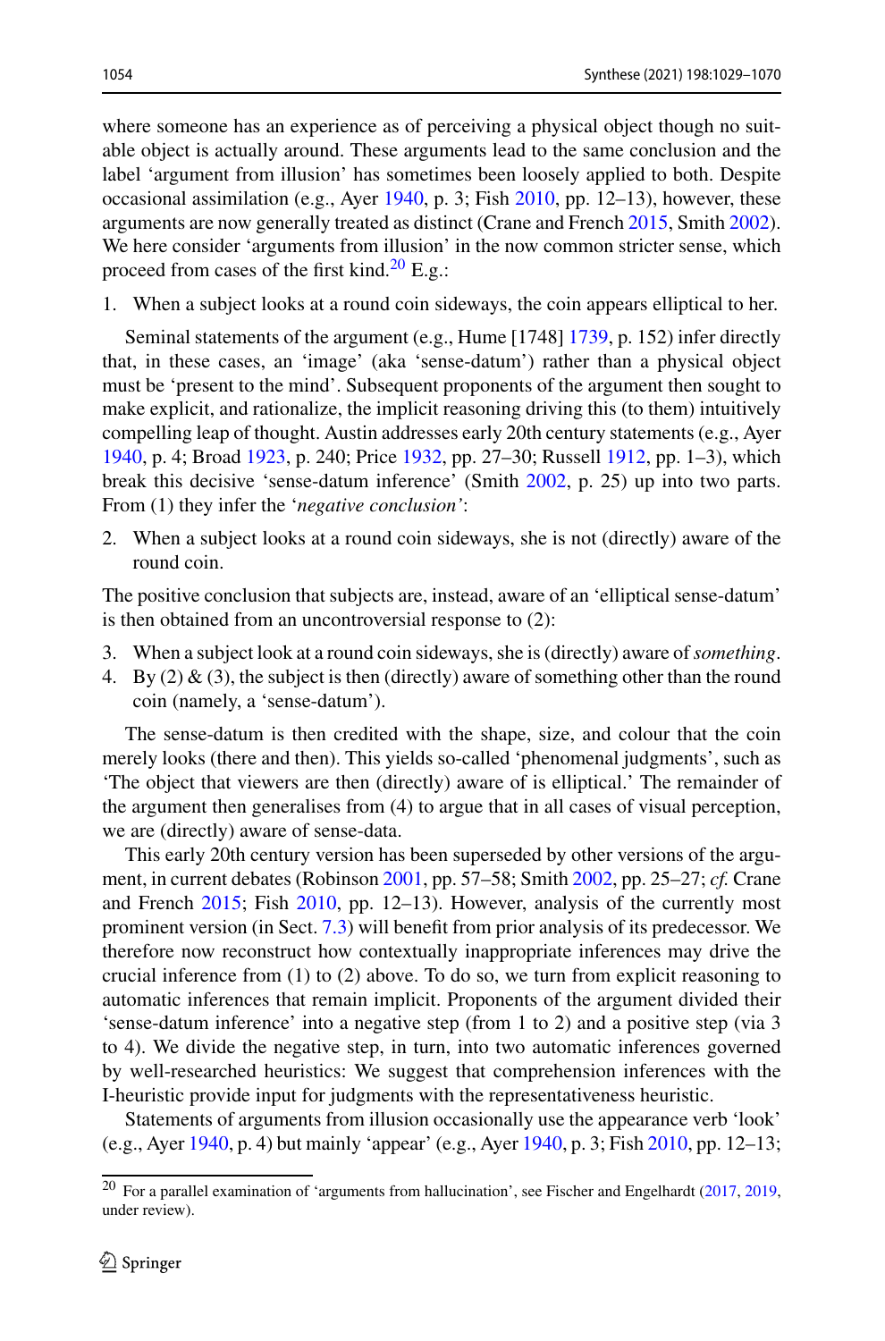where someone has an experience as of perceiving a physical object though no suitable object is actually around. These arguments lead to the same conclusion and the label 'argument from illusion' has sometimes been loosely applied to both. Despite occasional assimilation (e.g., Ayer 1940, p. 3; Fish 2010, pp. 12–13), however, these arguments are now generally treated as distinct (Crane and French 2015, Smith 2002). We here consider 'arguments from illusion' in the now common stricter sense, which proceed from cases of the first kind.[20] E.g.:

1. When a subject looks at a round coin sideways, the coin appears elliptical to her.

Seminal statements of the argument (e.g., Hume [1748] 1739, p. 152) infer directly that, in these cases, an 'image' (aka 'sense-datum') rather than a physical object must be 'present to the mind'. Subsequent proponents of the argument then sought to make explicit, and rationalize, the implicit reasoning driving this (to them) intuitively compelling leap of thought. Austin addresses early 20th century statements (e.g., Ayer 1940, p. 4; Broad 1923, p. 240; Price 1932, pp. 27–30; Russell 1912, pp. 1–3), which break this decisive 'sense-datum inference' (Smith 2002, p. 25) up into two parts. From (1) they infer the '*negative conclusion*':

2. When a subject looks at a round coin sideways, she is not (directly) aware of the round coin.

The positive conclusion that subjects are, instead, aware of an 'elliptical sense-datum' is then obtained from an uncontroversial response to (2):

3. When a subject look at a round coin sideways, she is (directly) aware of *something*.
4. By (2) & (3), the subject is then (directly) aware of something other than the round coin (namely, a 'sense-datum').

The sense-datum is then credited with the shape, size, and colour that the coin merely looks (there and then). This yields so-called 'phenomenal judgments', such as 'The object that viewers are then (directly) aware of is elliptical.' The remainder of the argument then generalises from (4) to argue that in all cases of visual perception, we are (directly) aware of sense-data.

This early 20th century version has been superseded by other versions of the argument, in current debates (Robinson 2001, pp. 57–58; Smith 2002, pp. 25–27; *cf.* Crane and French 2015; Fish 2010, pp. 12–13). However, analysis of the currently most prominent version (in Sect. 7.3) will benefit from prior analysis of its predecessor. We therefore now reconstruct how contextually inappropriate inferences may drive the crucial inference from (1) to (2) above. To do so, we turn from explicit reasoning to automatic inferences that remain implicit. Proponents of the argument divided their 'sense-datum inference' into a negative step (from 1 to 2) and a positive step (via 3 to 4). We divide the negative step, in turn, into two automatic inferences governed by well-researched heuristics: We suggest that comprehension inferences with the I-heuristic provide input for judgments with the representativeness heuristic.

Statements of arguments from illusion occasionally use the appearance verb 'look' (e.g., Ayer 1940, p. 4) but mainly 'appear' (e.g., Ayer 1940, p. 3; Fish 2010, pp. 12–13;

[20] For a parallel examination of 'arguments from hallucination', see Fischer and Engelhardt (2017, 2019, under review).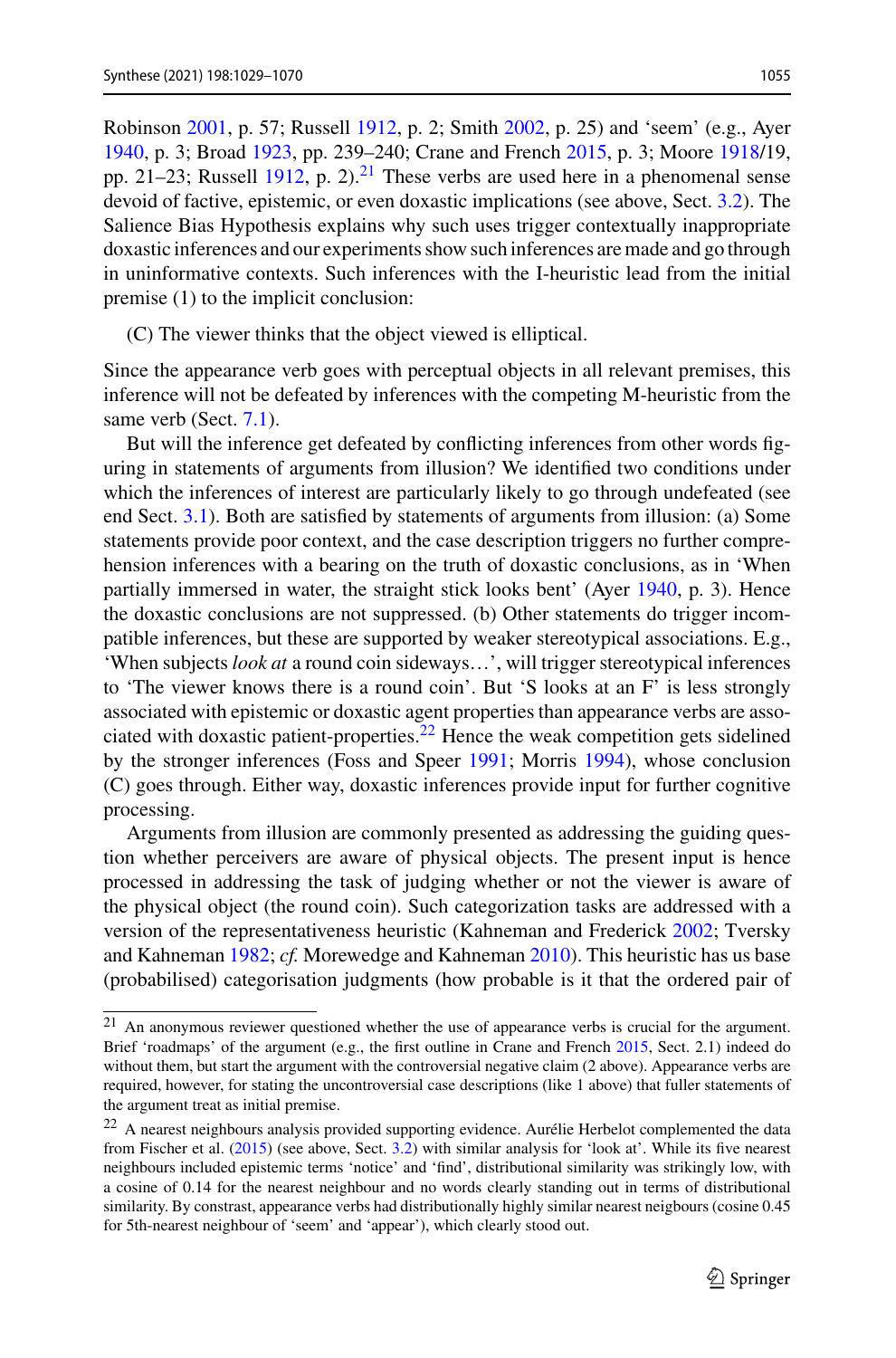Robinson 2001, p. 57; Russell 1912, p. 2; Smith 2002, p. 25) and 'seem' (e.g., Ayer 1940, p. 3; Broad 1923, pp. 239–240; Crane and French 2015, p. 3; Moore 1918/19, pp. 21–23; Russell 1912, p. 2).[21] These verbs are used here in a phenomenal sense devoid of factive, epistemic, or even doxastic implications (see above, Sect. 3.2). The Salience Bias Hypothesis explains why such uses trigger contextually inappropriate doxastic inferences and our experiments show such inferences are made and go through in uninformative contexts. Such inferences with the I-heuristic lead from the initial premise (1) to the implicit conclusion:

(C) The viewer thinks that the object viewed is elliptical.

Since the appearance verb goes with perceptual objects in all relevant premises, this inference will not be defeated by inferences with the competing M-heuristic from the same verb (Sect. 7.1).

But will the inference get defeated by conflicting inferences from other words figuring in statements of arguments from illusion? We identified two conditions under which the inferences of interest are particularly likely to go through undefeated (see end Sect. 3.1). Both are satisfied by statements of arguments from illusion: (a) Some statements provide poor context, and the case description triggers no further comprehension inferences with a bearing on the truth of doxastic conclusions, as in 'When partially immersed in water, the straight stick looks bent' (Ayer 1940, p. 3). Hence the doxastic conclusions are not suppressed. (b) Other statements do trigger incompatible inferences, but these are supported by weaker stereotypical associations. E.g., 'When subjects *look at* a round coin sideways…', will trigger stereotypical inferences to 'The viewer knows there is a round coin'. But 'S looks at an F' is less strongly associated with epistemic or doxastic agent properties than appearance verbs are associated with doxastic patient-properties.[22] Hence the weak competition gets sidelined by the stronger inferences (Foss and Speer 1991; Morris 1994), whose conclusion (C) goes through. Either way, doxastic inferences provide input for further cognitive processing.

Arguments from illusion are commonly presented as addressing the guiding question whether perceivers are aware of physical objects. The present input is hence processed in addressing the task of judging whether or not the viewer is aware of the physical object (the round coin). Such categorization tasks are addressed with a version of the representativeness heuristic (Kahneman and Frederick 2002; Tversky and Kahneman 1982; *cf.* Morewedge and Kahneman 2010). This heuristic has us base (probabilised) categorisation judgments (how probable is it that the ordered pair of

---

[21] An anonymous reviewer questioned whether the use of appearance verbs is crucial for the argument. Brief 'roadmaps' of the argument (e.g., the first outline in Crane and French 2015, Sect. 2.1) indeed do without them, but start the argument with the controversial negative claim (2 above). Appearance verbs are required, however, for stating the uncontroversial case descriptions (like 1 above) that fuller statements of the argument treat as initial premise.

[22] A nearest neighbours analysis provided supporting evidence. Aurélie Herbelot complemented the data from Fischer et al. (2015) (see above, Sect. 3.2) with similar analysis for 'look at'. While its five nearest neighbours included epistemic terms 'notice' and 'find', distributional similarity was strikingly low, with a cosine of 0.14 for the nearest neighbour and no words clearly standing out in terms of distributional similarity. By constrast, appearance verbs had distributionally highly similar nearest neigbours (cosine 0.45 for 5th-nearest neighbour of 'seem' and 'appear'), which clearly stood out.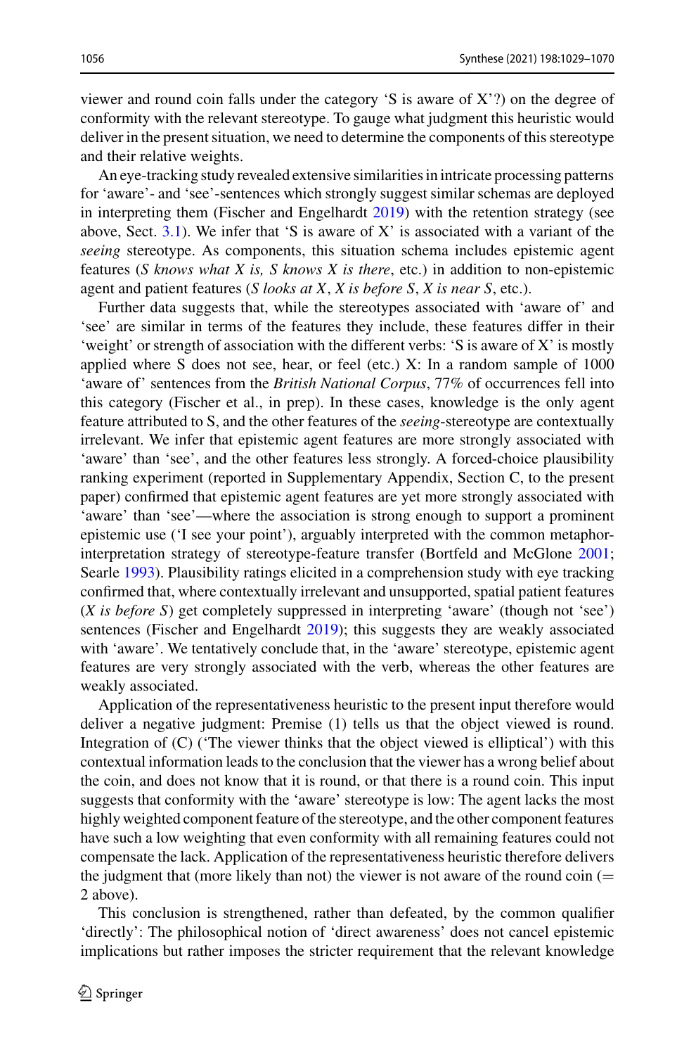viewer and round coin falls under the category 'S is aware of X'?) on the degree of conformity with the relevant stereotype. To gauge what judgment this heuristic would deliver in the present situation, we need to determine the components of this stereotype and their relative weights.

An eye-tracking study revealed extensive similarities in intricate processing patterns for 'aware'- and 'see'-sentences which strongly suggest similar schemas are deployed in interpreting them (Fischer and Engelhardt 2019) with the retention strategy (see above, Sect. 3.1). We infer that 'S is aware of X' is associated with a variant of the *seeing* stereotype. As components, this situation schema includes epistemic agent features (*S knows what X is, S knows X is there*, etc.) in addition to non-epistemic agent and patient features (*S looks at X*, *X is before S*, *X is near S*, etc.).

Further data suggests that, while the stereotypes associated with 'aware of' and 'see' are similar in terms of the features they include, these features differ in their 'weight' or strength of association with the different verbs: 'S is aware of X' is mostly applied where S does not see, hear, or feel (etc.) X: In a random sample of 1000 'aware of' sentences from the *British National Corpus*, 77% of occurrences fell into this category (Fischer et al., in prep). In these cases, knowledge is the only agent feature attributed to S, and the other features of the *seeing*-stereotype are contextually irrelevant. We infer that epistemic agent features are more strongly associated with 'aware' than 'see', and the other features less strongly. A forced-choice plausibility ranking experiment (reported in Supplementary Appendix, Section C, to the present paper) confirmed that epistemic agent features are yet more strongly associated with 'aware' than 'see'—where the association is strong enough to support a prominent epistemic use ('I see your point'), arguably interpreted with the common metaphor-interpretation strategy of stereotype-feature transfer (Bortfeld and McGlone 2001; Searle 1993). Plausibility ratings elicited in a comprehension study with eye tracking confirmed that, where contextually irrelevant and unsupported, spatial patient features (*X is before S*) get completely suppressed in interpreting 'aware' (though not 'see') sentences (Fischer and Engelhardt 2019); this suggests they are weakly associated with 'aware'. We tentatively conclude that, in the 'aware' stereotype, epistemic agent features are very strongly associated with the verb, whereas the other features are weakly associated.

Application of the representativeness heuristic to the present input therefore would deliver a negative judgment: Premise (1) tells us that the object viewed is round. Integration of (C) ('The viewer thinks that the object viewed is elliptical') with this contextual information leads to the conclusion that the viewer has a wrong belief about the coin, and does not know that it is round, or that there is a round coin. This input suggests that conformity with the 'aware' stereotype is low: The agent lacks the most highly weighted component feature of the stereotype, and the other component features have such a low weighting that even conformity with all remaining features could not compensate the lack. Application of the representativeness heuristic therefore delivers the judgment that (more likely than not) the viewer is not aware of the round coin (= 2 above).

This conclusion is strengthened, rather than defeated, by the common qualifier 'directly': The philosophical notion of 'direct awareness' does not cancel epistemic implications but rather imposes the stricter requirement that the relevant knowledge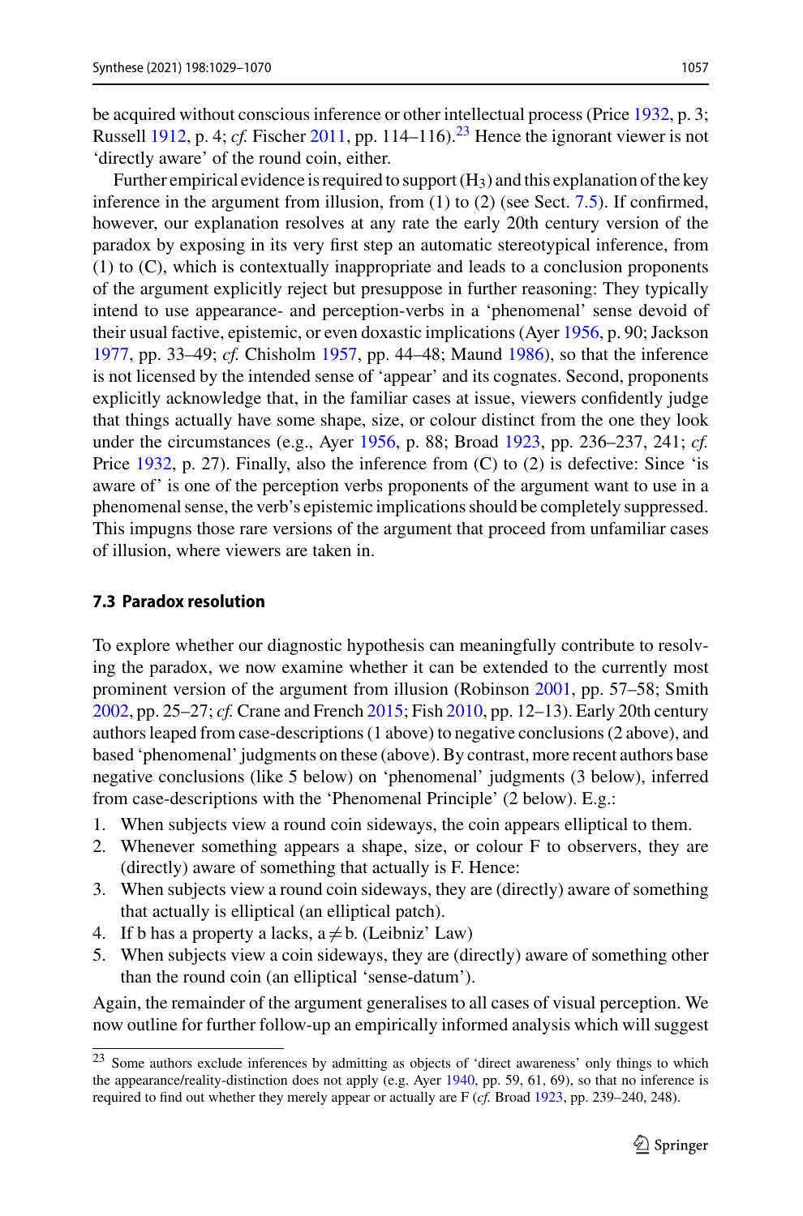be acquired without conscious inference or other intellectual process (Price 1932, p. 3; Russell 1912, p. 4; *cf.* Fischer 2011, pp. 114–116).[23] Hence the ignorant viewer is not 'directly aware' of the round coin, either.

Further empirical evidence is required to support ($H_3$) and this explanation of the key inference in the argument from illusion, from (1) to (2) (see Sect. 7.5). If confirmed, however, our explanation resolves at any rate the early 20th century version of the paradox by exposing in its very first step an automatic stereotypical inference, from (1) to (C), which is contextually inappropriate and leads to a conclusion proponents of the argument explicitly reject but presuppose in further reasoning: They typically intend to use appearance- and perception-verbs in a 'phenomenal' sense devoid of their usual factive, epistemic, or even doxastic implications (Ayer 1956, p. 90; Jackson 1977, pp. 33–49; *cf.* Chisholm 1957, pp. 44–48; Maund 1986), so that the inference is not licensed by the intended sense of 'appear' and its cognates. Second, proponents explicitly acknowledge that, in the familiar cases at issue, viewers confidently judge that things actually have some shape, size, or colour distinct from the one they look under the circumstances (e.g., Ayer 1956, p. 88; Broad 1923, pp. 236–237, 241; *cf.* Price 1932, p. 27). Finally, also the inference from (C) to (2) is defective: Since 'is aware of' is one of the perception verbs proponents of the argument want to use in a phenomenal sense, the verb's epistemic implications should be completely suppressed. This impugns those rare versions of the argument that proceed from unfamiliar cases of illusion, where viewers are taken in.

### 7.3 Paradox resolution

To explore whether our diagnostic hypothesis can meaningfully contribute to resolving the paradox, we now examine whether it can be extended to the currently most prominent version of the argument from illusion (Robinson 2001, pp. 57–58; Smith 2002, pp. 25–27; *cf.* Crane and French 2015; Fish 2010, pp. 12–13). Early 20th century authors leaped from case-descriptions (1 above) to negative conclusions (2 above), and based 'phenomenal' judgments on these (above). By contrast, more recent authors base negative conclusions (like 5 below) on 'phenomenal' judgments (3 below), inferred from case-descriptions with the 'Phenomenal Principle' (2 below). E.g.:

1. When subjects view a round coin sideways, the coin appears elliptical to them.
2. Whenever something appears a shape, size, or colour F to observers, they are (directly) aware of something that actually is F. Hence:
3. When subjects view a round coin sideways, they are (directly) aware of something that actually is elliptical (an elliptical patch).
4. If b has a property a lacks, a ≠ b. (Leibniz' Law)
5. When subjects view a coin sideways, they are (directly) aware of something other than the round coin (an elliptical 'sense-datum').

Again, the remainder of the argument generalises to all cases of visual perception. We now outline for further follow-up an empirically informed analysis which will suggest

[23] Some authors exclude inferences by admitting as objects of 'direct awareness' only things to which the appearance/reality-distinction does not apply (e.g. Ayer 1940, pp. 59, 61, 69), so that no inference is required to find out whether they merely appear or actually are F (*cf.* Broad 1923, pp. 239–240, 248).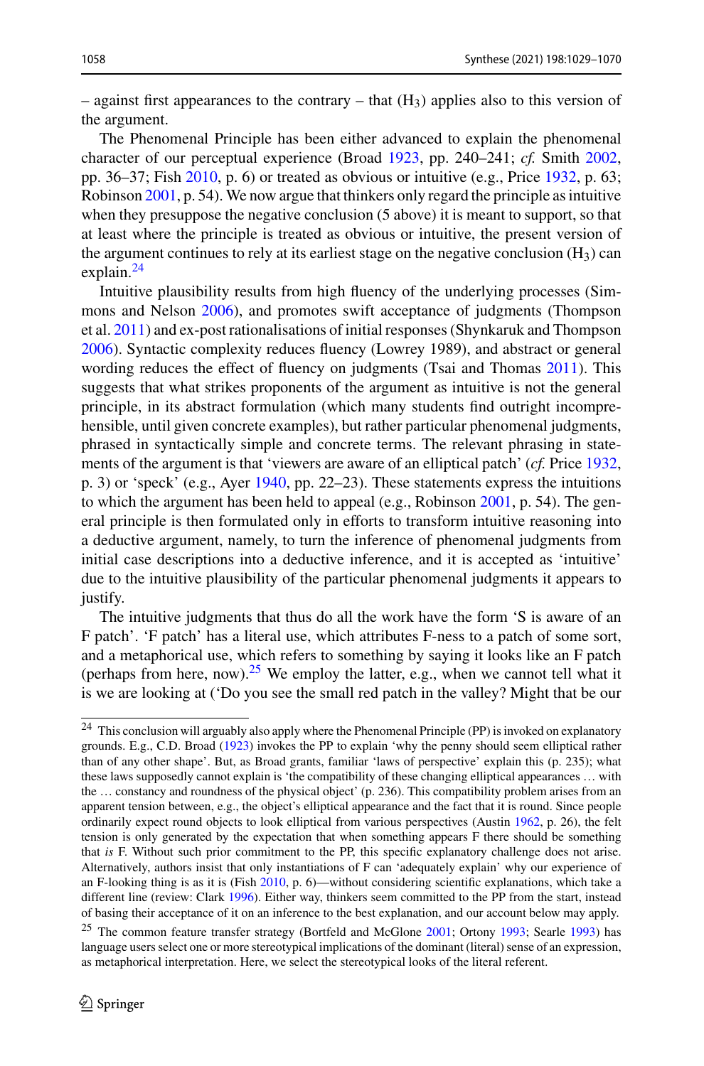– against first appearances to the contrary – that ($H_3$) applies also to this version of the argument.

The Phenomenal Principle has been either advanced to explain the phenomenal character of our perceptual experience (Broad 1923, pp. 240–241; *cf.* Smith 2002, pp. 36–37; Fish 2010, p. 6) or treated as obvious or intuitive (e.g., Price 1932, p. 63; Robinson 2001, p. 54). We now argue that thinkers only regard the principle as intuitive when they presuppose the negative conclusion (5 above) it is meant to support, so that at least where the principle is treated as obvious or intuitive, the present version of the argument continues to rely at its earliest stage on the negative conclusion ($H_3$) can explain.[24]

Intuitive plausibility results from high fluency of the underlying processes (Simmons and Nelson 2006), and promotes swift acceptance of judgments (Thompson et al. 2011) and ex-post rationalisations of initial responses (Shynkaruk and Thompson 2006). Syntactic complexity reduces fluency (Lowrey 1989), and abstract or general wording reduces the effect of fluency on judgments (Tsai and Thomas 2011). This suggests that what strikes proponents of the argument as intuitive is not the general principle, in its abstract formulation (which many students find outright incomprehensible, until given concrete examples), but rather particular phenomenal judgments, phrased in syntactically simple and concrete terms. The relevant phrasing in statements of the argument is that 'viewers are aware of an elliptical patch' (*cf.* Price 1932, p. 3) or 'speck' (e.g., Ayer 1940, pp. 22–23). These statements express the intuitions to which the argument has been held to appeal (e.g., Robinson 2001, p. 54). The general principle is then formulated only in efforts to transform intuitive reasoning into a deductive argument, namely, to turn the inference of phenomenal judgments from initial case descriptions into a deductive inference, and it is accepted as 'intuitive' due to the intuitive plausibility of the particular phenomenal judgments it appears to justify.

The intuitive judgments that thus do all the work have the form 'S is aware of an F patch'. 'F patch' has a literal use, which attributes F-ness to a patch of some sort, and a metaphorical use, which refers to something by saying it looks like an F patch (perhaps from here, now).[25] We employ the latter, e.g., when we cannot tell what it is we are looking at ('Do you see the small red patch in the valley? Might that be our

---

[24] This conclusion will arguably also apply where the Phenomenal Principle (PP) is invoked on explanatory grounds. E.g., C.D. Broad (1923) invokes the PP to explain 'why the penny should seem elliptical rather than of any other shape'. But, as Broad grants, familiar 'laws of perspective' explain this (p. 235); what these laws supposedly cannot explain is 'the compatibility of these changing elliptical appearances … with the … constancy and roundness of the physical object' (p. 236). This compatibility problem arises from an apparent tension between, e.g., the object's elliptical appearance and the fact that it is round. Since people ordinarily expect round objects to look elliptical from various perspectives (Austin 1962, p. 26), the felt tension is only generated by the expectation that when something appears F there should be something that *is* F. Without such prior commitment to the PP, this specific explanatory challenge does not arise. Alternatively, authors insist that only instantiations of F can 'adequately explain' why our experience of an F-looking thing is as it is (Fish 2010, p. 6)—without considering scientific explanations, which take a different line (review: Clark 1996). Either way, thinkers seem committed to the PP from the start, instead of basing their acceptance of it on an inference to the best explanation, and our account below may apply.

[25] The common feature transfer strategy (Bortfeld and McGlone 2001; Ortony 1993; Searle 1993) has language users select one or more stereotypical implications of the dominant (literal) sense of an expression, as metaphorical interpretation. Here, we select the stereotypical looks of the literal referent.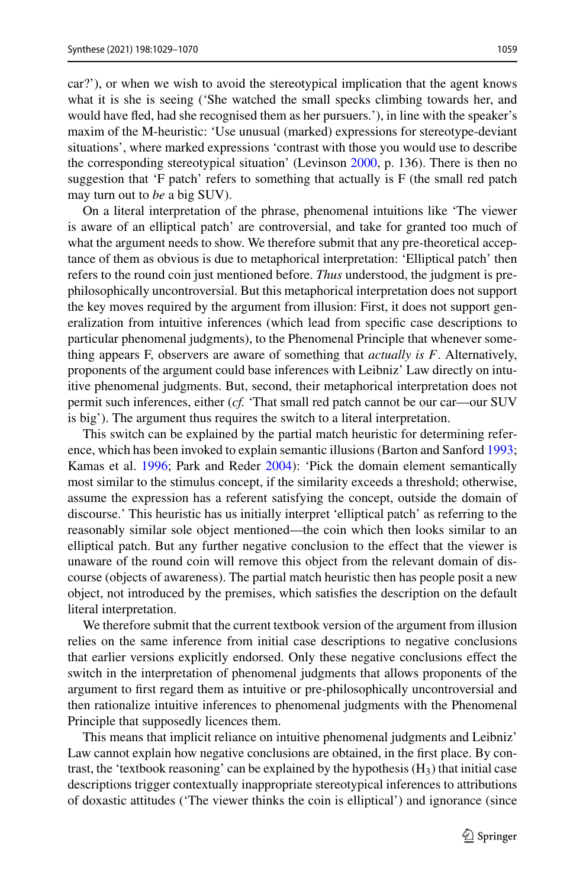car?'), or when we wish to avoid the stereotypical implication that the agent knows what it is she is seeing ('She watched the small specks climbing towards her, and would have fled, had she recognised them as her pursuers.'), in line with the speaker's maxim of the M-heuristic: 'Use unusual (marked) expressions for stereotype-deviant situations', where marked expressions 'contrast with those you would use to describe the corresponding stereotypical situation' (Levinson 2000, p. 136). There is then no suggestion that 'F patch' refers to something that actually is F (the small red patch may turn out to *be* a big SUV).

On a literal interpretation of the phrase, phenomenal intuitions like 'The viewer is aware of an elliptical patch' are controversial, and take for granted too much of what the argument needs to show. We therefore submit that any pre-theoretical acceptance of them as obvious is due to metaphorical interpretation: 'Elliptical patch' then refers to the round coin just mentioned before. *Thus* understood, the judgment is pre-philosophically uncontroversial. But this metaphorical interpretation does not support the key moves required by the argument from illusion: First, it does not support generalization from intuitive inferences (which lead from specific case descriptions to particular phenomenal judgments), to the Phenomenal Principle that whenever something appears F, observers are aware of something that *actually is F*. Alternatively, proponents of the argument could base inferences with Leibniz' Law directly on intuitive phenomenal judgments. But, second, their metaphorical interpretation does not permit such inferences, either (*cf.* 'That small red patch cannot be our car—our SUV is big'). The argument thus requires the switch to a literal interpretation.

This switch can be explained by the partial match heuristic for determining reference, which has been invoked to explain semantic illusions (Barton and Sanford 1993; Kamas et al. 1996; Park and Reder 2004): 'Pick the domain element semantically most similar to the stimulus concept, if the similarity exceeds a threshold; otherwise, assume the expression has a referent satisfying the concept, outside the domain of discourse.' This heuristic has us initially interpret 'elliptical patch' as referring to the reasonably similar sole object mentioned—the coin which then looks similar to an elliptical patch. But any further negative conclusion to the effect that the viewer is unaware of the round coin will remove this object from the relevant domain of discourse (objects of awareness). The partial match heuristic then has people posit a new object, not introduced by the premises, which satisfies the description on the default literal interpretation.

We therefore submit that the current textbook version of the argument from illusion relies on the same inference from initial case descriptions to negative conclusions that earlier versions explicitly endorsed. Only these negative conclusions effect the switch in the interpretation of phenomenal judgments that allows proponents of the argument to first regard them as intuitive or pre-philosophically uncontroversial and then rationalize intuitive inferences to phenomenal judgments with the Phenomenal Principle that supposedly licences them.

This means that implicit reliance on intuitive phenomenal judgments and Leibniz' Law cannot explain how negative conclusions are obtained, in the first place. By contrast, the 'textbook reasoning' can be explained by the hypothesis ($H_3$) that initial case descriptions trigger contextually inappropriate stereotypical inferences to attributions of doxastic attitudes ('The viewer thinks the coin is elliptical') and ignorance (since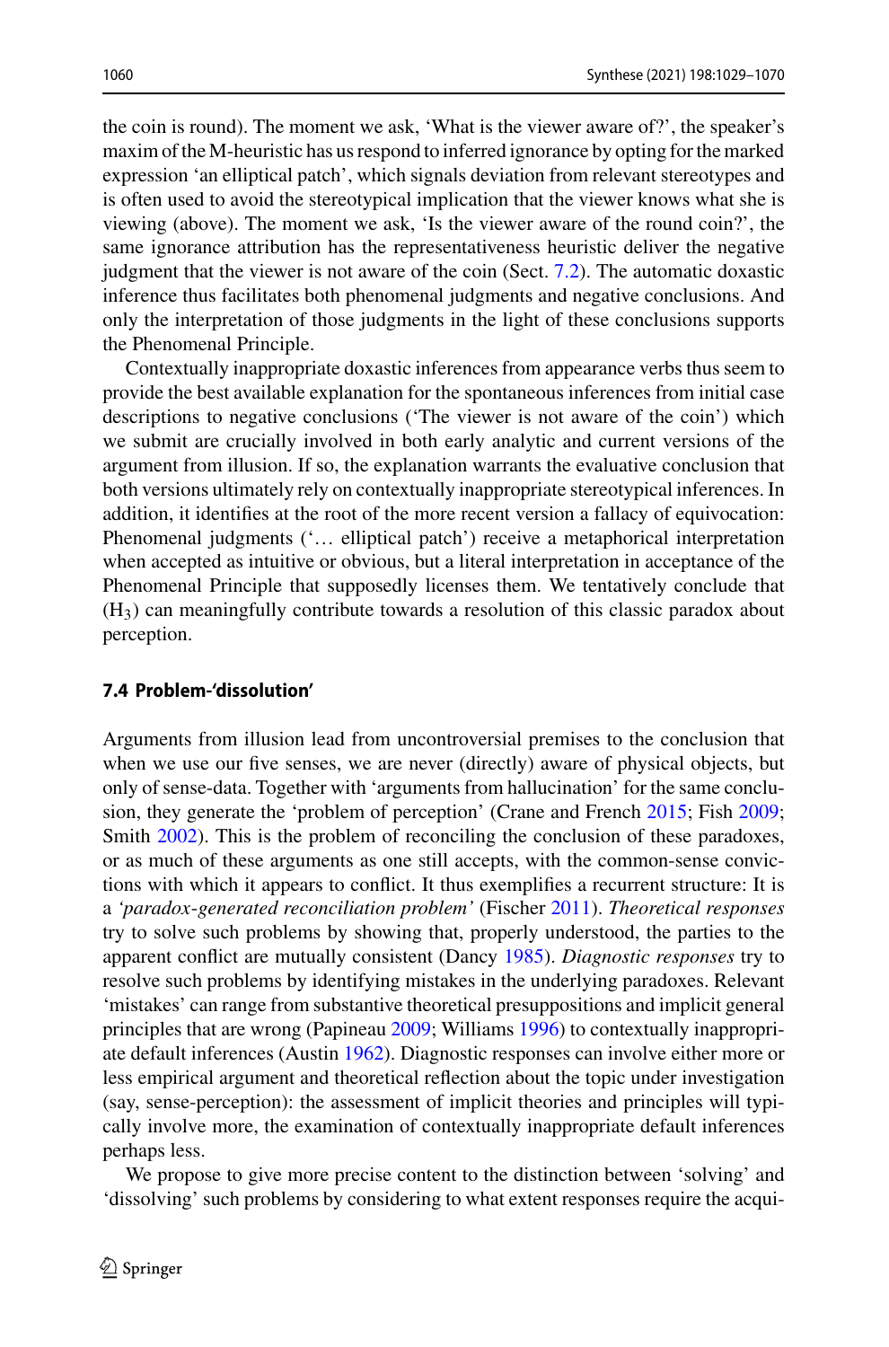the coin is round). The moment we ask, 'What is the viewer aware of?', the speaker's maxim of the M-heuristic has us respond to inferred ignorance by opting for the marked expression 'an elliptical patch', which signals deviation from relevant stereotypes and is often used to avoid the stereotypical implication that the viewer knows what she is viewing (above). The moment we ask, 'Is the viewer aware of the round coin?', the same ignorance attribution has the representativeness heuristic deliver the negative judgment that the viewer is not aware of the coin (Sect. 7.2). The automatic doxastic inference thus facilitates both phenomenal judgments and negative conclusions. And only the interpretation of those judgments in the light of these conclusions supports the Phenomenal Principle.

Contextually inappropriate doxastic inferences from appearance verbs thus seem to provide the best available explanation for the spontaneous inferences from initial case descriptions to negative conclusions ('The viewer is not aware of the coin') which we submit are crucially involved in both early analytic and current versions of the argument from illusion. If so, the explanation warrants the evaluative conclusion that both versions ultimately rely on contextually inappropriate stereotypical inferences. In addition, it identifies at the root of the more recent version a fallacy of equivocation: Phenomenal judgments ('… elliptical patch') receive a metaphorical interpretation when accepted as intuitive or obvious, but a literal interpretation in acceptance of the Phenomenal Principle that supposedly licenses them. We tentatively conclude that ($H_3$) can meaningfully contribute towards a resolution of this classic paradox about perception.

### 7.4 Problem-'dissolution'

Arguments from illusion lead from uncontroversial premises to the conclusion that when we use our five senses, we are never (directly) aware of physical objects, but only of sense-data. Together with 'arguments from hallucination' for the same conclusion, they generate the 'problem of perception' (Crane and French 2015; Fish 2009; Smith 2002). This is the problem of reconciling the conclusion of these paradoxes, or as much of these arguments as one still accepts, with the common-sense convictions with which it appears to conflict. It thus exemplifies a recurrent structure: It is a *'paradox-generated reconciliation problem'* (Fischer 2011). *Theoretical responses* try to solve such problems by showing that, properly understood, the parties to the apparent conflict are mutually consistent (Dancy 1985). *Diagnostic responses* try to resolve such problems by identifying mistakes in the underlying paradoxes. Relevant 'mistakes' can range from substantive theoretical presuppositions and implicit general principles that are wrong (Papineau 2009; Williams 1996) to contextually inappropriate default inferences (Austin 1962). Diagnostic responses can involve either more or less empirical argument and theoretical reflection about the topic under investigation (say, sense-perception): the assessment of implicit theories and principles will typically involve more, the examination of contextually inappropriate default inferences perhaps less.

We propose to give more precise content to the distinction between 'solving' and 'dissolving' such problems by considering to what extent responses require the acqui-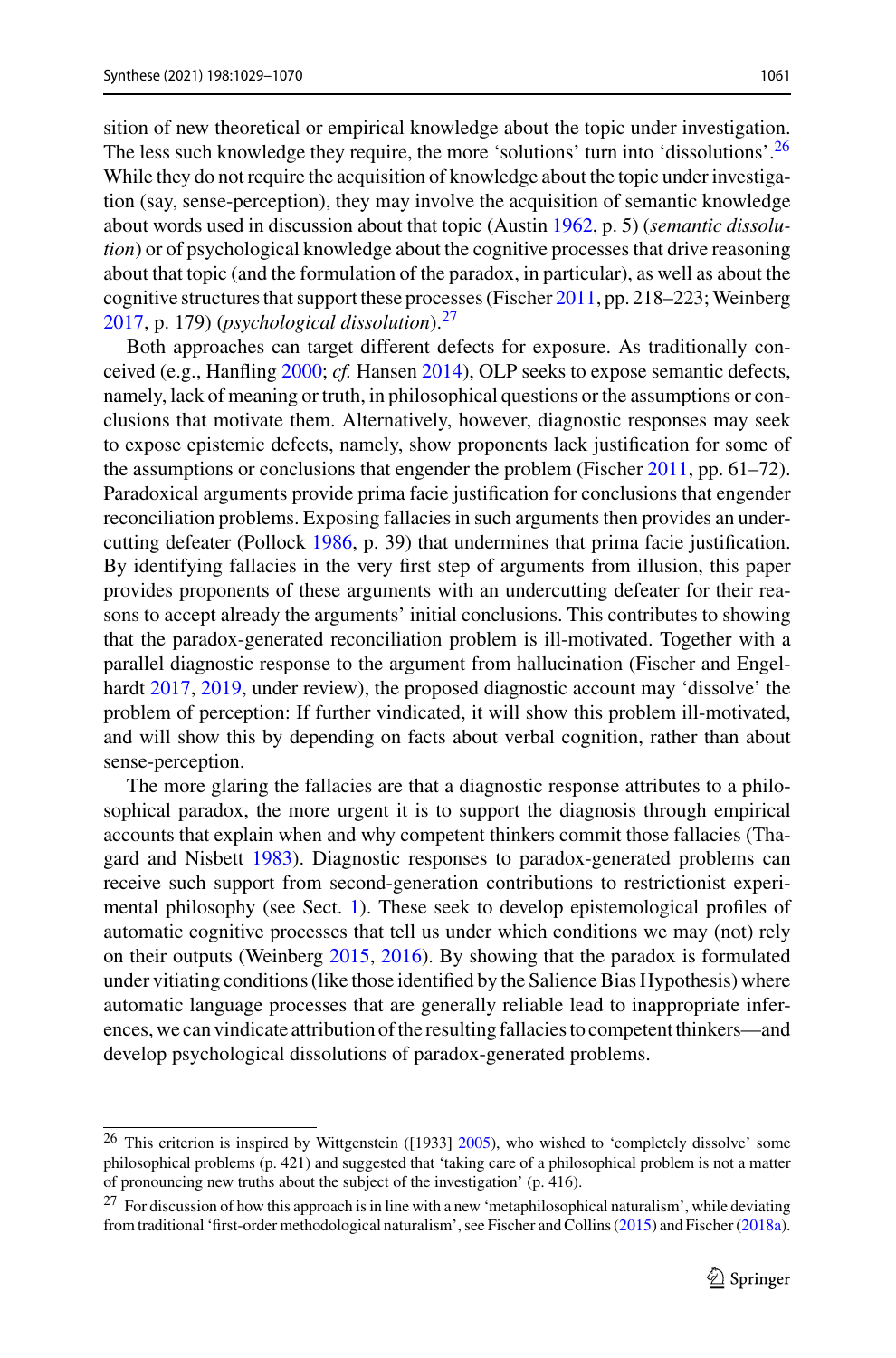sition of new theoretical or empirical knowledge about the topic under investigation. The less such knowledge they require, the more 'solutions' turn into 'dissolutions'.[26] While they do not require the acquisition of knowledge about the topic under investigation (say, sense-perception), they may involve the acquisition of semantic knowledge about words used in discussion about that topic (Austin 1962, p. 5) (*semantic dissolution*) or of psychological knowledge about the cognitive processes that drive reasoning about that topic (and the formulation of the paradox, in particular), as well as about the cognitive structures that support these processes (Fischer 2011, pp. 218–223; Weinberg 2017, p. 179) (*psychological dissolution*).[27]

Both approaches can target different defects for exposure. As traditionally conceived (e.g., Hanfling 2000; *cf.* Hansen 2014), OLP seeks to expose semantic defects, namely, lack of meaning or truth, in philosophical questions or the assumptions or conclusions that motivate them. Alternatively, however, diagnostic responses may seek to expose epistemic defects, namely, show proponents lack justification for some of the assumptions or conclusions that engender the problem (Fischer 2011, pp. 61–72). Paradoxical arguments provide prima facie justification for conclusions that engender reconciliation problems. Exposing fallacies in such arguments then provides an undercutting defeater (Pollock 1986, p. 39) that undermines that prima facie justification. By identifying fallacies in the very first step of arguments from illusion, this paper provides proponents of these arguments with an undercutting defeater for their reasons to accept already the arguments' initial conclusions. This contributes to showing that the paradox-generated reconciliation problem is ill-motivated. Together with a parallel diagnostic response to the argument from hallucination (Fischer and Engelhardt 2017, 2019, under review), the proposed diagnostic account may 'dissolve' the problem of perception: If further vindicated, it will show this problem ill-motivated, and will show this by depending on facts about verbal cognition, rather than about sense-perception.

The more glaring the fallacies are that a diagnostic response attributes to a philosophical paradox, the more urgent it is to support the diagnosis through empirical accounts that explain when and why competent thinkers commit those fallacies (Thagard and Nisbett 1983). Diagnostic responses to paradox-generated problems can receive such support from second-generation contributions to restrictionist experimental philosophy (see Sect. 1). These seek to develop epistemological profiles of automatic cognitive processes that tell us under which conditions we may (not) rely on their outputs (Weinberg 2015, 2016). By showing that the paradox is formulated under vitiating conditions (like those identified by the Salience Bias Hypothesis) where automatic language processes that are generally reliable lead to inappropriate inferences, we can vindicate attribution of the resulting fallacies to competent thinkers—and develop psychological dissolutions of paradox-generated problems.

---

[26] This criterion is inspired by Wittgenstein ([1933] 2005), who wished to 'completely dissolve' some philosophical problems (p. 421) and suggested that 'taking care of a philosophical problem is not a matter of pronouncing new truths about the subject of the investigation' (p. 416).

[27] For discussion of how this approach is in line with a new 'metaphilosophical naturalism', while deviating from traditional 'first-order methodological naturalism', see Fischer and Collins (2015) and Fischer (2018a).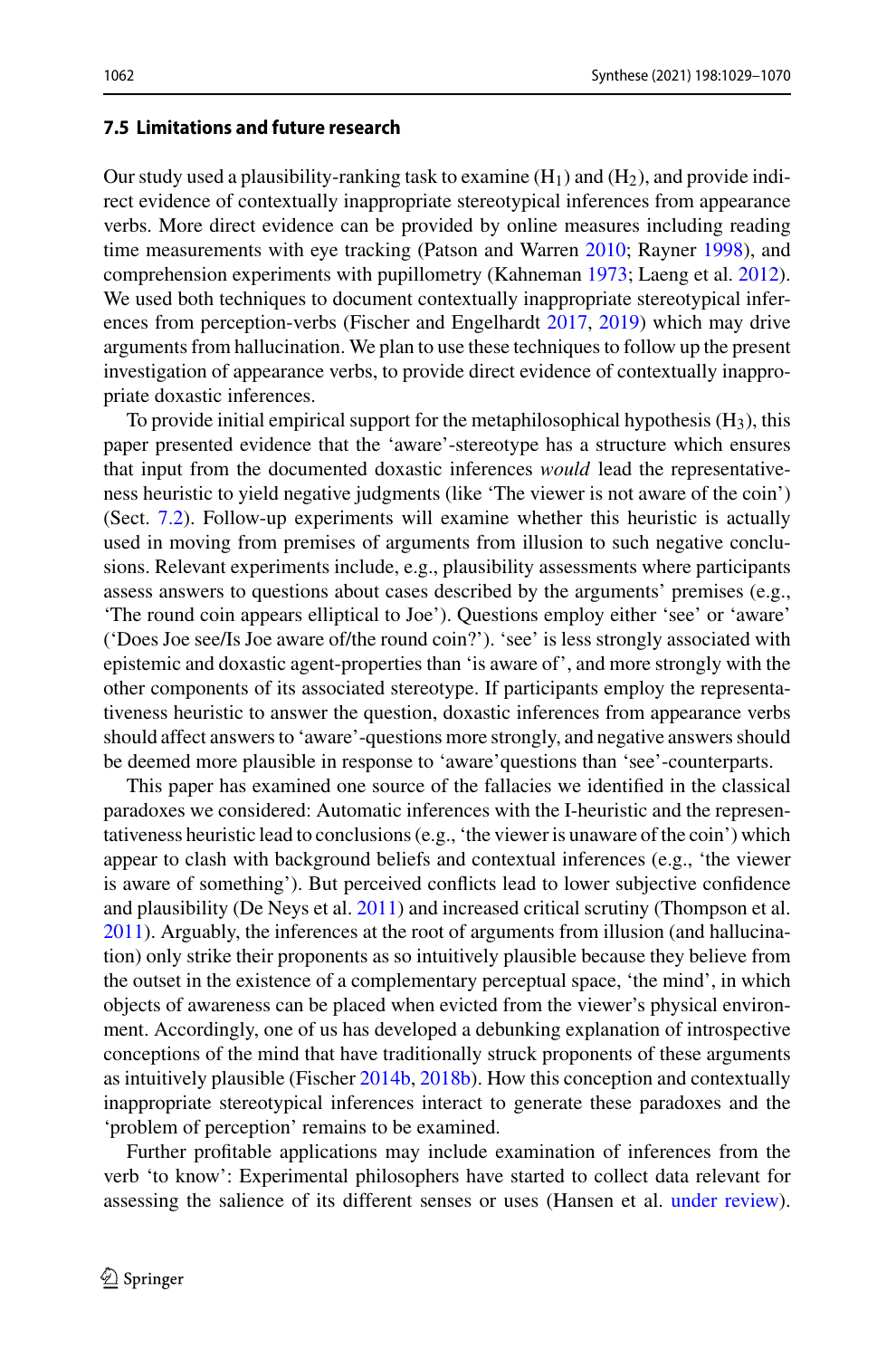### 7.5 Limitations and future research

Our study used a plausibility-ranking task to examine ($H_1$) and ($H_2$), and provide indirect evidence of contextually inappropriate stereotypical inferences from appearance verbs. More direct evidence can be provided by online measures including reading time measurements with eye tracking (Patson and Warren 2010; Rayner 1998), and comprehension experiments with pupillometry (Kahneman 1973; Laeng et al. 2012). We used both techniques to document contextually inappropriate stereotypical inferences from perception-verbs (Fischer and Engelhardt 2017, 2019) which may drive arguments from hallucination. We plan to use these techniques to follow up the present investigation of appearance verbs, to provide direct evidence of contextually inappropriate doxastic inferences.

To provide initial empirical support for the metaphilosophical hypothesis ($H_3$), this paper presented evidence that the 'aware'-stereotype has a structure which ensures that input from the documented doxastic inferences *would* lead the representativeness heuristic to yield negative judgments (like 'The viewer is not aware of the coin') (Sect. 7.2). Follow-up experiments will examine whether this heuristic is actually used in moving from premises of arguments from illusion to such negative conclusions. Relevant experiments include, e.g., plausibility assessments where participants assess answers to questions about cases described by the arguments' premises (e.g., 'The round coin appears elliptical to Joe'). Questions employ either 'see' or 'aware' ('Does Joe see/Is Joe aware of/the round coin?'). 'see' is less strongly associated with epistemic and doxastic agent-properties than 'is aware of', and more strongly with the other components of its associated stereotype. If participants employ the representativeness heuristic to answer the question, doxastic inferences from appearance verbs should affect answers to 'aware'-questions more strongly, and negative answers should be deemed more plausible in response to 'aware'questions than 'see'-counterparts.

This paper has examined one source of the fallacies we identified in the classical paradoxes we considered: Automatic inferences with the I-heuristic and the representativeness heuristic lead to conclusions (e.g., 'the viewer is unaware of the coin') which appear to clash with background beliefs and contextual inferences (e.g., 'the viewer is aware of something'). But perceived conflicts lead to lower subjective confidence and plausibility (De Neys et al. 2011) and increased critical scrutiny (Thompson et al. 2011). Arguably, the inferences at the root of arguments from illusion (and hallucination) only strike their proponents as so intuitively plausible because they believe from the outset in the existence of a complementary perceptual space, 'the mind', in which objects of awareness can be placed when evicted from the viewer's physical environment. Accordingly, one of us has developed a debunking explanation of introspective conceptions of the mind that have traditionally struck proponents of these arguments as intuitively plausible (Fischer 2014b, 2018b). How this conception and contextually inappropriate stereotypical inferences interact to generate these paradoxes and the 'problem of perception' remains to be examined.

Further profitable applications may include examination of inferences from the verb 'to know': Experimental philosophers have started to collect data relevant for assessing the salience of its different senses or uses (Hansen et al. under review).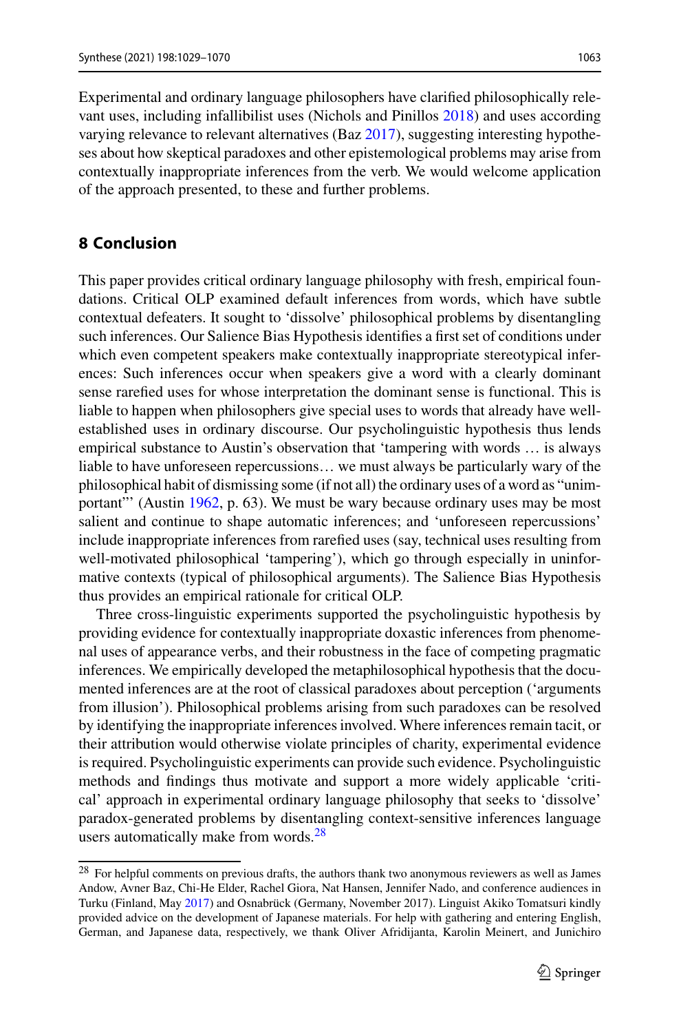Experimental and ordinary language philosophers have clarified philosophically relevant uses, including infallibilist uses (Nichols and Pinillos 2018) and uses according varying relevance to relevant alternatives (Baz 2017), suggesting interesting hypotheses about how skeptical paradoxes and other epistemological problems may arise from contextually inappropriate inferences from the verb. We would welcome application of the approach presented, to these and further problems.

## 8 Conclusion

This paper provides critical ordinary language philosophy with fresh, empirical foundations. Critical OLP examined default inferences from words, which have subtle contextual defeaters. It sought to 'dissolve' philosophical problems by disentangling such inferences. Our Salience Bias Hypothesis identifies a first set of conditions under which even competent speakers make contextually inappropriate stereotypical inferences: Such inferences occur when speakers give a word with a clearly dominant sense rarefied uses for whose interpretation the dominant sense is functional. This is liable to happen when philosophers give special uses to words that already have well-established uses in ordinary discourse. Our psycholinguistic hypothesis thus lends empirical substance to Austin's observation that 'tampering with words … is always liable to have unforeseen repercussions… we must always be particularly wary of the philosophical habit of dismissing some (if not all) the ordinary uses of a word as "unimportant"' (Austin 1962, p. 63). We must be wary because ordinary uses may be most salient and continue to shape automatic inferences; and 'unforeseen repercussions' include inappropriate inferences from rarefied uses (say, technical uses resulting from well-motivated philosophical 'tampering'), which go through especially in uninformative contexts (typical of philosophical arguments). The Salience Bias Hypothesis thus provides an empirical rationale for critical OLP.

Three cross-linguistic experiments supported the psycholinguistic hypothesis by providing evidence for contextually inappropriate doxastic inferences from phenomenal uses of appearance verbs, and their robustness in the face of competing pragmatic inferences. We empirically developed the metaphilosophical hypothesis that the documented inferences are at the root of classical paradoxes about perception ('arguments from illusion'). Philosophical problems arising from such paradoxes can be resolved by identifying the inappropriate inferences involved. Where inferences remain tacit, or their attribution would otherwise violate principles of charity, experimental evidence is required. Psycholinguistic experiments can provide such evidence. Psycholinguistic methods and findings thus motivate and support a more widely applicable 'critical' approach in experimental ordinary language philosophy that seeks to 'dissolve' paradox-generated problems by disentangling context-sensitive inferences language users automatically make from words.[28]

---

[28] For helpful comments on previous drafts, the authors thank two anonymous reviewers as well as James Andow, Avner Baz, Chi-He Elder, Rachel Giora, Nat Hansen, Jennifer Nado, and conference audiences in Turku (Finland, May 2017) and Osnabrück (Germany, November 2017). Linguist Akiko Tomatsuri kindly provided advice on the development of Japanese materials. For help with gathering and entering English, German, and Japanese data, respectively, we thank Oliver Afridijanta, Karolin Meinert, and Junichiro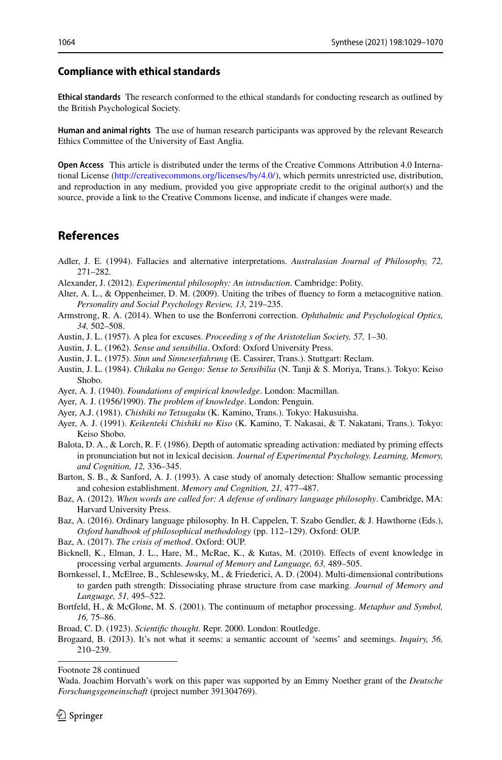## Compliance with ethical standards

**Ethical standards** The research conformed to the ethical standards for conducting research as outlined by the British Psychological Society.

**Human and animal rights** The use of human research participants was approved by the relevant Research Ethics Committee of the University of East Anglia.

**Open Access** This article is distributed under the terms of the Creative Commons Attribution 4.0 International License (http://creativecommons.org/licenses/by/4.0/), which permits unrestricted use, distribution, and reproduction in any medium, provided you give appropriate credit to the original author(s) and the source, provide a link to the Creative Commons license, and indicate if changes were made.

## References

Adler, J. E. (1994). Fallacies and alternative interpretations. *Australasian Journal of Philosophy, 72,* 271–282.

Alexander, J. (2012). *Experimental philosophy: An introduction*. Cambridge: Polity.

Alter, A. L., & Oppenheimer, D. M. (2009). Uniting the tribes of fluency to form a metacognitive nation. *Personality and Social Psychology Review, 13,* 219–235.

Armstrong, R. A. (2014). When to use the Bonferroni correction. *Ophthalmic and Psychological Optics, 34,* 502–508.

Austin, J. L. (1957). A plea for excuses. *Proceeding s of the Aristotelian Society, 57,* 1–30.

Austin, J. L. (1962). *Sense and sensibilia*. Oxford: Oxford University Press.

Austin, J. L. (1975). *Sinn und Sinneserfahrung* (E. Cassirer, Trans.). Stuttgart: Reclam.

Austin, J. L. (1984). *Chikaku no Gengo: Sense to Sensibilia* (N. Tanji & S. Moriya, Trans.). Tokyo: Keiso Shobo.

Ayer, A. J. (1940). *Foundations of empirical knowledge*. London: Macmillan.

Ayer, A. J. (1956/1990). *The problem of knowledge*. London: Penguin.

Ayer, A.J. (1981). *Chishiki no Tetsugaku* (K. Kamino, Trans.). Tokyo: Hakusuisha.

Ayer, A. J. (1991). *Keikenteki Chishiki no Kiso* (K. Kamino, T. Nakasai, & T. Nakatani, Trans.). Tokyo: Keiso Shobo.

Balota, D. A., & Lorch, R. F. (1986). Depth of automatic spreading activation: mediated by priming effects in pronunciation but not in lexical decision. *Journal of Experimental Psychology. Learning, Memory, and Cognition, 12,* 336–345.

Barton, S. B., & Sanford, A. J. (1993). A case study of anomaly detection: Shallow semantic processing and cohesion establishment. *Memory and Cognition, 21,* 477–487.

Baz, A. (2012). *When words are called for: A defense of ordinary language philosophy*. Cambridge, MA: Harvard University Press.

Baz, A. (2016). Ordinary language philosophy. In H. Cappelen, T. Szabo Gendler, & J. Hawthorne (Eds.), *Oxford handbook of philosophical methodology* (pp. 112–129). Oxford: OUP.

Baz, A. (2017). *The crisis of method*. Oxford: OUP.

Bicknell, K., Elman, J. L., Hare, M., McRae, K., & Kutas, M. (2010). Effects of event knowledge in processing verbal arguments. *Journal of Memory and Language, 63,* 489–505.

Bornkessel, I., McElree, B., Schlesewsky, M., & Friederici, A. D. (2004). Multi-dimensional contributions to garden path strength: Dissociating phrase structure from case marking. *Journal of Memory and Language, 51,* 495–522.

Bortfeld, H., & McGlone, M. S. (2001). The continuum of metaphor processing. *Metaphor and Symbol, 16,* 75–86.

Broad, C. D. (1923). *Scientific thought.* Repr. 2000. London: Routledge.

Brogaard, B. (2013). It's not what it seems: a semantic account of 'seems' and seemings. *Inquiry, 56,* 210–239.

---

Footnote 28 continued

Wada. Joachim Horvath's work on this paper was supported by an Emmy Noether grant of the *Deutsche Forschungsgemeinschaft* (project number 391304769).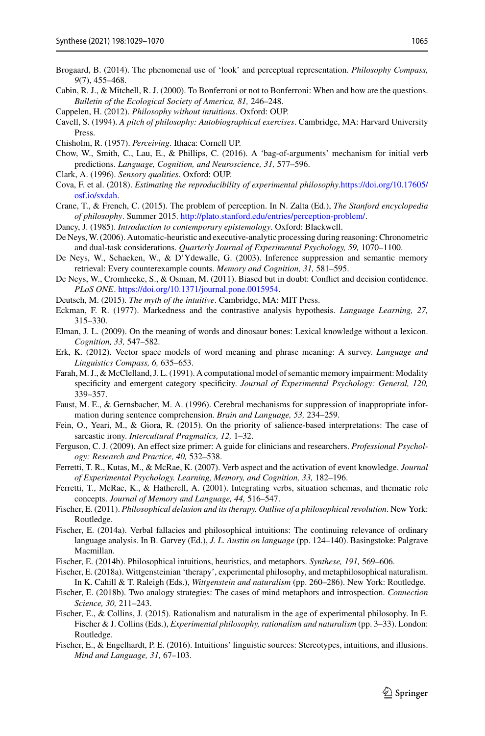Brogaard, B. (2014). The phenomenal use of 'look' and perceptual representation. *Philosophy Compass, 9*(7), 455–468.

Cabin, R. J., & Mitchell, R. J. (2000). To Bonferroni or not to Bonferroni: When and how are the questions. *Bulletin of the Ecological Society of America, 81,* 246–248.

Cappelen, H. (2012). *Philosophy without intuitions*. Oxford: OUP.

Cavell, S. (1994). *A pitch of philosophy: Autobiographical exercises*. Cambridge, MA: Harvard University Press.

Chisholm, R. (1957). *Perceiving*. Ithaca: Cornell UP.

Chow, W., Smith, C., Lau, E., & Phillips, C. (2016). A 'bag-of-arguments' mechanism for initial verb predictions. *Language, Cognition, and Neuroscience, 31,* 577–596.

Clark, A. (1996). *Sensory qualities*. Oxford: OUP.

Cova, F. et al. (2018). *Estimating the reproducibility of experimental philosophy*.https://doi.org/10.17605/osf.io/sxdah.

Crane, T., & French, C. (2015). The problem of perception. In N. Zalta (Ed.), *The Stanford encyclopedia of philosophy*. Summer 2015. http://plato.stanford.edu/entries/perception-problem/.

Dancy, J. (1985). *Introduction to contemporary epistemology*. Oxford: Blackwell.

De Neys, W. (2006). Automatic-heuristic and executive-analytic processing during reasoning: Chronometric and dual-task considerations. *Quarterly Journal of Experimental Psychology, 59,* 1070–1100.

De Neys, W., Schaeken, W., & D'Ydewalle, G. (2003). Inference suppression and semantic memory retrieval: Every counterexample counts. *Memory and Cognition, 31,* 581–595.

De Neys, W., Cromheeke, S., & Osman, M. (2011). Biased but in doubt: Conflict and decision confidence. *PLoS ONE*. https://doi.org/10.1371/journal.pone.0015954.

Deutsch, M. (2015). *The myth of the intuitive*. Cambridge, MA: MIT Press.

Eckman, F. R. (1977). Markedness and the contrastive analysis hypothesis. *Language Learning, 27,* 315–330.

Elman, J. L. (2009). On the meaning of words and dinosaur bones: Lexical knowledge without a lexicon. *Cognition, 33,* 547–582.

Erk, K. (2012). Vector space models of word meaning and phrase meaning: A survey. *Language and Linguistics Compass, 6,* 635–653.

Farah, M. J., & McClelland, J. L. (1991). A computational model of semantic memory impairment: Modality specificity and emergent category specificity. *Journal of Experimental Psychology: General, 120,* 339–357.

Faust, M. E., & Gernsbacher, M. A. (1996). Cerebral mechanisms for suppression of inappropriate information during sentence comprehension. *Brain and Language, 53,* 234–259.

Fein, O., Yeari, M., & Giora, R. (2015). On the priority of salience-based interpretations: The case of sarcastic irony. *Intercultural Pragmatics, 12,* 1–32.

Ferguson, C. J. (2009). An effect size primer: A guide for clinicians and researchers. *Professional Psychology: Research and Practice, 40,* 532–538.

Ferretti, T. R., Kutas, M., & McRae, K. (2007). Verb aspect and the activation of event knowledge. *Journal of Experimental Psychology. Learning, Memory, and Cognition, 33,* 182–196.

Ferretti, T., McRae, K., & Hatherell, A. (2001). Integrating verbs, situation schemas, and thematic role concepts. *Journal of Memory and Language, 44,* 516–547.

Fischer, E. (2011). *Philosophical delusion and its therapy. Outline of a philosophical revolution*. New York: Routledge.

Fischer, E. (2014a). Verbal fallacies and philosophical intuitions: The continuing relevance of ordinary language analysis. In B. Garvey (Ed.), *J. L. Austin on language* (pp. 124–140). Basingstoke: Palgrave Macmillan.

Fischer, E. (2014b). Philosophical intuitions, heuristics, and metaphors. *Synthese, 191,* 569–606.

Fischer, E. (2018a). Wittgensteinian 'therapy', experimental philosophy, and metaphilosophical naturalism. In K. Cahill & T. Raleigh (Eds.), *Wittgenstein and naturalism* (pp. 260–286). New York: Routledge.

Fischer, E. (2018b). Two analogy strategies: The cases of mind metaphors and introspection. *Connection Science, 30,* 211–243.

Fischer, E., & Collins, J. (2015). Rationalism and naturalism in the age of experimental philosophy. In E. Fischer & J. Collins (Eds.), *Experimental philosophy, rationalism and naturalism* (pp. 3–33). London: Routledge.

Fischer, E., & Engelhardt, P. E. (2016). Intuitions' linguistic sources: Stereotypes, intuitions, and illusions. *Mind and Language, 31,* 67–103.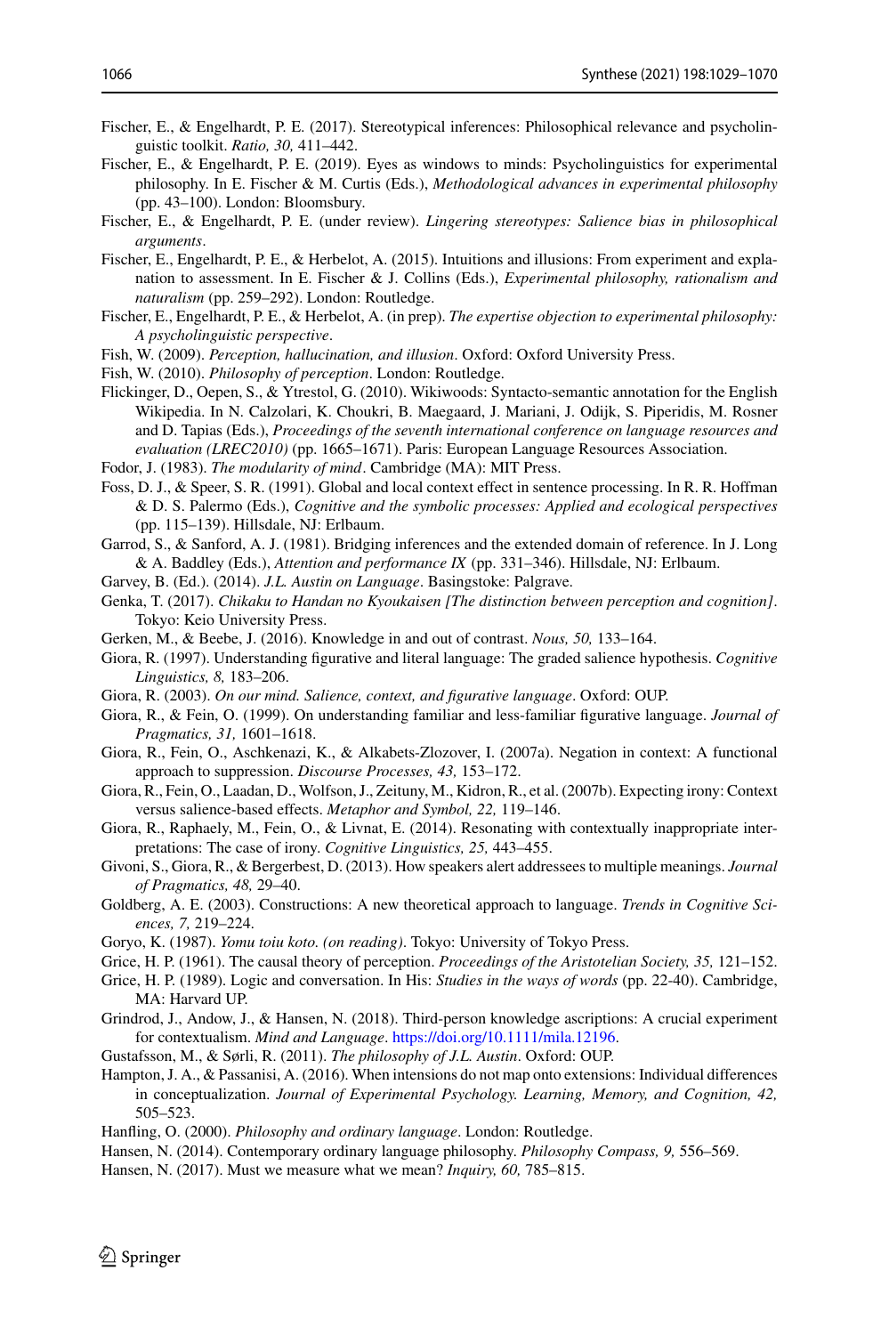Fischer, E., & Engelhardt, P. E. (2017). Stereotypical inferences: Philosophical relevance and psycholinguistic toolkit. *Ratio, 30,* 411–442.

Fischer, E., & Engelhardt, P. E. (2019). Eyes as windows to minds: Psycholinguistics for experimental philosophy. In E. Fischer & M. Curtis (Eds.), *Methodological advances in experimental philosophy* (pp. 43–100). London: Bloomsbury.

Fischer, E., & Engelhardt, P. E. (under review). *Lingering stereotypes: Salience bias in philosophical arguments*.

Fischer, E., Engelhardt, P. E., & Herbelot, A. (2015). Intuitions and illusions: From experiment and explanation to assessment. In E. Fischer & J. Collins (Eds.), *Experimental philosophy, rationalism and naturalism* (pp. 259–292). London: Routledge.

Fischer, E., Engelhardt, P. E., & Herbelot, A. (in prep). *The expertise objection to experimental philosophy: A psycholinguistic perspective*.

Fish, W. (2009). *Perception, hallucination, and illusion*. Oxford: Oxford University Press.

Fish, W. (2010). *Philosophy of perception*. London: Routledge.

Flickinger, D., Oepen, S., & Ytrestol, G. (2010). Wikiwoods: Syntacto-semantic annotation for the English Wikipedia. In N. Calzolari, K. Choukri, B. Maegaard, J. Mariani, J. Odijk, S. Piperidis, M. Rosner and D. Tapias (Eds.), *Proceedings of the seventh international conference on language resources and evaluation (LREC2010)* (pp. 1665–1671). Paris: European Language Resources Association.

Fodor, J. (1983). *The modularity of mind*. Cambridge (MA): MIT Press.

Foss, D. J., & Speer, S. R. (1991). Global and local context effect in sentence processing. In R. R. Hoffman & D. S. Palermo (Eds.), *Cognitive and the symbolic processes: Applied and ecological perspectives* (pp. 115–139). Hillsdale, NJ: Erlbaum.

Garrod, S., & Sanford, A. J. (1981). Bridging inferences and the extended domain of reference. In J. Long & A. Baddley (Eds.), *Attention and performance IX* (pp. 331–346). Hillsdale, NJ: Erlbaum.

Garvey, B. (Ed.). (2014). *J.L. Austin on Language*. Basingstoke: Palgrave.

Genka, T. (2017). *Chikaku to Handan no Kyoukaisen [The distinction between perception and cognition]*. Tokyo: Keio University Press.

Gerken, M., & Beebe, J. (2016). Knowledge in and out of contrast. *Nous, 50,* 133–164.

Giora, R. (1997). Understanding figurative and literal language: The graded salience hypothesis. *Cognitive Linguistics, 8,* 183–206.

Giora, R. (2003). *On our mind. Salience, context, and figurative language*. Oxford: OUP.

Giora, R., & Fein, O. (1999). On understanding familiar and less-familiar figurative language. *Journal of Pragmatics, 31,* 1601–1618.

Giora, R., Fein, O., Aschkenazi, K., & Alkabets-Zlozover, I. (2007a). Negation in context: A functional approach to suppression. *Discourse Processes, 43,* 153–172.

Giora, R., Fein, O., Laadan, D., Wolfson, J., Zeituny, M., Kidron, R., et al. (2007b). Expecting irony: Context versus salience-based effects. *Metaphor and Symbol, 22,* 119–146.

Giora, R., Raphaely, M., Fein, O., & Livnat, E. (2014). Resonating with contextually inappropriate interpretations: The case of irony. *Cognitive Linguistics, 25,* 443–455.

Givoni, S., Giora, R., & Bergerbest, D. (2013). How speakers alert addressees to multiple meanings. *Journal of Pragmatics, 48,* 29–40.

Goldberg, A. E. (2003). Constructions: A new theoretical approach to language. *Trends in Cognitive Sciences, 7,* 219–224.

Goryo, K. (1987). *Yomu toiu koto. (on reading)*. Tokyo: University of Tokyo Press.

Grice, H. P. (1961). The causal theory of perception. *Proceedings of the Aristotelian Society, 35,* 121–152.

Grice, H. P. (1989). Logic and conversation. In His: *Studies in the ways of words* (pp. 22-40). Cambridge, MA: Harvard UP.

Grindrod, J., Andow, J., & Hansen, N. (2018). Third-person knowledge ascriptions: A crucial experiment for contextualism. *Mind and Language*. https://doi.org/10.1111/mila.12196.

Gustafsson, M., & Sørli, R. (2011). *The philosophy of J.L. Austin*. Oxford: OUP.

Hampton, J. A., & Passanisi, A. (2016). When intensions do not map onto extensions: Individual differences in conceptualization. *Journal of Experimental Psychology. Learning, Memory, and Cognition, 42,* 505–523.

Hanfling, O. (2000). *Philosophy and ordinary language*. London: Routledge.

Hansen, N. (2014). Contemporary ordinary language philosophy. *Philosophy Compass, 9,* 556–569.

Hansen, N. (2017). Must we measure what we mean? *Inquiry, 60,* 785–815.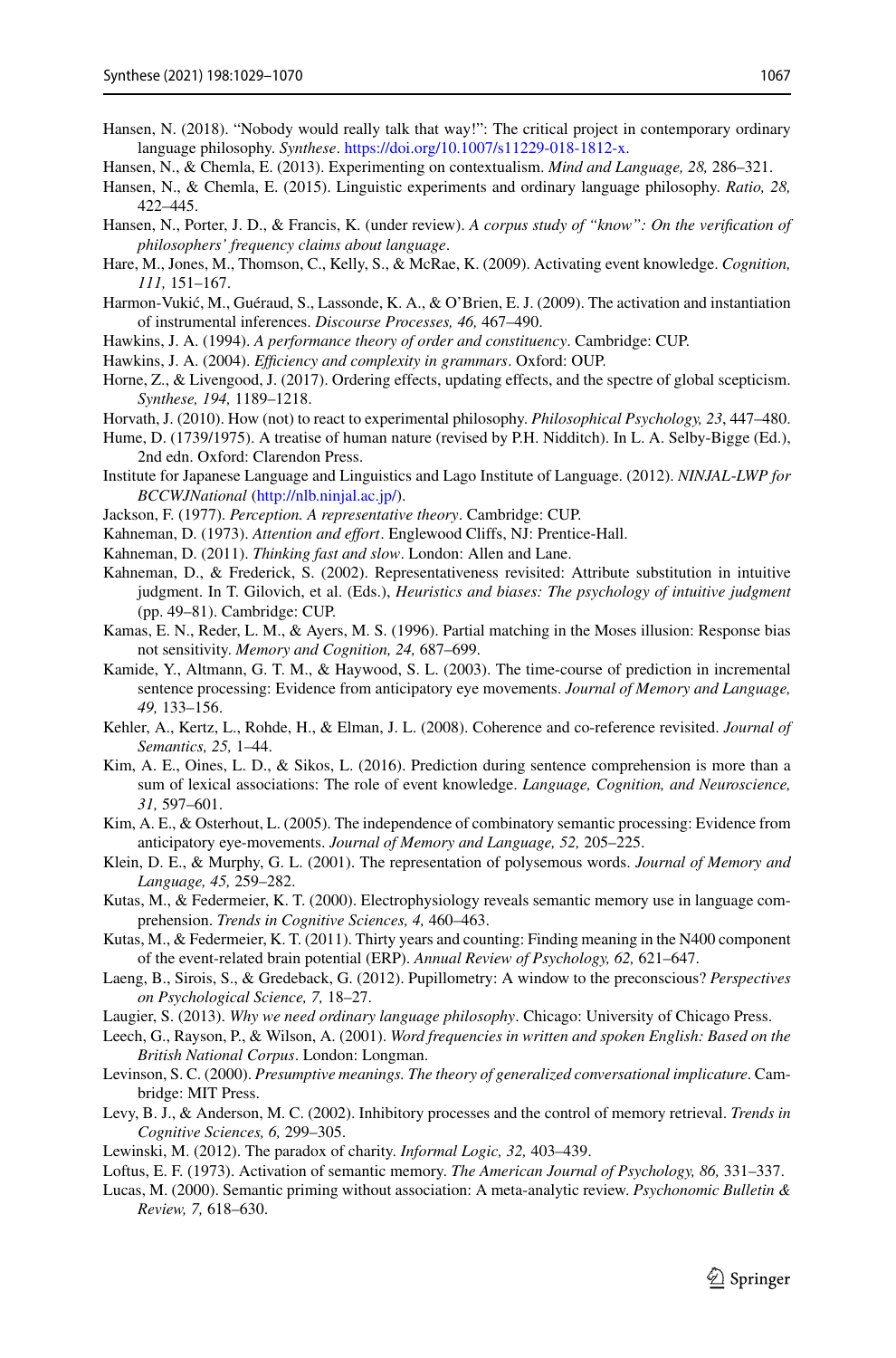Hansen, N. (2018). "Nobody would really talk that way!": The critical project in contemporary ordinary language philosophy. *Synthese*. https://doi.org/10.1007/s11229-018-1812-x.

Hansen, N., & Chemla, E. (2013). Experimenting on contextualism. *Mind and Language, 28,* 286–321.

Hansen, N., & Chemla, E. (2015). Linguistic experiments and ordinary language philosophy. *Ratio, 28,* 422–445.

Hansen, N., Porter, J. D., & Francis, K. (under review). *A corpus study of "know": On the verification of philosophers' frequency claims about language*.

Hare, M., Jones, M., Thomson, C., Kelly, S., & McRae, K. (2009). Activating event knowledge. *Cognition, 111,* 151–167.

Harmon-Vukić, M., Guéraud, S., Lassonde, K. A., & O'Brien, E. J. (2009). The activation and instantiation of instrumental inferences. *Discourse Processes, 46,* 467–490.

Hawkins, J. A. (1994). *A performance theory of order and constituency*. Cambridge: CUP.

Hawkins, J. A. (2004). *Efficiency and complexity in grammars*. Oxford: OUP.

Horne, Z., & Livengood, J. (2017). Ordering effects, updating effects, and the spectre of global scepticism. *Synthese, 194,* 1189–1218.

Horvath, J. (2010). How (not) to react to experimental philosophy. *Philosophical Psychology, 23*, 447–480.

Hume, D. (1739/1975). A treatise of human nature (revised by P.H. Nidditch). In L. A. Selby-Bigge (Ed.), 2nd edn. Oxford: Clarendon Press.

Institute for Japanese Language and Linguistics and Lago Institute of Language. (2012). *NINJAL-LWP for BCCWJNational* (http://nlb.ninjal.ac.jp/).

Jackson, F. (1977). *Perception. A representative theory*. Cambridge: CUP.

Kahneman, D. (1973). *Attention and effort*. Englewood Cliffs, NJ: Prentice-Hall.

Kahneman, D. (2011). *Thinking fast and slow*. London: Allen and Lane.

Kahneman, D., & Frederick, S. (2002). Representativeness revisited: Attribute substitution in intuitive judgment. In T. Gilovich, et al. (Eds.), *Heuristics and biases: The psychology of intuitive judgment* (pp. 49–81). Cambridge: CUP.

Kamas, E. N., Reder, L. M., & Ayers, M. S. (1996). Partial matching in the Moses illusion: Response bias not sensitivity. *Memory and Cognition, 24,* 687–699.

Kamide, Y., Altmann, G. T. M., & Haywood, S. L. (2003). The time-course of prediction in incremental sentence processing: Evidence from anticipatory eye movements. *Journal of Memory and Language, 49,* 133–156.

Kehler, A., Kertz, L., Rohde, H., & Elman, J. L. (2008). Coherence and co-reference revisited. *Journal of Semantics, 25,* 1–44.

Kim, A. E., Oines, L. D., & Sikos, L. (2016). Prediction during sentence comprehension is more than a sum of lexical associations: The role of event knowledge. *Language, Cognition, and Neuroscience, 31,* 597–601.

Kim, A. E., & Osterhout, L. (2005). The independence of combinatory semantic processing: Evidence from anticipatory eye-movements. *Journal of Memory and Language, 52,* 205–225.

Klein, D. E., & Murphy, G. L. (2001). The representation of polysemous words. *Journal of Memory and Language, 45,* 259–282.

Kutas, M., & Federmeier, K. T. (2000). Electrophysiology reveals semantic memory use in language comprehension. *Trends in Cognitive Sciences, 4,* 460–463.

Kutas, M., & Federmeier, K. T. (2011). Thirty years and counting: Finding meaning in the N400 component of the event-related brain potential (ERP). *Annual Review of Psychology, 62,* 621–647.

Laeng, B., Sirois, S., & Gredeback, G. (2012). Pupillometry: A window to the preconscious? *Perspectives on Psychological Science, 7,* 18–27.

Laugier, S. (2013). *Why we need ordinary language philosophy*. Chicago: University of Chicago Press.

Leech, G., Rayson, P., & Wilson, A. (2001). *Word frequencies in written and spoken English: Based on the British National Corpus*. London: Longman.

Levinson, S. C. (2000). *Presumptive meanings. The theory of generalized conversational implicature*. Cambridge: MIT Press.

Levy, B. J., & Anderson, M. C. (2002). Inhibitory processes and the control of memory retrieval. *Trends in Cognitive Sciences, 6,* 299–305.

Lewinski, M. (2012). The paradox of charity. *Informal Logic, 32,* 403–439.

Loftus, E. F. (1973). Activation of semantic memory. *The American Journal of Psychology, 86,* 331–337.

Lucas, M. (2000). Semantic priming without association: A meta-analytic review. *Psychonomic Bulletin & Review, 7,* 618–630.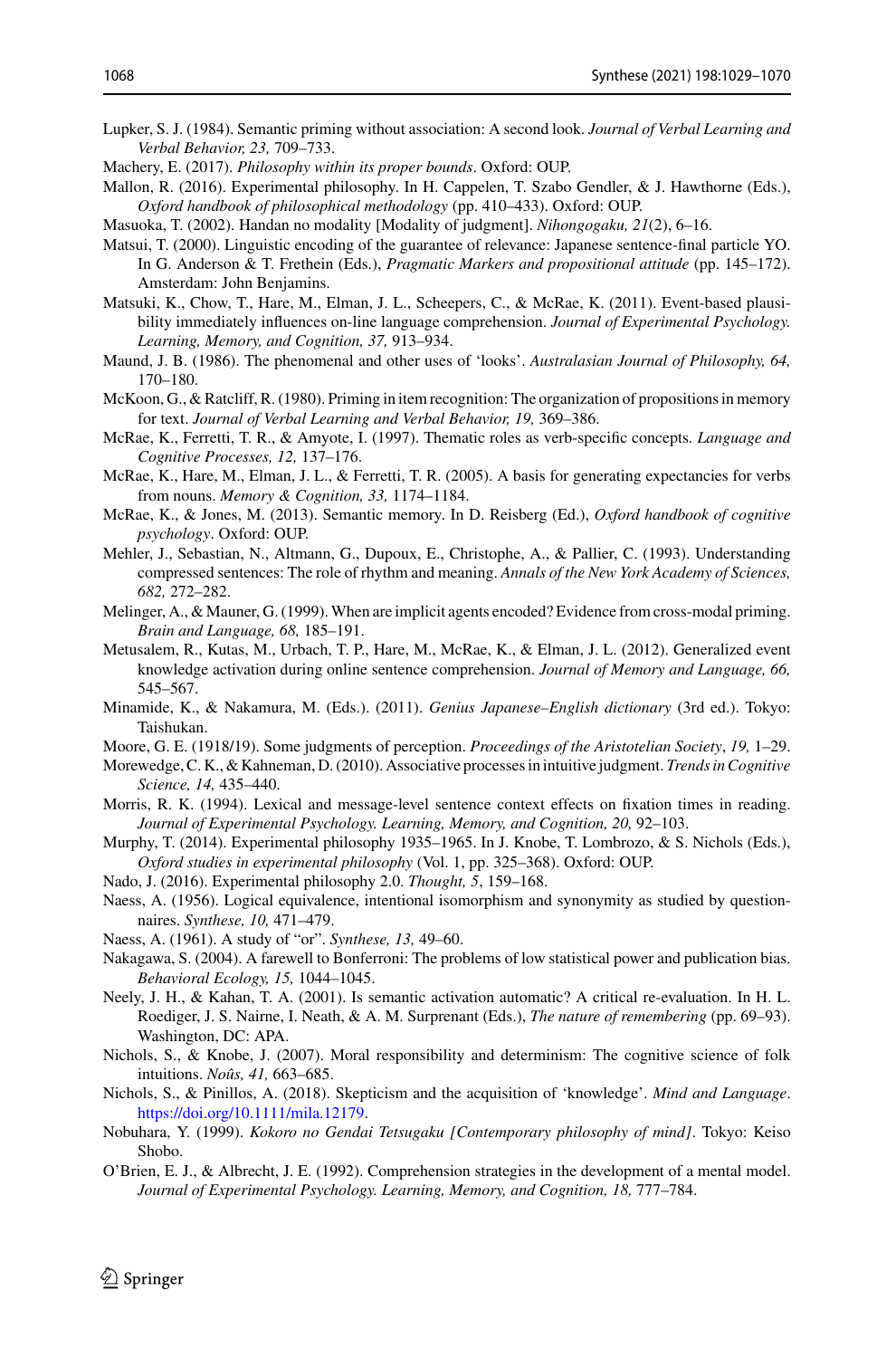Lupker, S. J. (1984). Semantic priming without association: A second look. *Journal of Verbal Learning and Verbal Behavior, 23,* 709–733.

Machery, E. (2017). *Philosophy within its proper bounds*. Oxford: OUP.

Mallon, R. (2016). Experimental philosophy. In H. Cappelen, T. Szabo Gendler, & J. Hawthorne (Eds.), *Oxford handbook of philosophical methodology* (pp. 410–433). Oxford: OUP.

Masuoka, T. (2002). Handan no modality [Modality of judgment]. *Nihongogaku, 21*(2), 6–16.

Matsui, T. (2000). Linguistic encoding of the guarantee of relevance: Japanese sentence-final particle YO. In G. Anderson & T. Frethein (Eds.), *Pragmatic Markers and propositional attitude* (pp. 145–172). Amsterdam: John Benjamins.

Matsuki, K., Chow, T., Hare, M., Elman, J. L., Scheepers, C., & McRae, K. (2011). Event-based plausibility immediately influences on-line language comprehension. *Journal of Experimental Psychology. Learning, Memory, and Cognition, 37,* 913–934.

Maund, J. B. (1986). The phenomenal and other uses of 'looks'. *Australasian Journal of Philosophy, 64,* 170–180.

McKoon, G., & Ratcliff, R. (1980). Priming in item recognition: The organization of propositions in memory for text. *Journal of Verbal Learning and Verbal Behavior, 19,* 369–386.

McRae, K., Ferretti, T. R., & Amyote, I. (1997). Thematic roles as verb-specific concepts. *Language and Cognitive Processes, 12,* 137–176.

McRae, K., Hare, M., Elman, J. L., & Ferretti, T. R. (2005). A basis for generating expectancies for verbs from nouns. *Memory & Cognition, 33,* 1174–1184.

McRae, K., & Jones, M. (2013). Semantic memory. In D. Reisberg (Ed.), *Oxford handbook of cognitive psychology*. Oxford: OUP.

Mehler, J., Sebastian, N., Altmann, G., Dupoux, E., Christophe, A., & Pallier, C. (1993). Understanding compressed sentences: The role of rhythm and meaning. *Annals of the New York Academy of Sciences, 682,* 272–282.

Melinger, A., & Mauner, G. (1999). When are implicit agents encoded? Evidence from cross-modal priming. *Brain and Language, 68,* 185–191.

Metusalem, R., Kutas, M., Urbach, T. P., Hare, M., McRae, K., & Elman, J. L. (2012). Generalized event knowledge activation during online sentence comprehension. *Journal of Memory and Language, 66,* 545–567.

Minamide, K., & Nakamura, M. (Eds.). (2011). *Genius Japanese–English dictionary* (3rd ed.). Tokyo: Taishukan.

Moore, G. E. (1918/19). Some judgments of perception. *Proceedings of the Aristotelian Society*, *19,* 1–29.

Morewedge, C. K., & Kahneman, D. (2010). Associative processes in intuitive judgment. *Trends in Cognitive Science, 14,* 435–440.

Morris, R. K. (1994). Lexical and message-level sentence context effects on fixation times in reading. *Journal of Experimental Psychology. Learning, Memory, and Cognition, 20,* 92–103.

Murphy, T. (2014). Experimental philosophy 1935–1965. In J. Knobe, T. Lombrozo, & S. Nichols (Eds.), *Oxford studies in experimental philosophy* (Vol. 1, pp. 325–368). Oxford: OUP.

Nado, J. (2016). Experimental philosophy 2.0. *Thought, 5*, 159–168.

Naess, A. (1956). Logical equivalence, intentional isomorphism and synonymity as studied by questionnaires. *Synthese, 10,* 471–479.

Naess, A. (1961). A study of "or". *Synthese, 13,* 49–60.

Nakagawa, S. (2004). A farewell to Bonferroni: The problems of low statistical power and publication bias. *Behavioral Ecology, 15,* 1044–1045.

Neely, J. H., & Kahan, T. A. (2001). Is semantic activation automatic? A critical re-evaluation. In H. L. Roediger, J. S. Nairne, I. Neath, & A. M. Surprenant (Eds.), *The nature of remembering* (pp. 69–93). Washington, DC: APA.

Nichols, S., & Knobe, J. (2007). Moral responsibility and determinism: The cognitive science of folk intuitions. *Noûs, 41,* 663–685.

Nichols, S., & Pinillos, A. (2018). Skepticism and the acquisition of 'knowledge'. *Mind and Language*. https://doi.org/10.1111/mila.12179.

Nobuhara, Y. (1999). *Kokoro no Gendai Tetsugaku [Contemporary philosophy of mind]*. Tokyo: Keiso Shobo.

O'Brien, E. J., & Albrecht, J. E. (1992). Comprehension strategies in the development of a mental model. *Journal of Experimental Psychology. Learning, Memory, and Cognition, 18,* 777–784.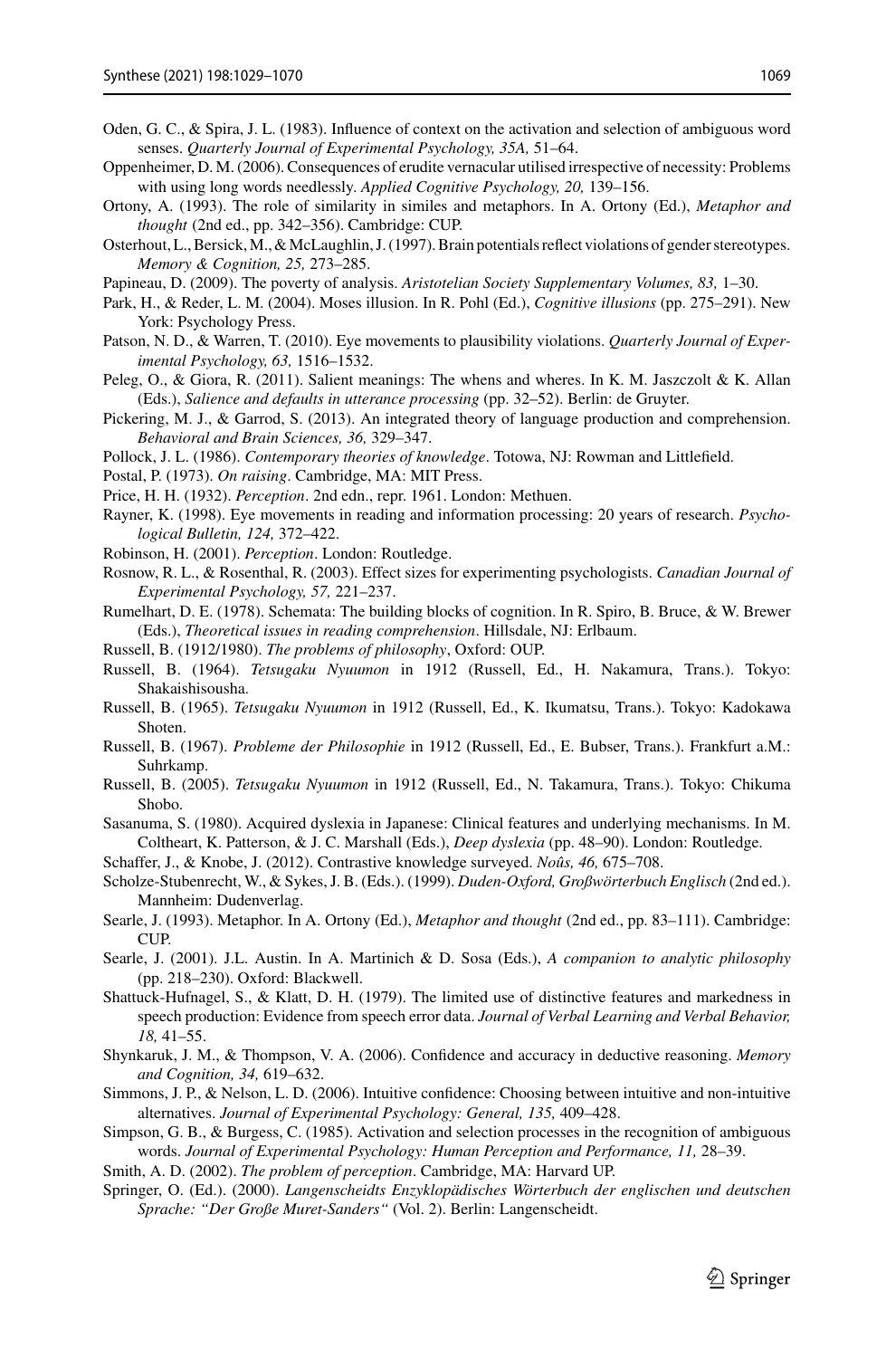Oden, G. C., & Spira, J. L. (1983). Influence of context on the activation and selection of ambiguous word senses. *Quarterly Journal of Experimental Psychology, 35A,* 51–64.

Oppenheimer, D. M. (2006). Consequences of erudite vernacular utilised irrespective of necessity: Problems with using long words needlessly. *Applied Cognitive Psychology, 20,* 139–156.

Ortony, A. (1993). The role of similarity in similes and metaphors. In A. Ortony (Ed.), *Metaphor and thought* (2nd ed., pp. 342–356). Cambridge: CUP.

Osterhout, L., Bersick, M., & McLaughlin, J. (1997). Brain potentials reflect violations of gender stereotypes. *Memory & Cognition, 25,* 273–285.

Papineau, D. (2009). The poverty of analysis. *Aristotelian Society Supplementary Volumes, 83,* 1–30.

Park, H., & Reder, L. M. (2004). Moses illusion. In R. Pohl (Ed.), *Cognitive illusions* (pp. 275–291). New York: Psychology Press.

Patson, N. D., & Warren, T. (2010). Eye movements to plausibility violations. *Quarterly Journal of Experimental Psychology, 63,* 1516–1532.

Peleg, O., & Giora, R. (2011). Salient meanings: The whens and wheres. In K. M. Jaszczolt & K. Allan (Eds.), *Salience and defaults in utterance processing* (pp. 32–52). Berlin: de Gruyter.

Pickering, M. J., & Garrod, S. (2013). An integrated theory of language production and comprehension. *Behavioral and Brain Sciences, 36,* 329–347.

Pollock, J. L. (1986). *Contemporary theories of knowledge*. Totowa, NJ: Rowman and Littlefield.

Postal, P. (1973). *On raising*. Cambridge, MA: MIT Press.

Price, H. H. (1932). *Perception*. 2nd edn., repr. 1961. London: Methuen.

Rayner, K. (1998). Eye movements in reading and information processing: 20 years of research. *Psychological Bulletin, 124,* 372–422.

Robinson, H. (2001). *Perception*. London: Routledge.

Rosnow, R. L., & Rosenthal, R. (2003). Effect sizes for experimenting psychologists. *Canadian Journal of Experimental Psychology, 57,* 221–237.

Rumelhart, D. E. (1978). Schemata: The building blocks of cognition. In R. Spiro, B. Bruce, & W. Brewer (Eds.), *Theoretical issues in reading comprehension*. Hillsdale, NJ: Erlbaum.

Russell, B. (1912/1980). *The problems of philosophy*, Oxford: OUP.

Russell, B. (1964). *Tetsugaku Nyuumon* in 1912 (Russell, Ed., H. Nakamura, Trans.). Tokyo: Shakaishisousha.

Russell, B. (1965). *Tetsugaku Nyuumon* in 1912 (Russell, Ed., K. Ikumatsu, Trans.). Tokyo: Kadokawa Shoten.

Russell, B. (1967). *Probleme der Philosophie* in 1912 (Russell, Ed., E. Bubser, Trans.). Frankfurt a.M.: Suhrkamp.

Russell, B. (2005). *Tetsugaku Nyuumon* in 1912 (Russell, Ed., N. Takamura, Trans.). Tokyo: Chikuma Shobo.

Sasanuma, S. (1980). Acquired dyslexia in Japanese: Clinical features and underlying mechanisms. In M. Coltheart, K. Patterson, & J. C. Marshall (Eds.), *Deep dyslexia* (pp. 48–90). London: Routledge.

Schaffer, J., & Knobe, J. (2012). Contrastive knowledge surveyed. *Noûs, 46,* 675–708.

Scholze-Stubenrecht, W., & Sykes, J. B. (Eds.). (1999). *Duden-Oxford, Großwörterbuch Englisch* (2nd ed.). Mannheim: Dudenverlag.

Searle, J. (1993). Metaphor. In A. Ortony (Ed.), *Metaphor and thought* (2nd ed., pp. 83–111). Cambridge: CUP.

Searle, J. (2001). J.L. Austin. In A. Martinich & D. Sosa (Eds.), *A companion to analytic philosophy* (pp. 218–230). Oxford: Blackwell.

Shattuck-Hufnagel, S., & Klatt, D. H. (1979). The limited use of distinctive features and markedness in speech production: Evidence from speech error data. *Journal of Verbal Learning and Verbal Behavior, 18,* 41–55.

Shynkaruk, J. M., & Thompson, V. A. (2006). Confidence and accuracy in deductive reasoning. *Memory and Cognition, 34,* 619–632.

Simmons, J. P., & Nelson, L. D. (2006). Intuitive confidence: Choosing between intuitive and non-intuitive alternatives. *Journal of Experimental Psychology: General, 135,* 409–428.

Simpson, G. B., & Burgess, C. (1985). Activation and selection processes in the recognition of ambiguous words. *Journal of Experimental Psychology: Human Perception and Performance, 11,* 28–39.

Smith, A. D. (2002). *The problem of perception*. Cambridge, MA: Harvard UP.

Springer, O. (Ed.). (2000). *Langenscheidts Enzyklopädisches Wörterbuch der englischen und deutschen Sprache: "Der Große Muret-Sanders"* (Vol. 2). Berlin: Langenscheidt.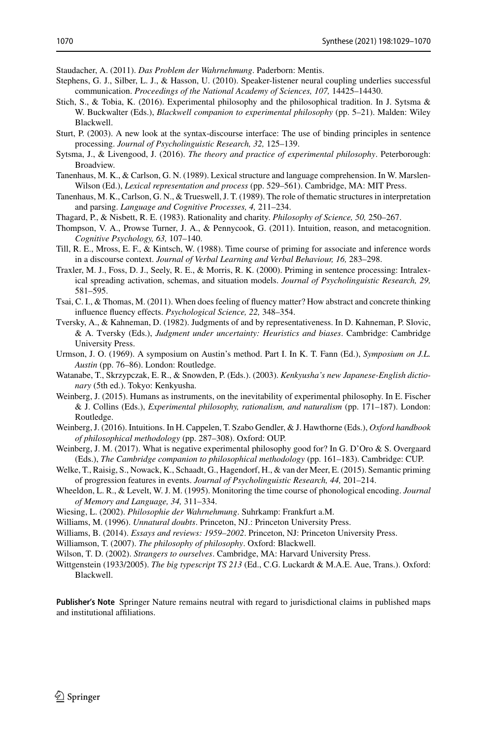Staudacher, A. (2011). *Das Problem der Wahrnehmung*. Paderborn: Mentis.

Stephens, G. J., Silber, L. J., & Hasson, U. (2010). Speaker-listener neural coupling underlies successful communication. *Proceedings of the National Academy of Sciences, 107,* 14425–14430.

Stich, S., & Tobia, K. (2016). Experimental philosophy and the philosophical tradition. In J. Sytsma & W. Buckwalter (Eds.), *Blackwell companion to experimental philosophy* (pp. 5–21). Malden: Wiley Blackwell.

Sturt, P. (2003). A new look at the syntax-discourse interface: The use of binding principles in sentence processing. *Journal of Psycholinguistic Research, 32,* 125–139.

Sytsma, J., & Livengood, J. (2016). *The theory and practice of experimental philosophy*. Peterborough: Broadview.

Tanenhaus, M. K., & Carlson, G. N. (1989). Lexical structure and language comprehension. In W. Marslen-Wilson (Ed.), *Lexical representation and process* (pp. 529–561). Cambridge, MA: MIT Press.

Tanenhaus, M. K., Carlson, G. N., & Trueswell, J. T. (1989). The role of thematic structures in interpretation and parsing. *Language and Cognitive Processes, 4,* 211–234.

Thagard, P., & Nisbett, R. E. (1983). Rationality and charity. *Philosophy of Science, 50,* 250–267.

Thompson, V. A., Prowse Turner, J. A., & Pennycook, G. (2011). Intuition, reason, and metacognition. *Cognitive Psychology, 63,* 107–140.

Till, R. E., Mross, E. F., & Kintsch, W. (1988). Time course of priming for associate and inference words in a discourse context. *Journal of Verbal Learning and Verbal Behaviour, 16,* 283–298.

Traxler, M. J., Foss, D. J., Seely, R. E., & Morris, R. K. (2000). Priming in sentence processing: Intralexical spreading activation, schemas, and situation models. *Journal of Psycholinguistic Research, 29,* 581–595.

Tsai, C. I., & Thomas, M. (2011). When does feeling of fluency matter? How abstract and concrete thinking influence fluency effects. *Psychological Science, 22,* 348–354.

Tversky, A., & Kahneman, D. (1982). Judgments of and by representativeness. In D. Kahneman, P. Slovic, & A. Tversky (Eds.), *Judgment under uncertainty: Heuristics and biases*. Cambridge: Cambridge University Press.

Urmson, J. O. (1969). A symposium on Austin's method. Part I. In K. T. Fann (Ed.), *Symposium on J.L. Austin* (pp. 76–86). London: Routledge.

Watanabe, T., Skrzypczak, E. R., & Snowden, P. (Eds.). (2003). *Kenkyusha's new Japanese-English dictionary* (5th ed.). Tokyo: Kenkyusha.

Weinberg, J. (2015). Humans as instruments, on the inevitability of experimental philosophy. In E. Fischer & J. Collins (Eds.), *Experimental philosophy, rationalism, and naturalism* (pp. 171–187). London: Routledge.

Weinberg, J. (2016). Intuitions. In H. Cappelen, T. Szabo Gendler, & J. Hawthorne (Eds.), *Oxford handbook of philosophical methodology* (pp. 287–308). Oxford: OUP.

Weinberg, J. M. (2017). What is negative experimental philosophy good for? In G. D'Oro & S. Overgaard (Eds.), *The Cambridge companion to philosophical methodology* (pp. 161–183). Cambridge: CUP.

Welke, T., Raisig, S., Nowack, K., Schaadt, G., Hagendorf, H., & van der Meer, E. (2015). Semantic priming of progression features in events. *Journal of Psycholinguistic Research, 44,* 201–214.

Wheeldon, L. R., & Levelt, W. J. M. (1995). Monitoring the time course of phonological encoding. *Journal of Memory and Language, 34,* 311–334.

Wiesing, L. (2002). *Philosophie der Wahrnehmung*. Suhrkamp: Frankfurt a.M.

Williams, M. (1996). *Unnatural doubts*. Princeton, NJ.: Princeton University Press.

Williams, B. (2014). *Essays and reviews: 1959–2002*. Princeton, NJ: Princeton University Press.

Williamson, T. (2007). *The philosophy of philosophy*. Oxford: Blackwell.

Wilson, T. D. (2002). *Strangers to ourselves*. Cambridge, MA: Harvard University Press.

Wittgenstein (1933/2005). *The big typescript TS 213* (Ed., C.G. Luckardt & M.A.E. Aue, Trans.). Oxford: Blackwell.

**Publisher's Note** Springer Nature remains neutral with regard to jurisdictional claims in published maps and institutional affiliations.